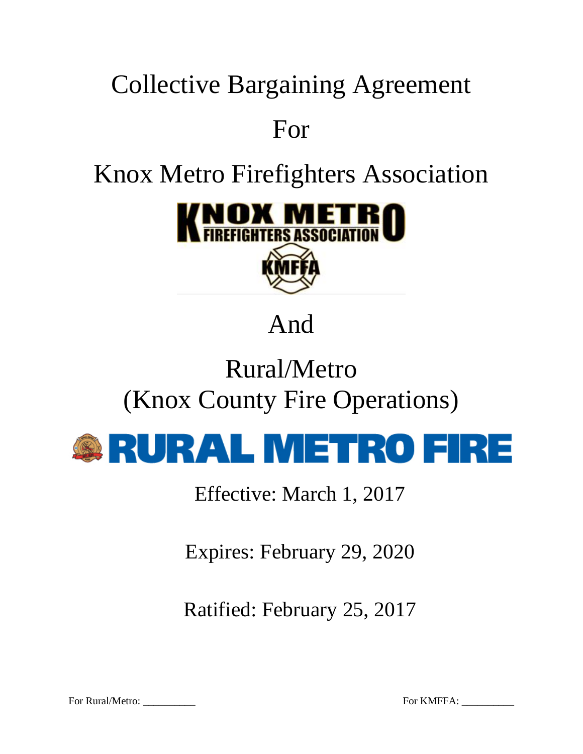# Collective Bargaining Agreement

# For

# Knox Metro Firefighters Association

# And

# Rural/Metro
# (Knox County Fire Operations)

Effective: March 1, 2017

Expires: February 29, 2020

Ratified: February 25, 2017

For Rural/Metro: __________ For KMFFA: __________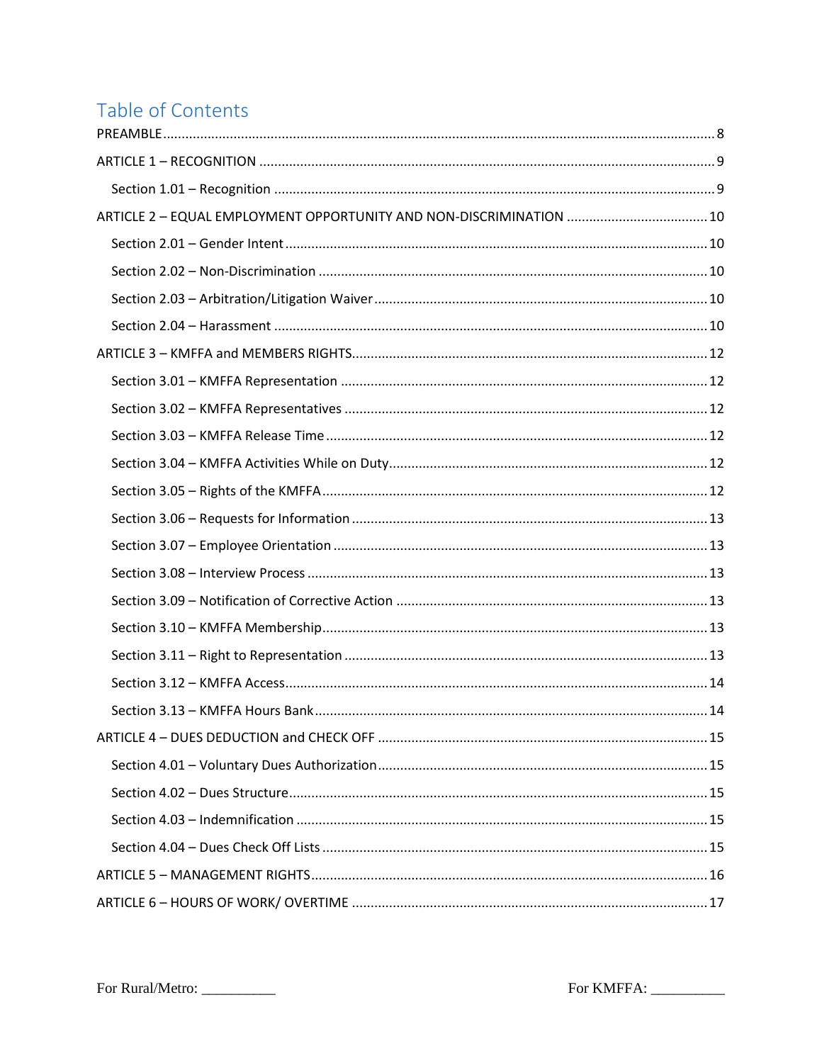# Table of Contents

PREAMBLE .................................................................................................................................... 8

ARTICLE 1 – RECOGNITION ........................................................................................................... 9

Section 1.01 – Recognition ........................................................................................................... 9

ARTICLE 2 – EQUAL EMPLOYMENT OPPORTUNITY AND NON-DISCRIMINATION ....................................... 10

Section 2.01 – Gender Intent ........................................................................................................ 10

Section 2.02 – Non-Discrimination ............................................................................................... 10

Section 2.03 – Arbitration/Litigation Waiver ................................................................................. 10

Section 2.04 – Harassment ........................................................................................................... 10

ARTICLE 3 – KMFFA and MEMBERS RIGHTS .................................................................................... 12

Section 3.01 – KMFFA Representation ......................................................................................... 12

Section 3.02 – KMFFA Representatives ........................................................................................ 12

Section 3.03 – KMFFA Release Time ............................................................................................ 12

Section 3.04 – KMFFA Activities While on Duty ............................................................................ 12

Section 3.05 – Rights of the KMFFA .............................................................................................. 12

Section 3.06 – Requests for Information ...................................................................................... 13

Section 3.07 – Employee Orientation ........................................................................................... 13

Section 3.08 – Interview Process .................................................................................................. 13

Section 3.09 – Notification of Corrective Action ........................................................................... 13

Section 3.10 – KMFFA Membership .............................................................................................. 13

Section 3.11 – Right to Representation ........................................................................................ 13

Section 3.12 – KMFFA Access ....................................................................................................... 14

Section 3.13 – KMFFA Hours Bank ................................................................................................ 14

ARTICLE 4 – DUES DEDUCTION and CHECK OFF ............................................................................. 15

Section 4.01 – Voluntary Dues Authorization ............................................................................... 15

Section 4.02 – Dues Structure ....................................................................................................... 15

Section 4.03 – Indemnification ..................................................................................................... 15

Section 4.04 – Dues Check Off Lists .............................................................................................. 15

ARTICLE 5 – MANAGEMENT RIGHTS ................................................................................................ 16

ARTICLE 6 – HOURS OF WORK/ OVERTIME ..................................................................................... 17

For Rural/Metro: __________ For KMFFA: __________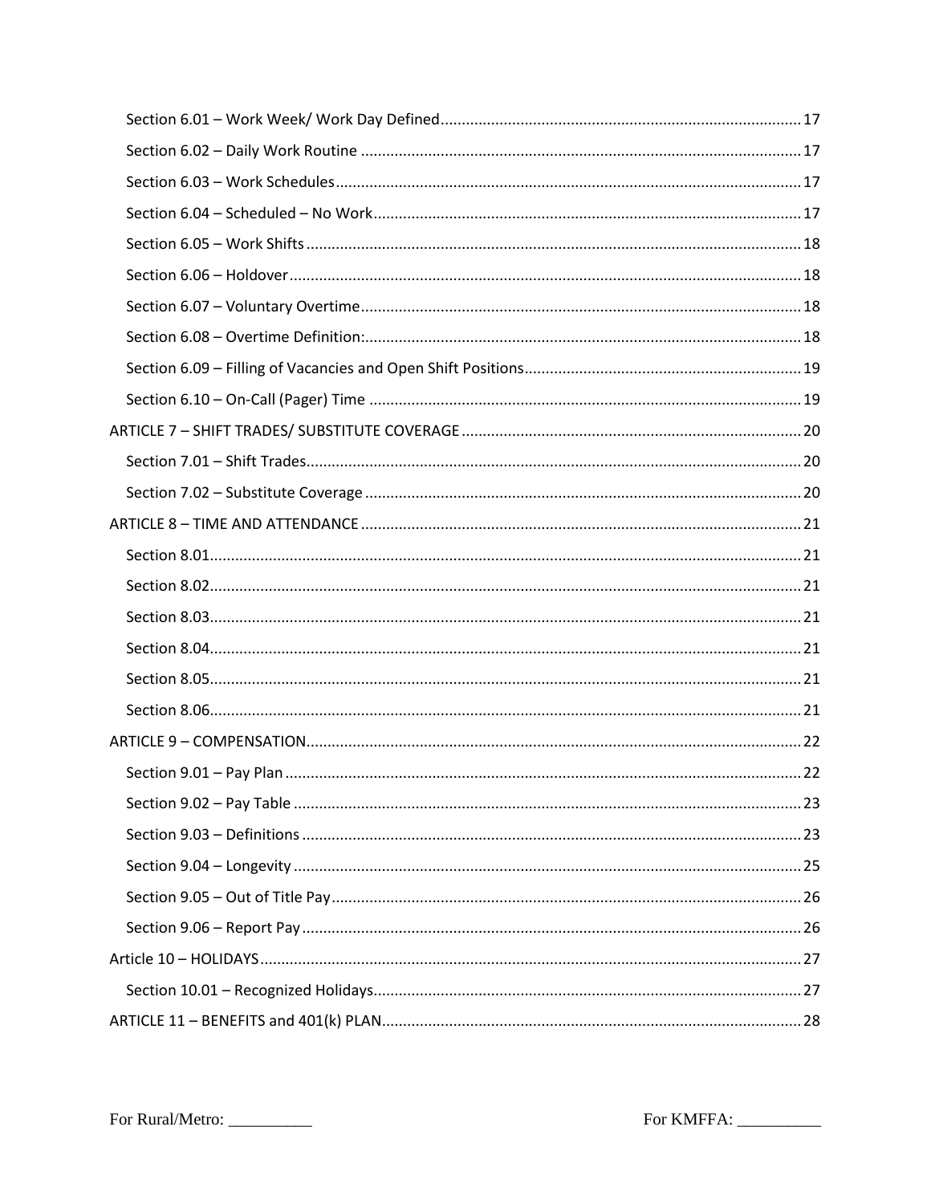Section 6.01 – Work Week/ Work Day Defined 17
Section 6.02 – Daily Work Routine 17
Section 6.03 – Work Schedules 17
Section 6.04 – Scheduled – No Work 17
Section 6.05 – Work Shifts 18
Section 6.06 – Holdover 18
Section 6.07 – Voluntary Overtime 18
Section 6.08 – Overtime Definition: 18
Section 6.09 – Filling of Vacancies and Open Shift Positions 19
Section 6.10 – On-Call (Pager) Time 19

ARTICLE 7 – SHIFT TRADES/ SUBSTITUTE COVERAGE 20
Section 7.01 – Shift Trades 20
Section 7.02 – Substitute Coverage 20

ARTICLE 8 – TIME AND ATTENDANCE 21
Section 8.01 21
Section 8.02 21
Section 8.03 21
Section 8.04 21
Section 8.05 21
Section 8.06 21

ARTICLE 9 – COMPENSATION 22
Section 9.01 – Pay Plan 22
Section 9.02 – Pay Table 23
Section 9.03 – Definitions 23
Section 9.04 – Longevity 25
Section 9.05 – Out of Title Pay 26
Section 9.06 – Report Pay 26

Article 10 – HOLIDAYS 27
Section 10.01 – Recognized Holidays 27

ARTICLE 11 – BENEFITS and 401(k) PLAN 28

For Rural/Metro: __________ For KMFFA: __________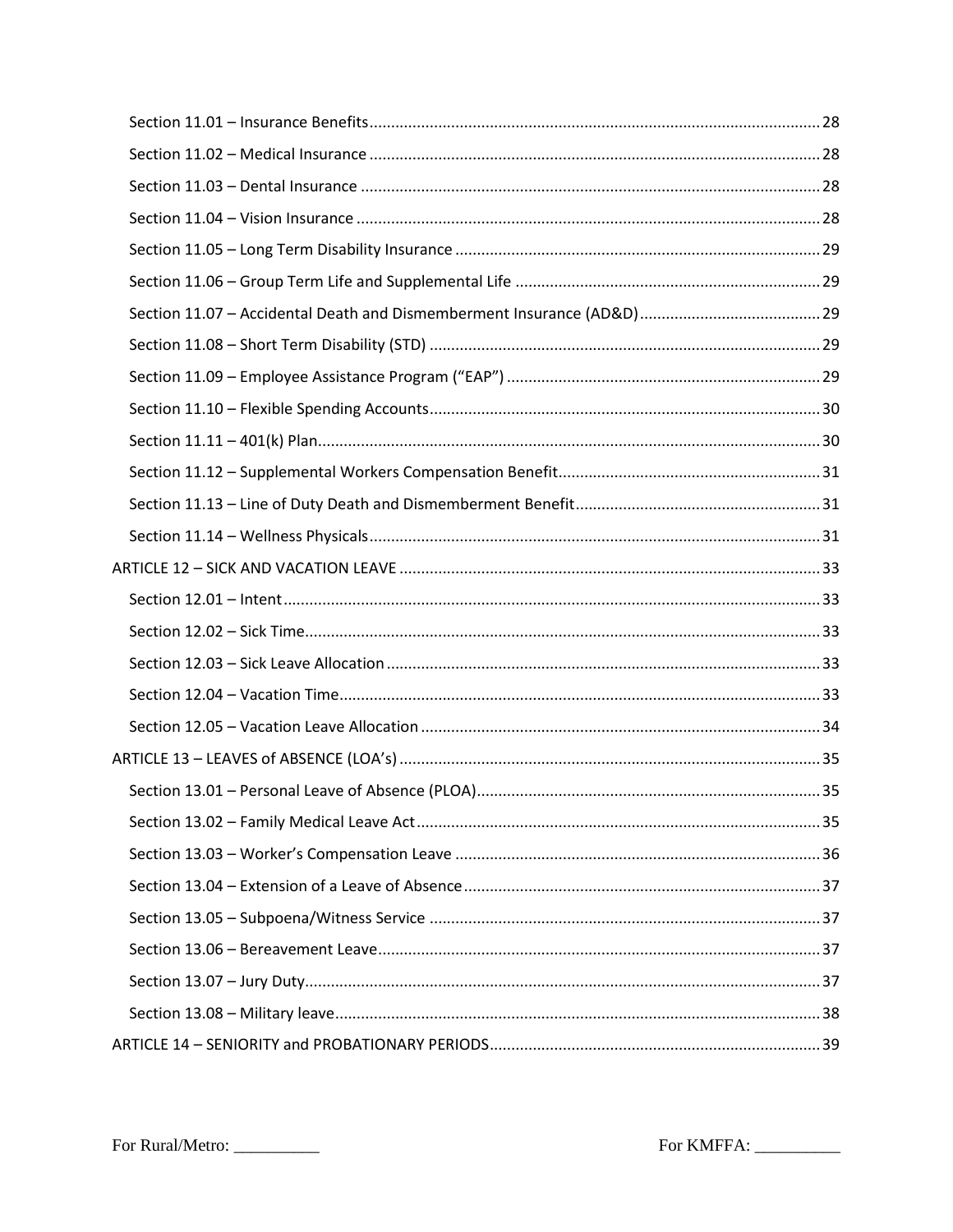Section 11.01 – Insurance Benefits........................................................................................................28

Section 11.02 – Medical Insurance ........................................................................................................28

Section 11.03 – Dental Insurance ..........................................................................................................28

Section 11.04 – Vision Insurance ...........................................................................................................28

Section 11.05 – Long Term Disability Insurance ....................................................................................29

Section 11.06 – Group Term Life and Supplemental Life .......................................................................29

Section 11.07 – Accidental Death and Dismemberment Insurance (AD&D)..........................................29

Section 11.08 – Short Term Disability (STD) ..........................................................................................29

Section 11.09 – Employee Assistance Program ("EAP") ........................................................................29

Section 11.10 – Flexible Spending Accounts..........................................................................................30

Section 11.11 – 401(k) Plan....................................................................................................................30

Section 11.12 – Supplemental Workers Compensation Benefit............................................................31

Section 11.13 – Line of Duty Death and Dismemberment Benefit........................................................31

Section 11.14 – Wellness Physicals........................................................................................................31

ARTICLE 12 – SICK AND VACATION LEAVE .................................................................................................33

Section 12.01 – Intent............................................................................................................................33

Section 12.02 – Sick Time.......................................................................................................................33

Section 12.03 – Sick Leave Allocation ....................................................................................................33

Section 12.04 – Vacation Time...............................................................................................................33

Section 12.05 – Vacation Leave Allocation ............................................................................................34

ARTICLE 13 – LEAVES of ABSENCE (LOA's) .................................................................................................35

Section 13.01 – Personal Leave of Absence (PLOA)...............................................................................35

Section 13.02 – Family Medical Leave Act.............................................................................................35

Section 13.03 – Worker's Compensation Leave ....................................................................................36

Section 13.04 – Extension of a Leave of Absence..................................................................................37

Section 13.05 – Subpoena/Witness Service ..........................................................................................37

Section 13.06 – Bereavement Leave......................................................................................................37

Section 13.07 – Jury Duty.......................................................................................................................37

Section 13.08 – Military leave................................................................................................................38

ARTICLE 14 – SENIORITY and PROBATIONARY PERIODS............................................................................39

For Rural/Metro: __________ For KMFFA: __________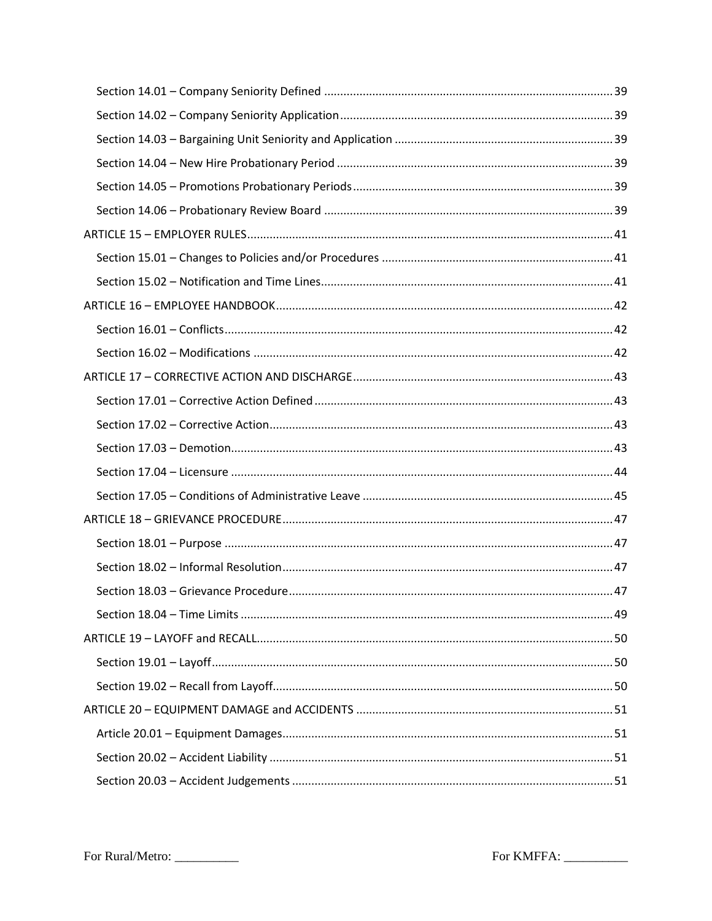Section 14.01 – Company Seniority Defined ........................................................................................ 39

Section 14.02 – Company Seniority Application ................................................................................... 39

Section 14.03 – Bargaining Unit Seniority and Application .................................................................. 39

Section 14.04 – New Hire Probationary Period .................................................................................... 39

Section 14.05 – Promotions Probationary Periods ............................................................................... 39

Section 14.06 – Probationary Review Board ........................................................................................ 39

ARTICLE 15 – EMPLOYER RULES ................................................................................................................ 41

Section 15.01 – Changes to Policies and/or Procedures ...................................................................... 41

Section 15.02 – Notification and Time Lines ......................................................................................... 41

ARTICLE 16 – EMPLOYEE HANDBOOK ....................................................................................................... 42

Section 16.01 – Conflicts ....................................................................................................................... 42

Section 16.02 – Modifications .............................................................................................................. 42

ARTICLE 17 – CORRECTIVE ACTION AND DISCHARGE ............................................................................... 43

Section 17.01 – Corrective Action Defined ........................................................................................... 43

Section 17.02 – Corrective Action ......................................................................................................... 43

Section 17.03 – Demotion ..................................................................................................................... 43

Section 17.04 – Licensure ..................................................................................................................... 44

Section 17.05 – Conditions of Administrative Leave ............................................................................ 45

ARTICLE 18 – GRIEVANCE PROCEDURE ..................................................................................................... 47

Section 18.01 – Purpose ....................................................................................................................... 47

Section 18.02 – Informal Resolution ..................................................................................................... 47

Section 18.03 – Grievance Procedure ................................................................................................... 47

Section 18.04 – Time Limits .................................................................................................................. 49

ARTICLE 19 – LAYOFF and RECALL ............................................................................................................. 50

Section 19.01 – Layoff ........................................................................................................................... 50

Section 19.02 – Recall from Layoff ........................................................................................................ 50

ARTICLE 20 – EQUIPMENT DAMAGE and ACCIDENTS ............................................................................... 51

Article 20.01 – Equipment Damages ..................................................................................................... 51

Section 20.02 – Accident Liability ......................................................................................................... 51

Section 20.03 – Accident Judgements .................................................................................................. 51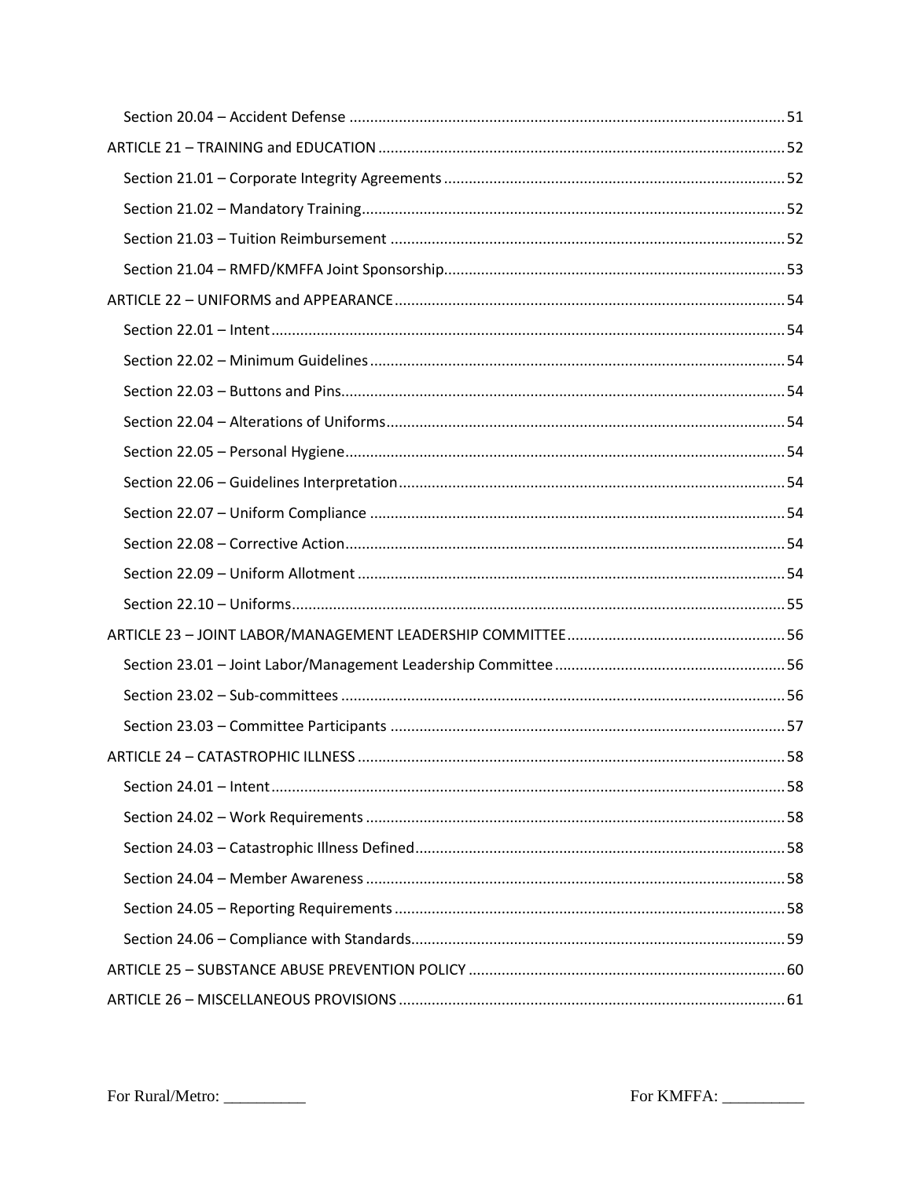Section 20.04 – Accident Defense ........................................................................................................ 51

ARTICLE 21 – TRAINING and EDUCATION ................................................................................................ 52

Section 21.01 – Corporate Integrity Agreements ................................................................................. 52

Section 21.02 – Mandatory Training...................................................................................................... 52

Section 21.03 – Tuition Reimbursement ............................................................................................... 52

Section 21.04 – RMFD/KMFFA Joint Sponsorship................................................................................. 53

ARTICLE 22 – UNIFORMS and APPEARANCE ............................................................................................ 54

Section 22.01 – Intent ........................................................................................................................... 54

Section 22.02 – Minimum Guidelines ................................................................................................... 54

Section 22.03 – Buttons and Pins........................................................................................................... 54

Section 22.04 – Alterations of Uniforms................................................................................................ 54

Section 22.05 – Personal Hygiene.......................................................................................................... 54

Section 22.06 – Guidelines Interpretation............................................................................................. 54

Section 22.07 – Uniform Compliance .................................................................................................... 54

Section 22.08 – Corrective Action.......................................................................................................... 54

Section 22.09 – Uniform Allotment ....................................................................................................... 54

Section 22.10 – Uniforms....................................................................................................................... 55

ARTICLE 23 – JOINT LABOR/MANAGEMENT LEADERSHIP COMMITTEE .................................................... 56

Section 23.01 – Joint Labor/Management Leadership Committee ....................................................... 56

Section 23.02 – Sub-committees ........................................................................................................... 56

Section 23.03 – Committee Participants ............................................................................................... 57

ARTICLE 24 – CATASTROPHIC ILLNESS ..................................................................................................... 58

Section 24.01 – Intent ........................................................................................................................... 58

Section 24.02 – Work Requirements ..................................................................................................... 58

Section 24.03 – Catastrophic Illness Defined......................................................................................... 58

Section 24.04 – Member Awareness ..................................................................................................... 58

Section 24.05 – Reporting Requirements .............................................................................................. 58

Section 24.06 – Compliance with Standards.......................................................................................... 59

ARTICLE 25 – SUBSTANCE ABUSE PREVENTION POLICY ........................................................................... 60

ARTICLE 26 – MISCELLANEOUS PROVISIONS ............................................................................................ 61

For Rural/Metro: __________ For KMFFA: __________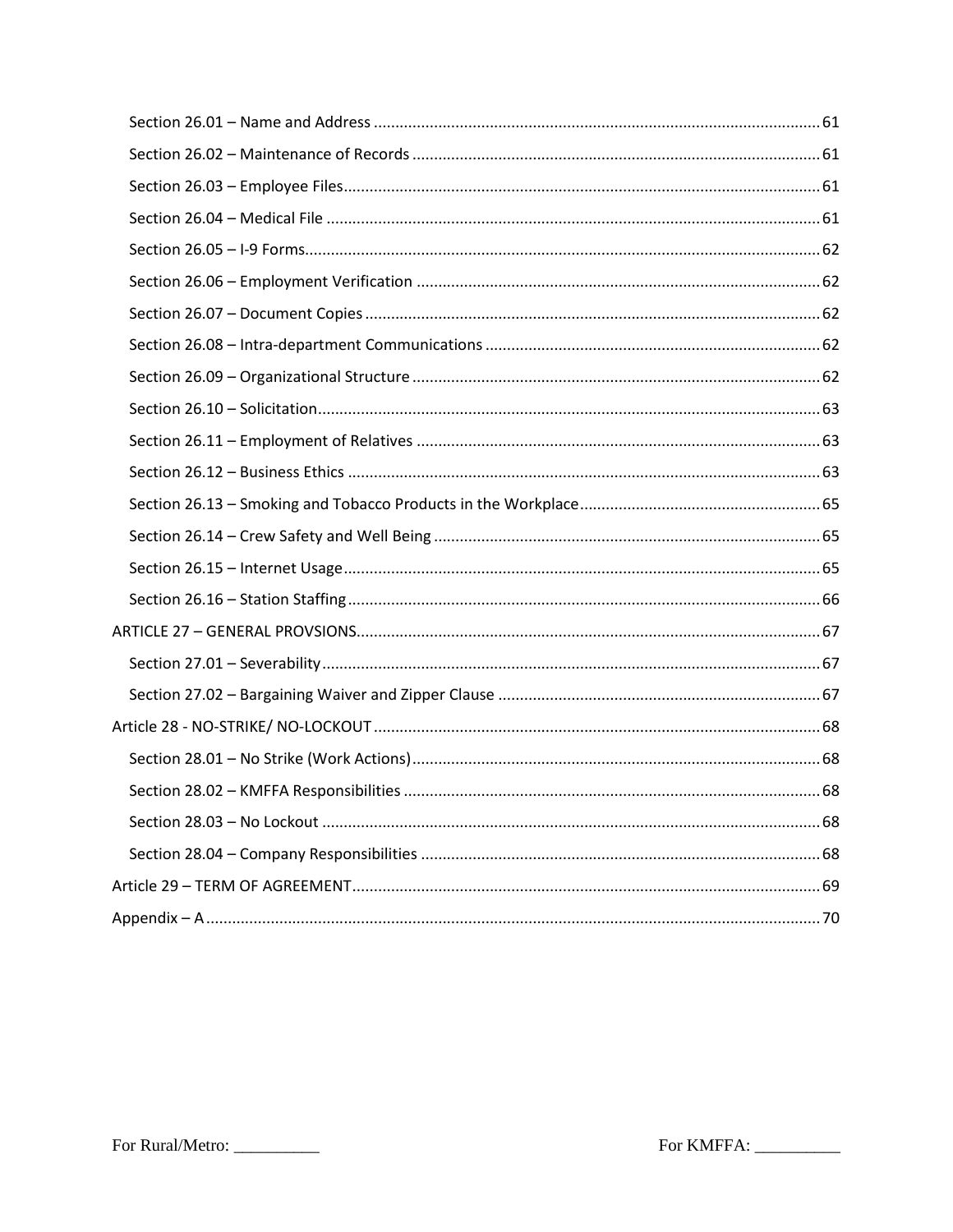- Section 26.01 – Name and Address ........ 61
- Section 26.02 – Maintenance of Records ........ 61
- Section 26.03 – Employee Files ........ 61
- Section 26.04 – Medical File ........ 61
- Section 26.05 – I-9 Forms ........ 62
- Section 26.06 – Employment Verification ........ 62
- Section 26.07 – Document Copies ........ 62
- Section 26.08 – Intra-department Communications ........ 62
- Section 26.09 – Organizational Structure ........ 62
- Section 26.10 – Solicitation ........ 63
- Section 26.11 – Employment of Relatives ........ 63
- Section 26.12 – Business Ethics ........ 63
- Section 26.13 – Smoking and Tobacco Products in the Workplace ........ 65
- Section 26.14 – Crew Safety and Well Being ........ 65
- Section 26.15 – Internet Usage ........ 65
- Section 26.16 – Station Staffing ........ 66

ARTICLE 27 – GENERAL PROVSIONS ........ 67

- Section 27.01 – Severability ........ 67
- Section 27.02 – Bargaining Waiver and Zipper Clause ........ 67

Article 28 - NO-STRIKE/ NO-LOCKOUT ........ 68

- Section 28.01 – No Strike (Work Actions) ........ 68
- Section 28.02 – KMFFA Responsibilities ........ 68
- Section 28.03 – No Lockout ........ 68
- Section 28.04 – Company Responsibilities ........ 68

Article 29 – TERM OF AGREEMENT ........ 69

Appendix – A ........ 70

For Rural/Metro: __________ For KMFFA: __________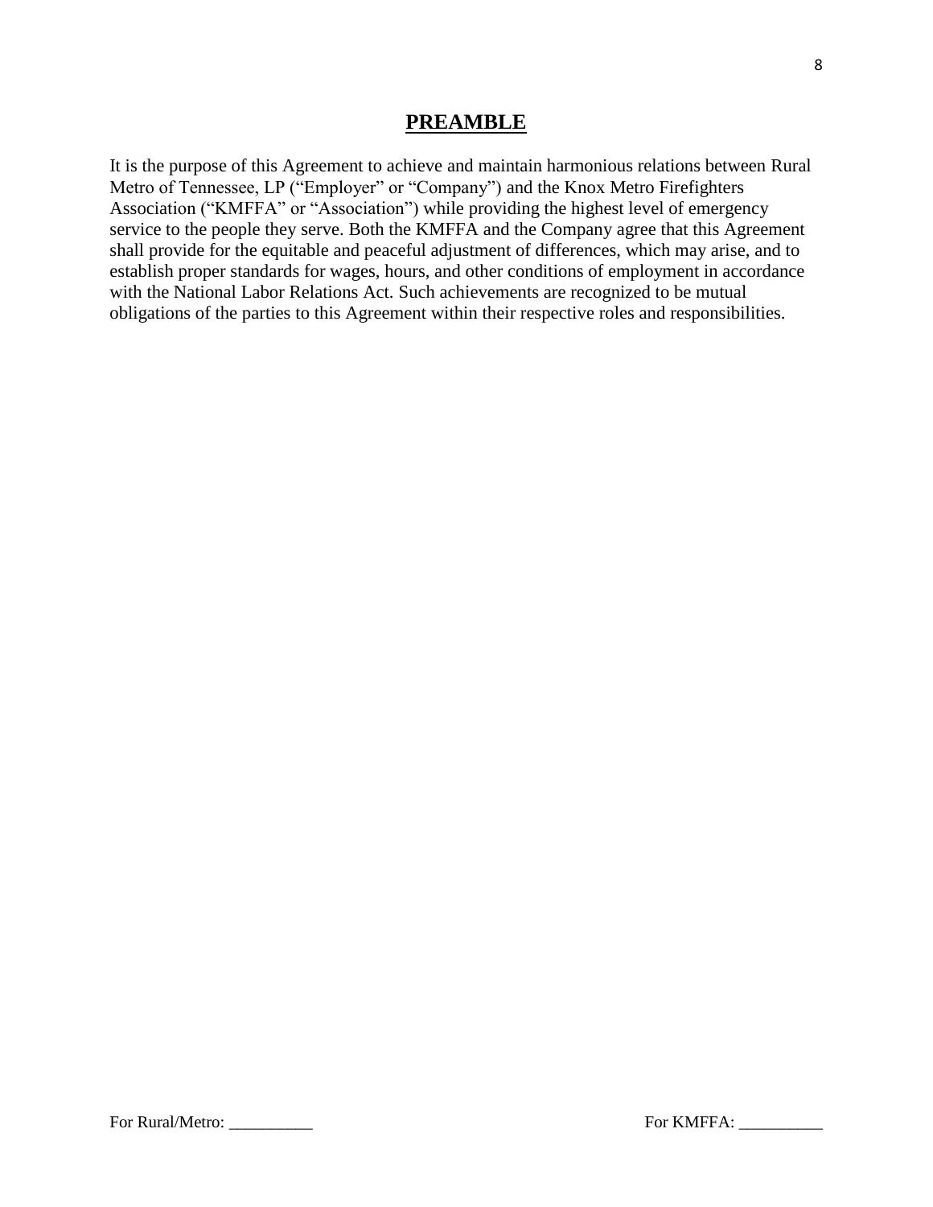# PREAMBLE

It is the purpose of this Agreement to achieve and maintain harmonious relations between Rural Metro of Tennessee, LP ("Employer" or "Company") and the Knox Metro Firefighters Association ("KMFFA" or "Association") while providing the highest level of emergency service to the people they serve. Both the KMFFA and the Company agree that this Agreement shall provide for the equitable and peaceful adjustment of differences, which may arise, and to establish proper standards for wages, hours, and other conditions of employment in accordance with the National Labor Relations Act. Such achievements are recognized to be mutual obligations of the parties to this Agreement within their respective roles and responsibilities.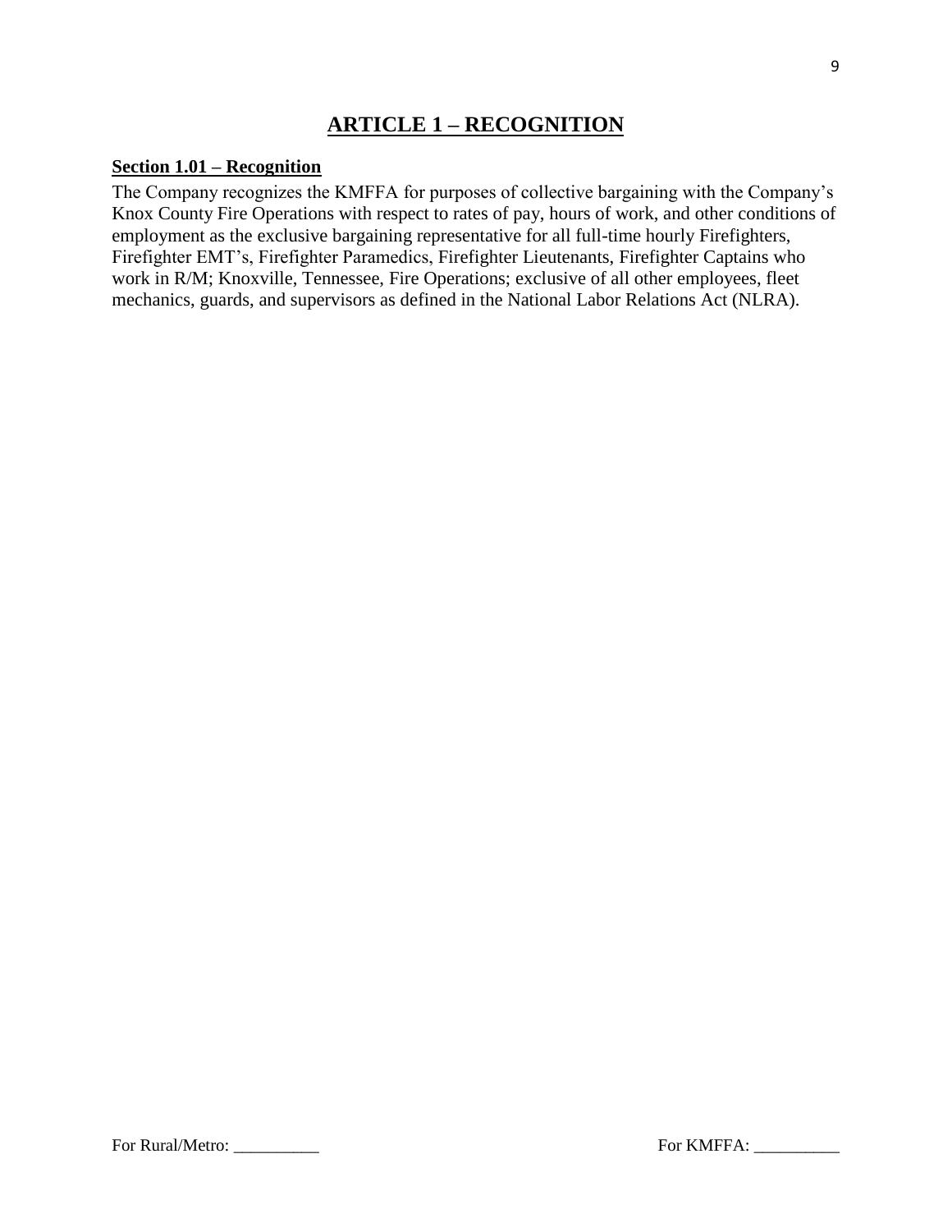# ARTICLE 1 – RECOGNITION

## Section 1.01 – Recognition

The Company recognizes the KMFFA for purposes of collective bargaining with the Company's Knox County Fire Operations with respect to rates of pay, hours of work, and other conditions of employment as the exclusive bargaining representative for all full-time hourly Firefighters, Firefighter EMT's, Firefighter Paramedics, Firefighter Lieutenants, Firefighter Captains who work in R/M; Knoxville, Tennessee, Fire Operations; exclusive of all other employees, fleet mechanics, guards, and supervisors as defined in the National Labor Relations Act (NLRA).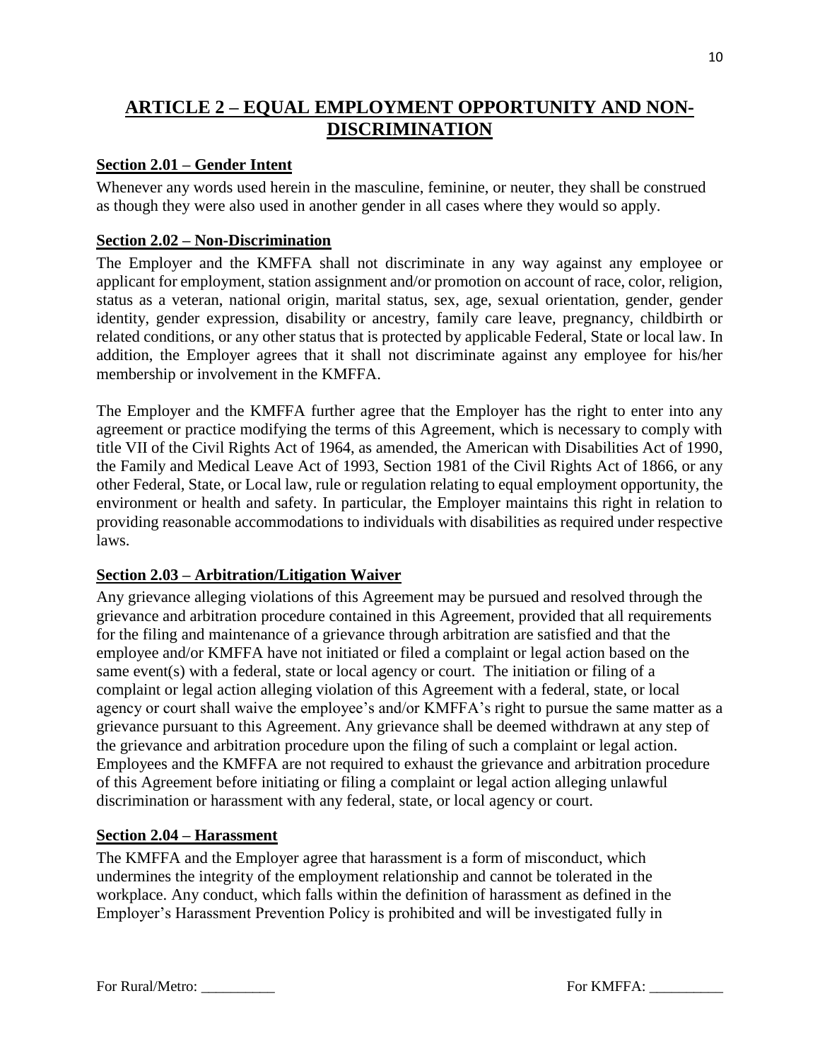# ARTICLE 2 – EQUAL EMPLOYMENT OPPORTUNITY AND NON-DISCRIMINATION

## Section 2.01 – Gender Intent

Whenever any words used herein in the masculine, feminine, or neuter, they shall be construed as though they were also used in another gender in all cases where they would so apply.

## Section 2.02 – Non-Discrimination

The Employer and the KMFFA shall not discriminate in any way against any employee or applicant for employment, station assignment and/or promotion on account of race, color, religion, status as a veteran, national origin, marital status, sex, age, sexual orientation, gender, gender identity, gender expression, disability or ancestry, family care leave, pregnancy, childbirth or related conditions, or any other status that is protected by applicable Federal, State or local law. In addition, the Employer agrees that it shall not discriminate against any employee for his/her membership or involvement in the KMFFA.

The Employer and the KMFFA further agree that the Employer has the right to enter into any agreement or practice modifying the terms of this Agreement, which is necessary to comply with title VII of the Civil Rights Act of 1964, as amended, the American with Disabilities Act of 1990, the Family and Medical Leave Act of 1993, Section 1981 of the Civil Rights Act of 1866, or any other Federal, State, or Local law, rule or regulation relating to equal employment opportunity, the environment or health and safety. In particular, the Employer maintains this right in relation to providing reasonable accommodations to individuals with disabilities as required under respective laws.

## Section 2.03 – Arbitration/Litigation Waiver

Any grievance alleging violations of this Agreement may be pursued and resolved through the grievance and arbitration procedure contained in this Agreement, provided that all requirements for the filing and maintenance of a grievance through arbitration are satisfied and that the employee and/or KMFFA have not initiated or filed a complaint or legal action based on the same event(s) with a federal, state or local agency or court. The initiation or filing of a complaint or legal action alleging violation of this Agreement with a federal, state, or local agency or court shall waive the employee's and/or KMFFA's right to pursue the same matter as a grievance pursuant to this Agreement. Any grievance shall be deemed withdrawn at any step of the grievance and arbitration procedure upon the filing of such a complaint or legal action. Employees and the KMFFA are not required to exhaust the grievance and arbitration procedure of this Agreement before initiating or filing a complaint or legal action alleging unlawful discrimination or harassment with any federal, state, or local agency or court.

## Section 2.04 – Harassment

The KMFFA and the Employer agree that harassment is a form of misconduct, which undermines the integrity of the employment relationship and cannot be tolerated in the workplace. Any conduct, which falls within the definition of harassment as defined in the Employer's Harassment Prevention Policy is prohibited and will be investigated fully in

For Rural/Metro: __________ For KMFFA: __________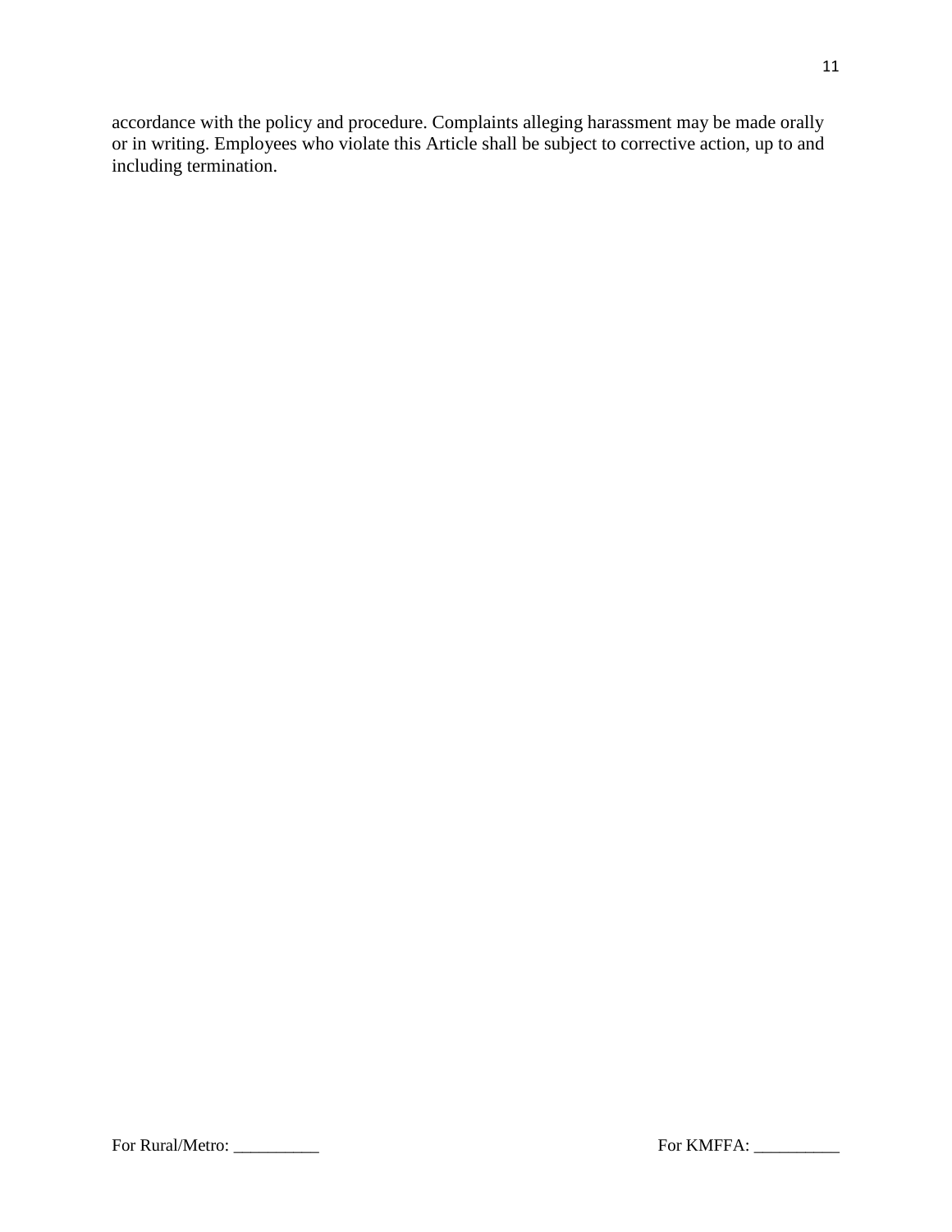accordance with the policy and procedure. Complaints alleging harassment may be made orally or in writing. Employees who violate this Article shall be subject to corrective action, up to and including termination.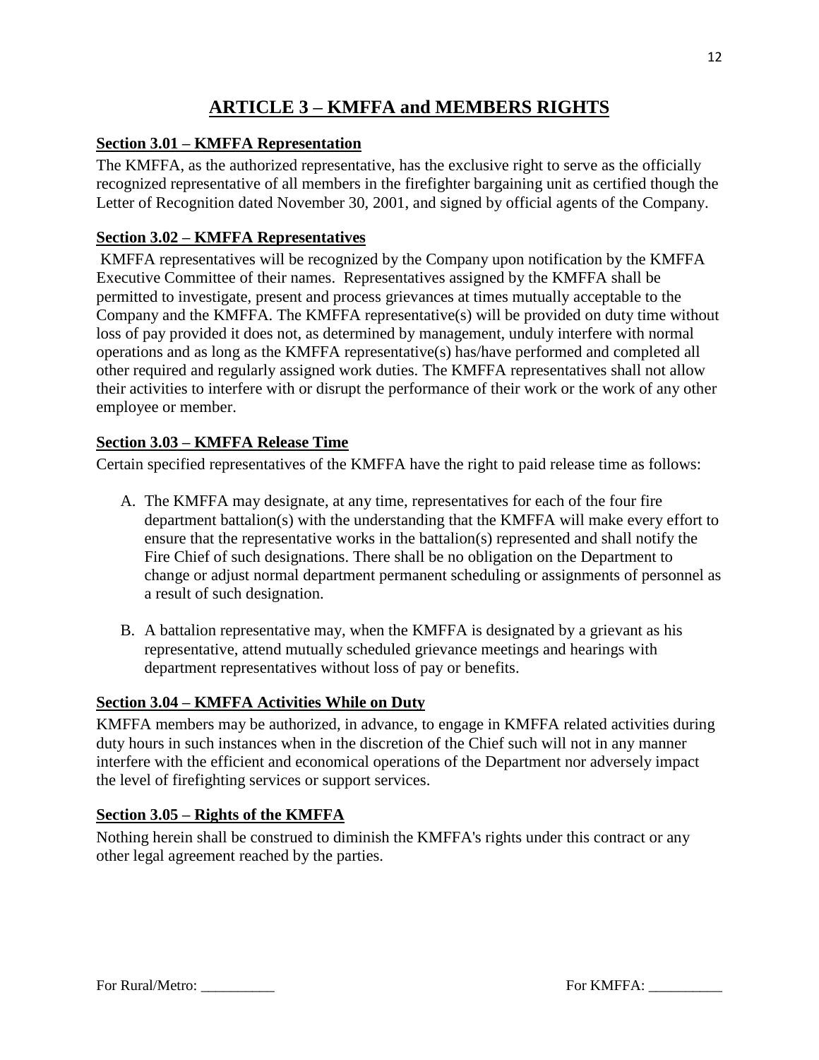# ARTICLE 3 – KMFFA and MEMBERS RIGHTS

## Section 3.01 – KMFFA Representation

The KMFFA, as the authorized representative, has the exclusive right to serve as the officially recognized representative of all members in the firefighter bargaining unit as certified though the Letter of Recognition dated November 30, 2001, and signed by official agents of the Company.

## Section 3.02 – KMFFA Representatives

KMFFA representatives will be recognized by the Company upon notification by the KMFFA Executive Committee of their names. Representatives assigned by the KMFFA shall be permitted to investigate, present and process grievances at times mutually acceptable to the Company and the KMFFA. The KMFFA representative(s) will be provided on duty time without loss of pay provided it does not, as determined by management, unduly interfere with normal operations and as long as the KMFFA representative(s) has/have performed and completed all other required and regularly assigned work duties. The KMFFA representatives shall not allow their activities to interfere with or disrupt the performance of their work or the work of any other employee or member.

## Section 3.03 – KMFFA Release Time

Certain specified representatives of the KMFFA have the right to paid release time as follows:

A. The KMFFA may designate, at any time, representatives for each of the four fire department battalion(s) with the understanding that the KMFFA will make every effort to ensure that the representative works in the battalion(s) represented and shall notify the Fire Chief of such designations. There shall be no obligation on the Department to change or adjust normal department permanent scheduling or assignments of personnel as a result of such designation.

B. A battalion representative may, when the KMFFA is designated by a grievant as his representative, attend mutually scheduled grievance meetings and hearings with department representatives without loss of pay or benefits.

## Section 3.04 – KMFFA Activities While on Duty

KMFFA members may be authorized, in advance, to engage in KMFFA related activities during duty hours in such instances when in the discretion of the Chief such will not in any manner interfere with the efficient and economical operations of the Department nor adversely impact the level of firefighting services or support services.

## Section 3.05 – Rights of the KMFFA

Nothing herein shall be construed to diminish the KMFFA's rights under this contract or any other legal agreement reached by the parties.

For Rural/Metro: __________ For KMFFA: __________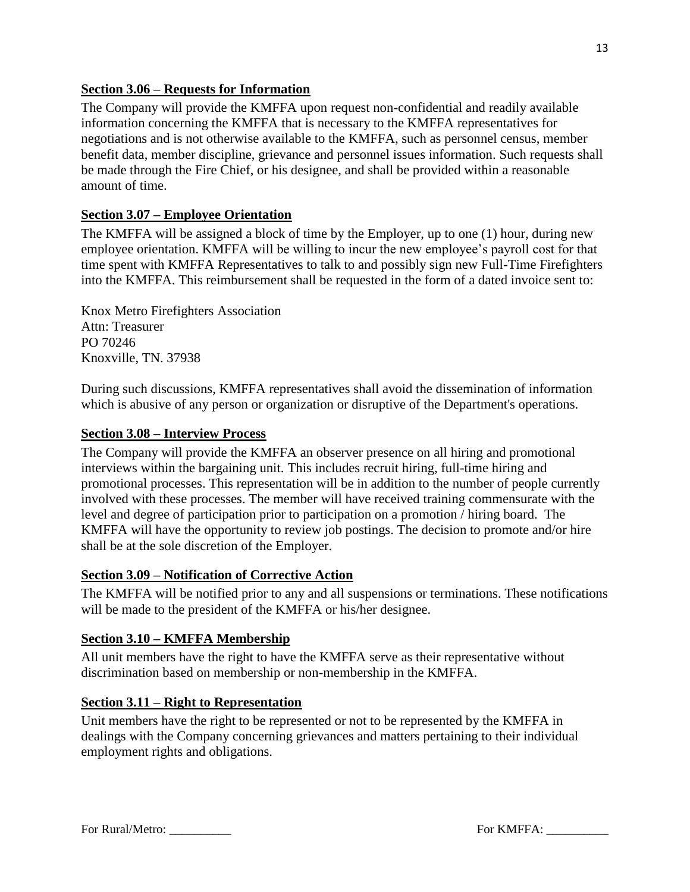**Section 3.06 – Requests for Information**

The Company will provide the KMFFA upon request non-confidential and readily available information concerning the KMFFA that is necessary to the KMFFA representatives for negotiations and is not otherwise available to the KMFFA, such as personnel census, member benefit data, member discipline, grievance and personnel issues information. Such requests shall be made through the Fire Chief, or his designee, and shall be provided within a reasonable amount of time.

**Section 3.07 – Employee Orientation**

The KMFFA will be assigned a block of time by the Employer, up to one (1) hour, during new employee orientation. KMFFA will be willing to incur the new employee's payroll cost for that time spent with KMFFA Representatives to talk to and possibly sign new Full-Time Firefighters into the KMFFA. This reimbursement shall be requested in the form of a dated invoice sent to:

Knox Metro Firefighters Association
Attn: Treasurer
PO 70246
Knoxville, TN. 37938

During such discussions, KMFFA representatives shall avoid the dissemination of information which is abusive of any person or organization or disruptive of the Department's operations.

**Section 3.08 – Interview Process**

The Company will provide the KMFFA an observer presence on all hiring and promotional interviews within the bargaining unit. This includes recruit hiring, full-time hiring and promotional processes. This representation will be in addition to the number of people currently involved with these processes. The member will have received training commensurate with the level and degree of participation prior to participation on a promotion / hiring board. The KMFFA will have the opportunity to review job postings. The decision to promote and/or hire shall be at the sole discretion of the Employer.

**Section 3.09 – Notification of Corrective Action**

The KMFFA will be notified prior to any and all suspensions or terminations. These notifications will be made to the president of the KMFFA or his/her designee.

**Section 3.10 – KMFFA Membership**

All unit members have the right to have the KMFFA serve as their representative without discrimination based on membership or non-membership in the KMFFA.

**Section 3.11 – Right to Representation**

Unit members have the right to be represented or not to be represented by the KMFFA in dealings with the Company concerning grievances and matters pertaining to their individual employment rights and obligations.

For Rural/Metro: __________ For KMFFA: __________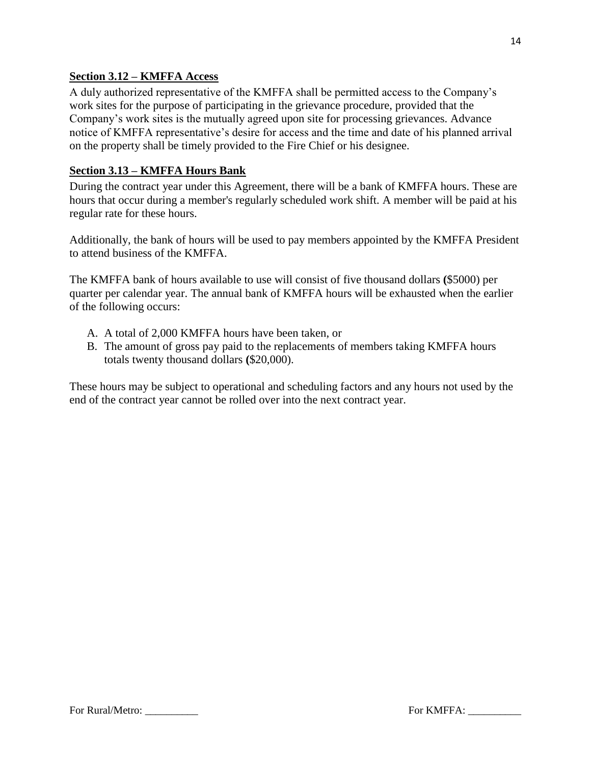## Section 3.12 – KMFFA Access

A duly authorized representative of the KMFFA shall be permitted access to the Company's work sites for the purpose of participating in the grievance procedure, provided that the Company's work sites is the mutually agreed upon site for processing grievances. Advance notice of KMFFA representative's desire for access and the time and date of his planned arrival on the property shall be timely provided to the Fire Chief or his designee.

## Section 3.13 – KMFFA Hours Bank

During the contract year under this Agreement, there will be a bank of KMFFA hours. These are hours that occur during a member's regularly scheduled work shift. A member will be paid at his regular rate for these hours.

Additionally, the bank of hours will be used to pay members appointed by the KMFFA President to attend business of the KMFFA.

The KMFFA bank of hours available to use will consist of five thousand dollars **(**$5000) per quarter per calendar year. The annual bank of KMFFA hours will be exhausted when the earlier of the following occurs:

A. A total of 2,000 KMFFA hours have been taken, or
B. The amount of gross pay paid to the replacements of members taking KMFFA hours totals twenty thousand dollars **(**$20,000).

These hours may be subject to operational and scheduling factors and any hours not used by the end of the contract year cannot be rolled over into the next contract year.

For Rural/Metro: __________ For KMFFA: __________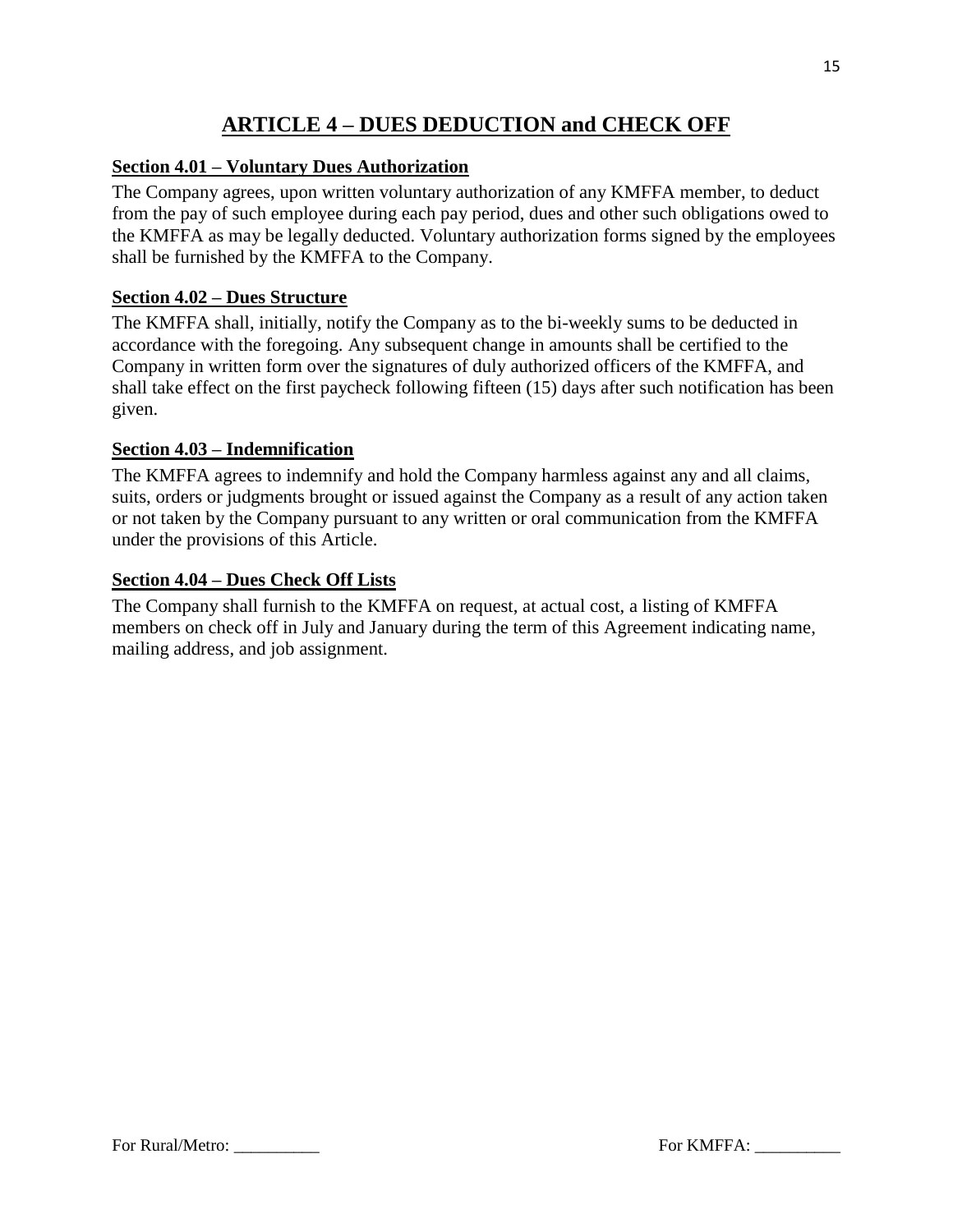# ARTICLE 4 – DUES DEDUCTION and CHECK OFF

## Section 4.01 – Voluntary Dues Authorization

The Company agrees, upon written voluntary authorization of any KMFFA member, to deduct from the pay of such employee during each pay period, dues and other such obligations owed to the KMFFA as may be legally deducted. Voluntary authorization forms signed by the employees shall be furnished by the KMFFA to the Company.

## Section 4.02 – Dues Structure

The KMFFA shall, initially, notify the Company as to the bi-weekly sums to be deducted in accordance with the foregoing. Any subsequent change in amounts shall be certified to the Company in written form over the signatures of duly authorized officers of the KMFFA, and shall take effect on the first paycheck following fifteen (15) days after such notification has been given.

## Section 4.03 – Indemnification

The KMFFA agrees to indemnify and hold the Company harmless against any and all claims, suits, orders or judgments brought or issued against the Company as a result of any action taken or not taken by the Company pursuant to any written or oral communication from the KMFFA under the provisions of this Article.

## Section 4.04 – Dues Check Off Lists

The Company shall furnish to the KMFFA on request, at actual cost, a listing of KMFFA members on check off in July and January during the term of this Agreement indicating name, mailing address, and job assignment.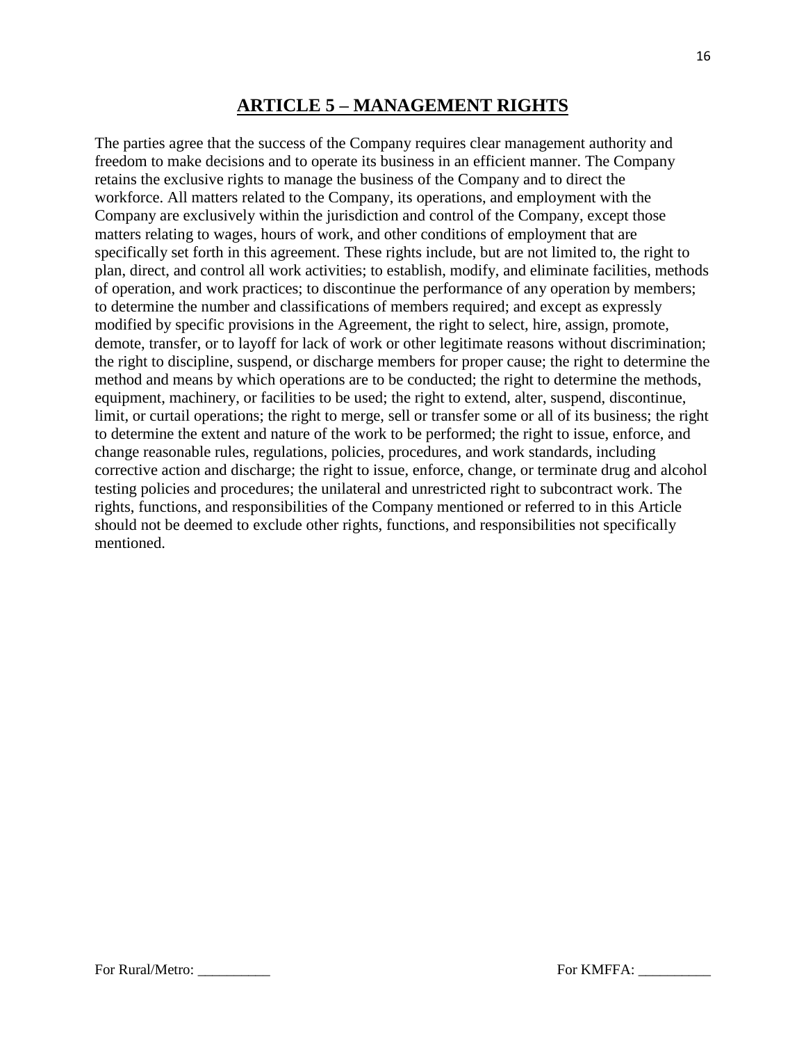# ARTICLE 5 – MANAGEMENT RIGHTS

The parties agree that the success of the Company requires clear management authority and freedom to make decisions and to operate its business in an efficient manner. The Company retains the exclusive rights to manage the business of the Company and to direct the workforce. All matters related to the Company, its operations, and employment with the Company are exclusively within the jurisdiction and control of the Company, except those matters relating to wages, hours of work, and other conditions of employment that are specifically set forth in this agreement. These rights include, but are not limited to, the right to plan, direct, and control all work activities; to establish, modify, and eliminate facilities, methods of operation, and work practices; to discontinue the performance of any operation by members; to determine the number and classifications of members required; and except as expressly modified by specific provisions in the Agreement, the right to select, hire, assign, promote, demote, transfer, or to layoff for lack of work or other legitimate reasons without discrimination; the right to discipline, suspend, or discharge members for proper cause; the right to determine the method and means by which operations are to be conducted; the right to determine the methods, equipment, machinery, or facilities to be used; the right to extend, alter, suspend, discontinue, limit, or curtail operations; the right to merge, sell or transfer some or all of its business; the right to determine the extent and nature of the work to be performed; the right to issue, enforce, and change reasonable rules, regulations, policies, procedures, and work standards, including corrective action and discharge; the right to issue, enforce, change, or terminate drug and alcohol testing policies and procedures; the unilateral and unrestricted right to subcontract work. The rights, functions, and responsibilities of the Company mentioned or referred to in this Article should not be deemed to exclude other rights, functions, and responsibilities not specifically mentioned.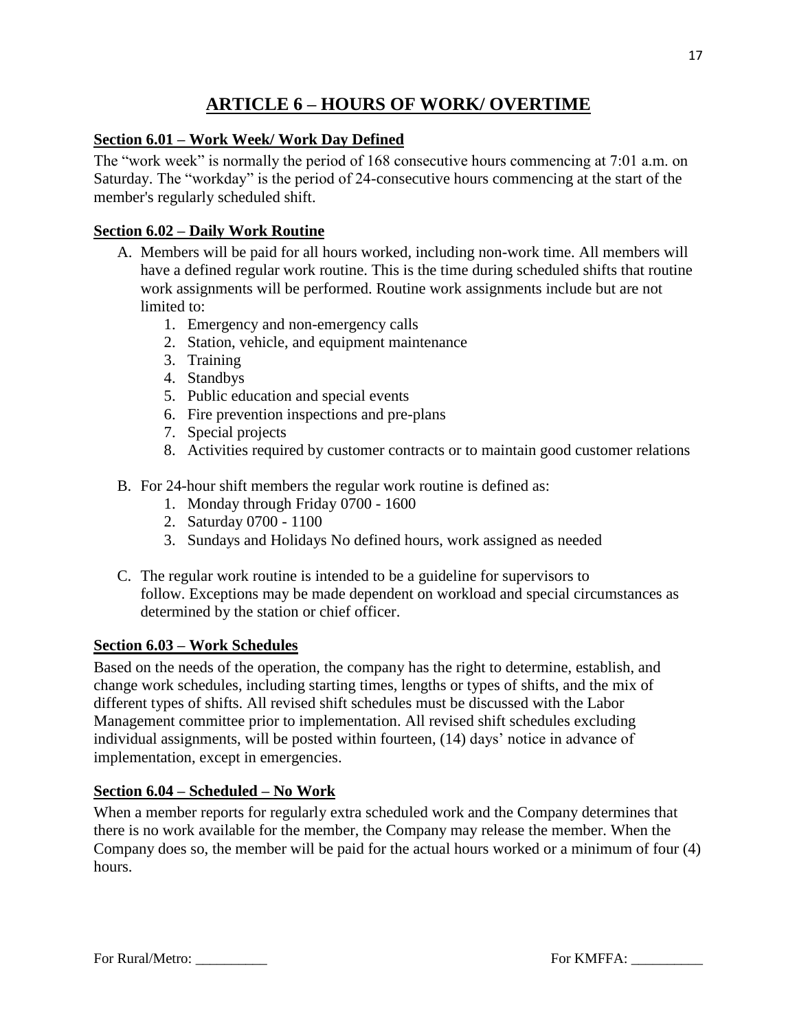# ARTICLE 6 – HOURS OF WORK/ OVERTIME

## Section 6.01 – Work Week/ Work Day Defined

The "work week" is normally the period of 168 consecutive hours commencing at 7:01 a.m. on Saturday. The "workday" is the period of 24-consecutive hours commencing at the start of the member's regularly scheduled shift.

## Section 6.02 – Daily Work Routine

A. Members will be paid for all hours worked, including non-work time. All members will have a defined regular work routine. This is the time during scheduled shifts that routine work assignments will be performed. Routine work assignments include but are not limited to:
   1. Emergency and non-emergency calls
   2. Station, vehicle, and equipment maintenance
   3. Training
   4. Standbys
   5. Public education and special events
   6. Fire prevention inspections and pre-plans
   7. Special projects
   8. Activities required by customer contracts or to maintain good customer relations

B. For 24-hour shift members the regular work routine is defined as:
   1. Monday through Friday 0700 - 1600
   2. Saturday 0700 - 1100
   3. Sundays and Holidays No defined hours, work assigned as needed

C. The regular work routine is intended to be a guideline for supervisors to follow. Exceptions may be made dependent on workload and special circumstances as determined by the station or chief officer.

## Section 6.03 – Work Schedules

Based on the needs of the operation, the company has the right to determine, establish, and change work schedules, including starting times, lengths or types of shifts, and the mix of different types of shifts. All revised shift schedules must be discussed with the Labor Management committee prior to implementation. All revised shift schedules excluding individual assignments, will be posted within fourteen, (14) days' notice in advance of implementation, except in emergencies.

## Section 6.04 – Scheduled – No Work

When a member reports for regularly extra scheduled work and the Company determines that there is no work available for the member, the Company may release the member. When the Company does so, the member will be paid for the actual hours worked or a minimum of four (4) hours.

For Rural/Metro: __________ For KMFFA: __________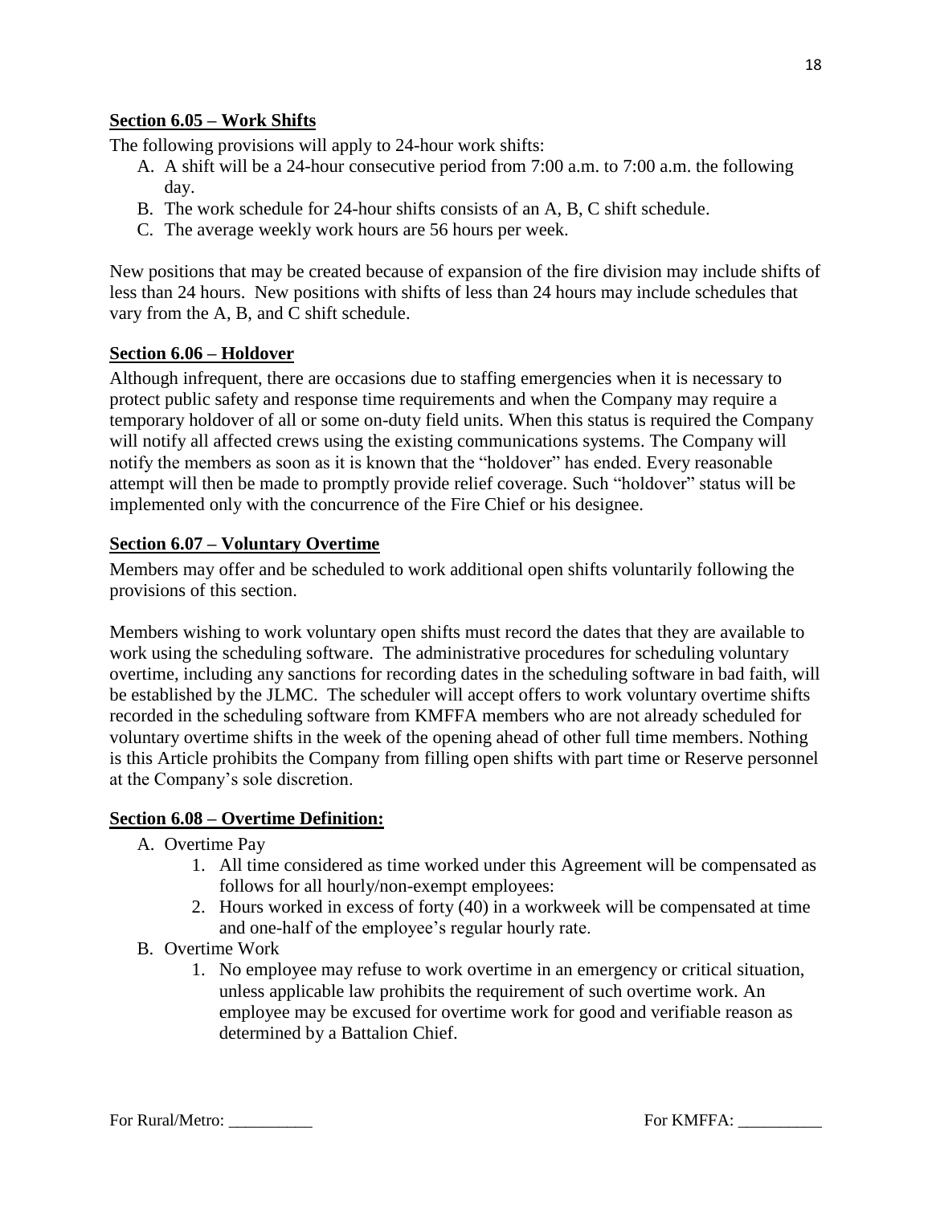**Section 6.05 – Work Shifts**

The following provisions will apply to 24-hour work shifts:

A. A shift will be a 24-hour consecutive period from 7:00 a.m. to 7:00 a.m. the following day.
B. The work schedule for 24-hour shifts consists of an A, B, C shift schedule.
C. The average weekly work hours are 56 hours per week.

New positions that may be created because of expansion of the fire division may include shifts of less than 24 hours. New positions with shifts of less than 24 hours may include schedules that vary from the A, B, and C shift schedule.

**Section 6.06 – Holdover**

Although infrequent, there are occasions due to staffing emergencies when it is necessary to protect public safety and response time requirements and when the Company may require a temporary holdover of all or some on-duty field units. When this status is required the Company will notify all affected crews using the existing communications systems. The Company will notify the members as soon as it is known that the "holdover" has ended. Every reasonable attempt will then be made to promptly provide relief coverage. Such "holdover" status will be implemented only with the concurrence of the Fire Chief or his designee.

**Section 6.07 – Voluntary Overtime**

Members may offer and be scheduled to work additional open shifts voluntarily following the provisions of this section.

Members wishing to work voluntary open shifts must record the dates that they are available to work using the scheduling software. The administrative procedures for scheduling voluntary overtime, including any sanctions for recording dates in the scheduling software in bad faith, will be established by the JLMC. The scheduler will accept offers to work voluntary overtime shifts recorded in the scheduling software from KMFFA members who are not already scheduled for voluntary overtime shifts in the week of the opening ahead of other full time members. Nothing is this Article prohibits the Company from filling open shifts with part time or Reserve personnel at the Company's sole discretion.

**Section 6.08 – Overtime Definition:**

A. Overtime Pay
   1. All time considered as time worked under this Agreement will be compensated as follows for all hourly/non-exempt employees:
   2. Hours worked in excess of forty (40) in a workweek will be compensated at time and one-half of the employee's regular hourly rate.
B. Overtime Work
   1. No employee may refuse to work overtime in an emergency or critical situation, unless applicable law prohibits the requirement of such overtime work. An employee may be excused for overtime work for good and verifiable reason as determined by a Battalion Chief.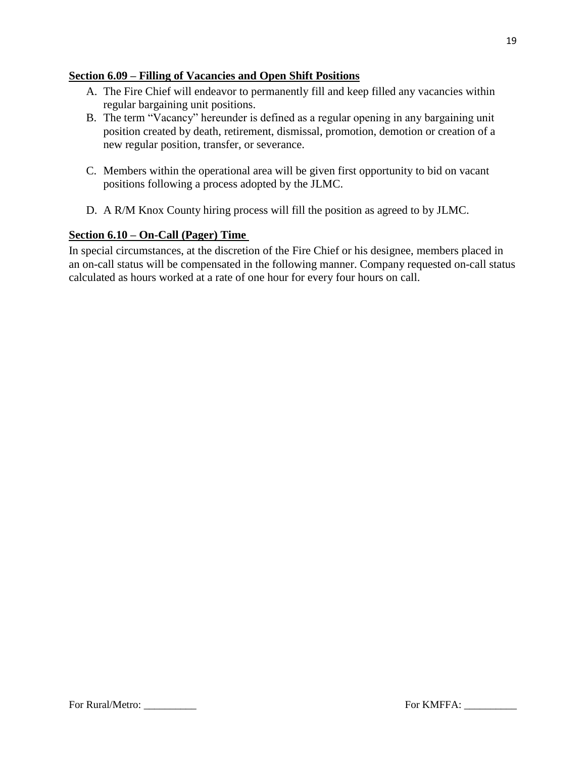**Section 6.09 – Filling of Vacancies and Open Shift Positions**

A. The Fire Chief will endeavor to permanently fill and keep filled any vacancies within regular bargaining unit positions.
B. The term "Vacancy" hereunder is defined as a regular opening in any bargaining unit position created by death, retirement, dismissal, promotion, demotion or creation of a new regular position, transfer, or severance.
C. Members within the operational area will be given first opportunity to bid on vacant positions following a process adopted by the JLMC.
D. A R/M Knox County hiring process will fill the position as agreed to by JLMC.

**Section 6.10 – On-Call (Pager) Time**

In special circumstances, at the discretion of the Fire Chief or his designee, members placed in an on-call status will be compensated in the following manner. Company requested on-call status calculated as hours worked at a rate of one hour for every four hours on call.

For Rural/Metro: __________ For KMFFA: __________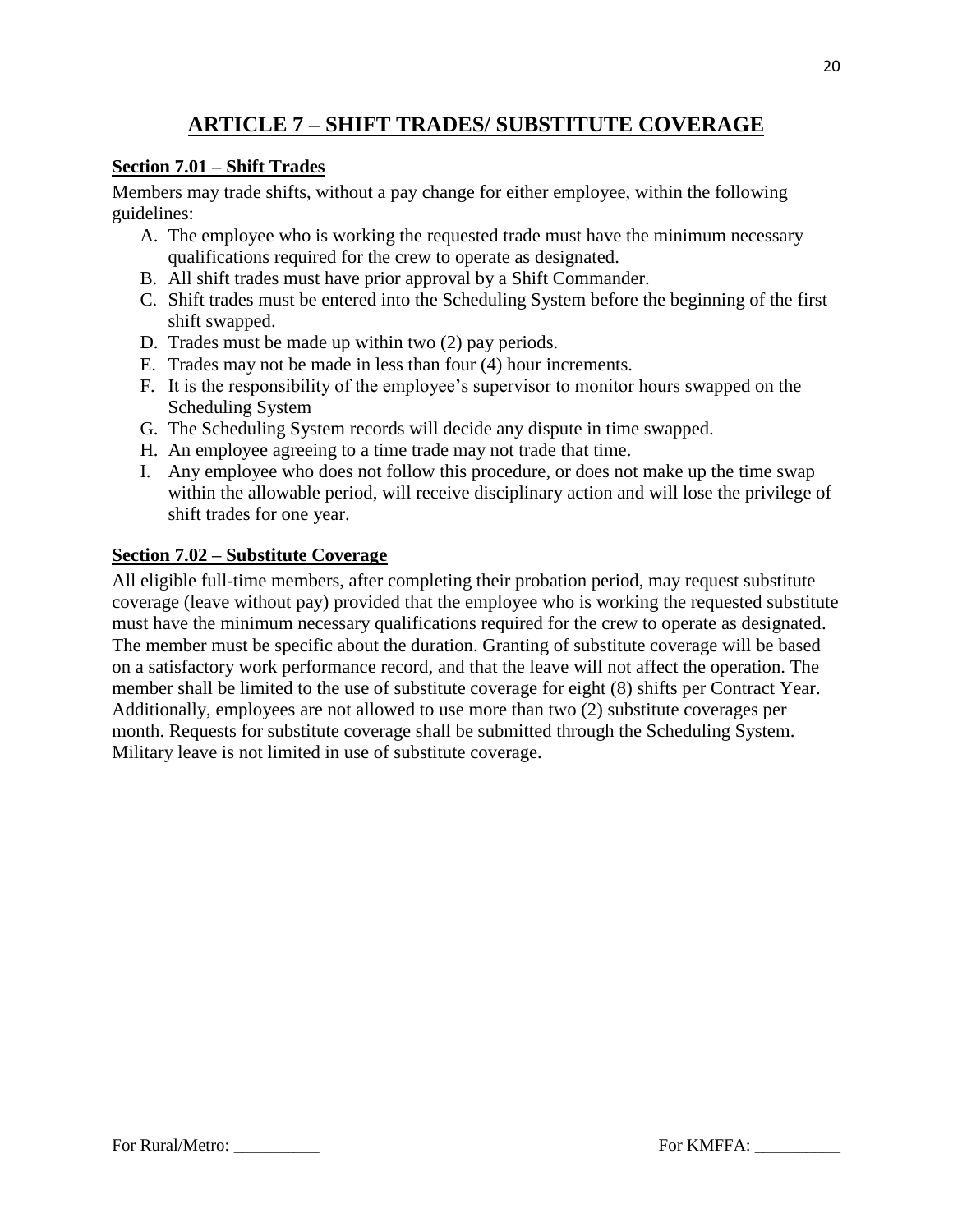# ARTICLE 7 – SHIFT TRADES/ SUBSTITUTE COVERAGE

## Section 7.01 – Shift Trades

Members may trade shifts, without a pay change for either employee, within the following guidelines:

A. The employee who is working the requested trade must have the minimum necessary qualifications required for the crew to operate as designated.
B. All shift trades must have prior approval by a Shift Commander.
C. Shift trades must be entered into the Scheduling System before the beginning of the first shift swapped.
D. Trades must be made up within two (2) pay periods.
E. Trades may not be made in less than four (4) hour increments.
F. It is the responsibility of the employee's supervisor to monitor hours swapped on the Scheduling System
G. The Scheduling System records will decide any dispute in time swapped.
H. An employee agreeing to a time trade may not trade that time.
I. Any employee who does not follow this procedure, or does not make up the time swap within the allowable period, will receive disciplinary action and will lose the privilege of shift trades for one year.

## Section 7.02 – Substitute Coverage

All eligible full-time members, after completing their probation period, may request substitute coverage (leave without pay) provided that the employee who is working the requested substitute must have the minimum necessary qualifications required for the crew to operate as designated. The member must be specific about the duration. Granting of substitute coverage will be based on a satisfactory work performance record, and that the leave will not affect the operation. The member shall be limited to the use of substitute coverage for eight (8) shifts per Contract Year. Additionally, employees are not allowed to use more than two (2) substitute coverages per month. Requests for substitute coverage shall be submitted through the Scheduling System. Military leave is not limited in use of substitute coverage.

For Rural/Metro: __________ For KMFFA: __________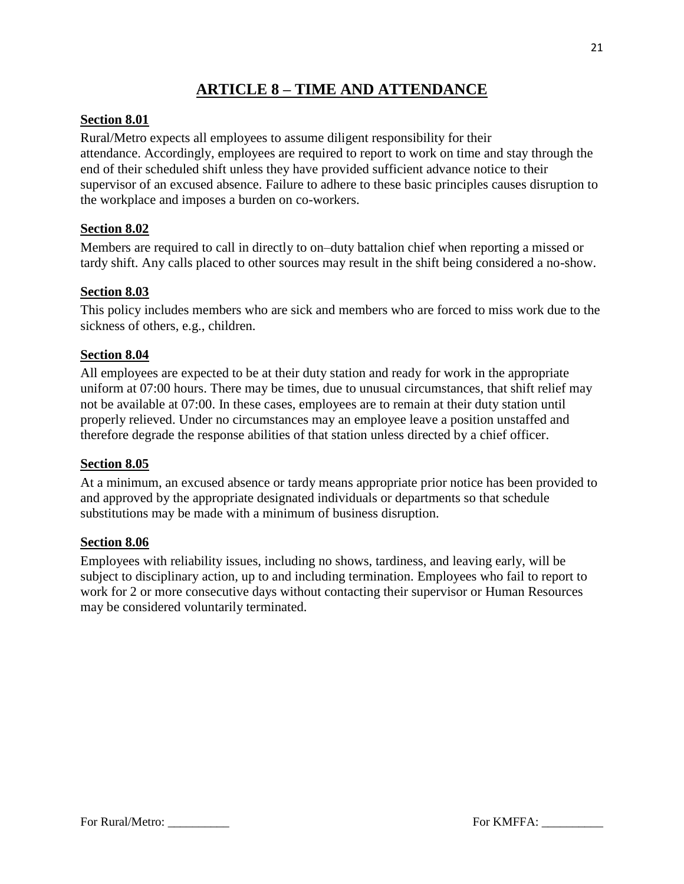# ARTICLE 8 – TIME AND ATTENDANCE

## Section 8.01

Rural/Metro expects all employees to assume diligent responsibility for their attendance. Accordingly, employees are required to report to work on time and stay through the end of their scheduled shift unless they have provided sufficient advance notice to their supervisor of an excused absence. Failure to adhere to these basic principles causes disruption to the workplace and imposes a burden on co-workers.

## Section 8.02

Members are required to call in directly to on–duty battalion chief when reporting a missed or tardy shift. Any calls placed to other sources may result in the shift being considered a no-show.

## Section 8.03

This policy includes members who are sick and members who are forced to miss work due to the sickness of others, e.g., children.

## Section 8.04

All employees are expected to be at their duty station and ready for work in the appropriate uniform at 07:00 hours. There may be times, due to unusual circumstances, that shift relief may not be available at 07:00. In these cases, employees are to remain at their duty station until properly relieved. Under no circumstances may an employee leave a position unstaffed and therefore degrade the response abilities of that station unless directed by a chief officer.

## Section 8.05

At a minimum, an excused absence or tardy means appropriate prior notice has been provided to and approved by the appropriate designated individuals or departments so that schedule substitutions may be made with a minimum of business disruption.

## Section 8.06

Employees with reliability issues, including no shows, tardiness, and leaving early, will be subject to disciplinary action, up to and including termination. Employees who fail to report to work for 2 or more consecutive days without contacting their supervisor or Human Resources may be considered voluntarily terminated.

For Rural/Metro: __________ For KMFFA: __________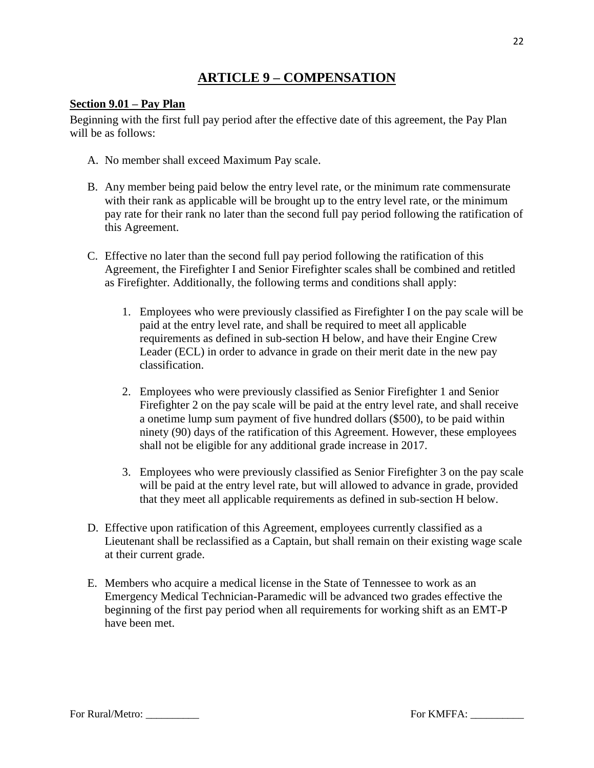# ARTICLE 9 – COMPENSATION

**Section 9.01 – Pay Plan**

Beginning with the first full pay period after the effective date of this agreement, the Pay Plan will be as follows:

A. No member shall exceed Maximum Pay scale.

B. Any member being paid below the entry level rate, or the minimum rate commensurate with their rank as applicable will be brought up to the entry level rate, or the minimum pay rate for their rank no later than the second full pay period following the ratification of this Agreement.

C. Effective no later than the second full pay period following the ratification of this Agreement, the Firefighter I and Senior Firefighter scales shall be combined and retitled as Firefighter. Additionally, the following terms and conditions shall apply:

   1. Employees who were previously classified as Firefighter I on the pay scale will be paid at the entry level rate, and shall be required to meet all applicable requirements as defined in sub-section H below, and have their Engine Crew Leader (ECL) in order to advance in grade on their merit date in the new pay classification.

   2. Employees who were previously classified as Senior Firefighter 1 and Senior Firefighter 2 on the pay scale will be paid at the entry level rate, and shall receive a onetime lump sum payment of five hundred dollars ($500), to be paid within ninety (90) days of the ratification of this Agreement. However, these employees shall not be eligible for any additional grade increase in 2017.

   3. Employees who were previously classified as Senior Firefighter 3 on the pay scale will be paid at the entry level rate, but will allowed to advance in grade, provided that they meet all applicable requirements as defined in sub-section H below.

D. Effective upon ratification of this Agreement, employees currently classified as a Lieutenant shall be reclassified as a Captain, but shall remain on their existing wage scale at their current grade.

E. Members who acquire a medical license in the State of Tennessee to work as an Emergency Medical Technician-Paramedic will be advanced two grades effective the beginning of the first pay period when all requirements for working shift as an EMT-P have been met.

For Rural/Metro: __________ For KMFFA: __________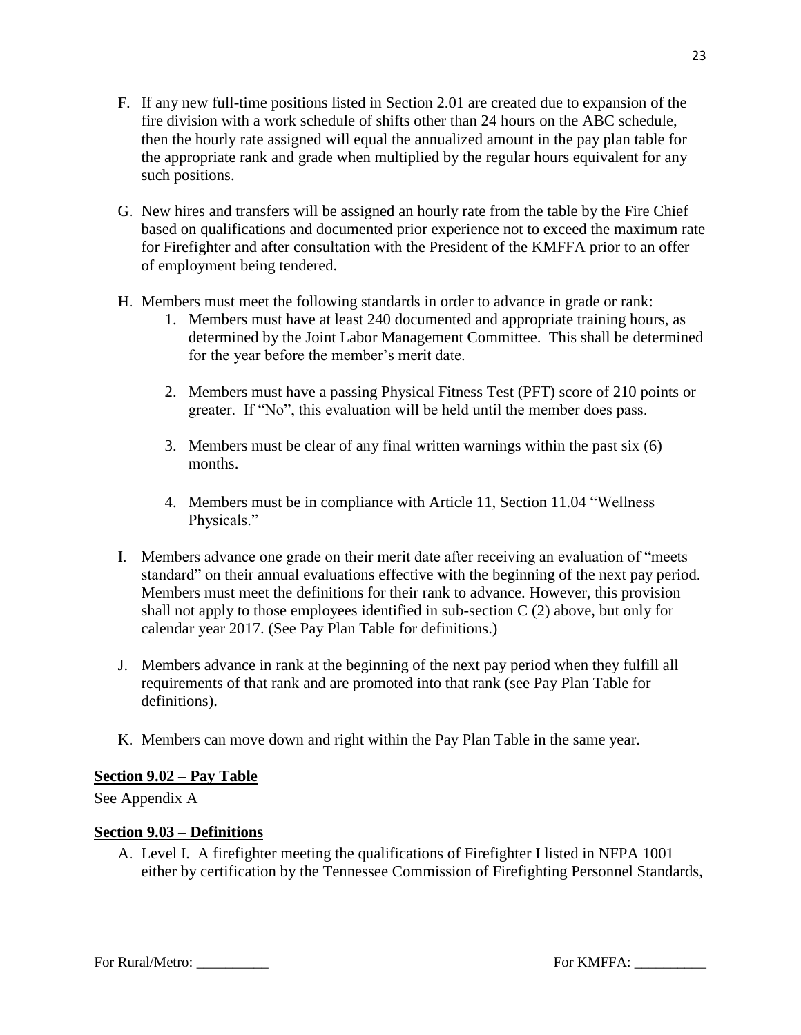F. If any new full-time positions listed in Section 2.01 are created due to expansion of the fire division with a work schedule of shifts other than 24 hours on the ABC schedule, then the hourly rate assigned will equal the annualized amount in the pay plan table for the appropriate rank and grade when multiplied by the regular hours equivalent for any such positions.

G. New hires and transfers will be assigned an hourly rate from the table by the Fire Chief based on qualifications and documented prior experience not to exceed the maximum rate for Firefighter and after consultation with the President of the KMFFA prior to an offer of employment being tendered.

H. Members must meet the following standards in order to advance in grade or rank:
   1. Members must have at least 240 documented and appropriate training hours, as determined by the Joint Labor Management Committee. This shall be determined for the year before the member's merit date.

   2. Members must have a passing Physical Fitness Test (PFT) score of 210 points or greater. If "No", this evaluation will be held until the member does pass.

   3. Members must be clear of any final written warnings within the past six (6) months.

   4. Members must be in compliance with Article 11, Section 11.04 "Wellness Physicals."

I. Members advance one grade on their merit date after receiving an evaluation of "meets standard" on their annual evaluations effective with the beginning of the next pay period. Members must meet the definitions for their rank to advance. However, this provision shall not apply to those employees identified in sub-section C (2) above, but only for calendar year 2017. (See Pay Plan Table for definitions.)

J. Members advance in rank at the beginning of the next pay period when they fulfill all requirements of that rank and are promoted into that rank (see Pay Plan Table for definitions).

K. Members can move down and right within the Pay Plan Table in the same year.

**Section 9.02 – Pay Table**

See Appendix A

**Section 9.03 – Definitions**

A. Level I. A firefighter meeting the qualifications of Firefighter I listed in NFPA 1001 either by certification by the Tennessee Commission of Firefighting Personnel Standards,

For Rural/Metro: __________ For KMFFA: __________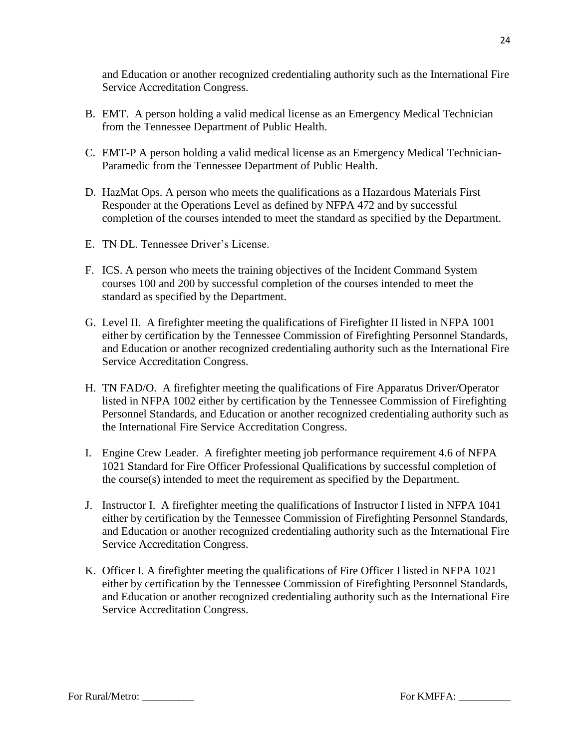and Education or another recognized credentialing authority such as the International Fire Service Accreditation Congress.

B. EMT. A person holding a valid medical license as an Emergency Medical Technician from the Tennessee Department of Public Health.

C. EMT-P A person holding a valid medical license as an Emergency Medical Technician-Paramedic from the Tennessee Department of Public Health.

D. HazMat Ops. A person who meets the qualifications as a Hazardous Materials First Responder at the Operations Level as defined by NFPA 472 and by successful completion of the courses intended to meet the standard as specified by the Department.

E. TN DL. Tennessee Driver's License.

F. ICS. A person who meets the training objectives of the Incident Command System courses 100 and 200 by successful completion of the courses intended to meet the standard as specified by the Department.

G. Level II. A firefighter meeting the qualifications of Firefighter II listed in NFPA 1001 either by certification by the Tennessee Commission of Firefighting Personnel Standards, and Education or another recognized credentialing authority such as the International Fire Service Accreditation Congress.

H. TN FAD/O. A firefighter meeting the qualifications of Fire Apparatus Driver/Operator listed in NFPA 1002 either by certification by the Tennessee Commission of Firefighting Personnel Standards, and Education or another recognized credentialing authority such as the International Fire Service Accreditation Congress.

I. Engine Crew Leader. A firefighter meeting job performance requirement 4.6 of NFPA 1021 Standard for Fire Officer Professional Qualifications by successful completion of the course(s) intended to meet the requirement as specified by the Department.

J. Instructor I. A firefighter meeting the qualifications of Instructor I listed in NFPA 1041 either by certification by the Tennessee Commission of Firefighting Personnel Standards, and Education or another recognized credentialing authority such as the International Fire Service Accreditation Congress.

K. Officer I. A firefighter meeting the qualifications of Fire Officer I listed in NFPA 1021 either by certification by the Tennessee Commission of Firefighting Personnel Standards, and Education or another recognized credentialing authority such as the International Fire Service Accreditation Congress.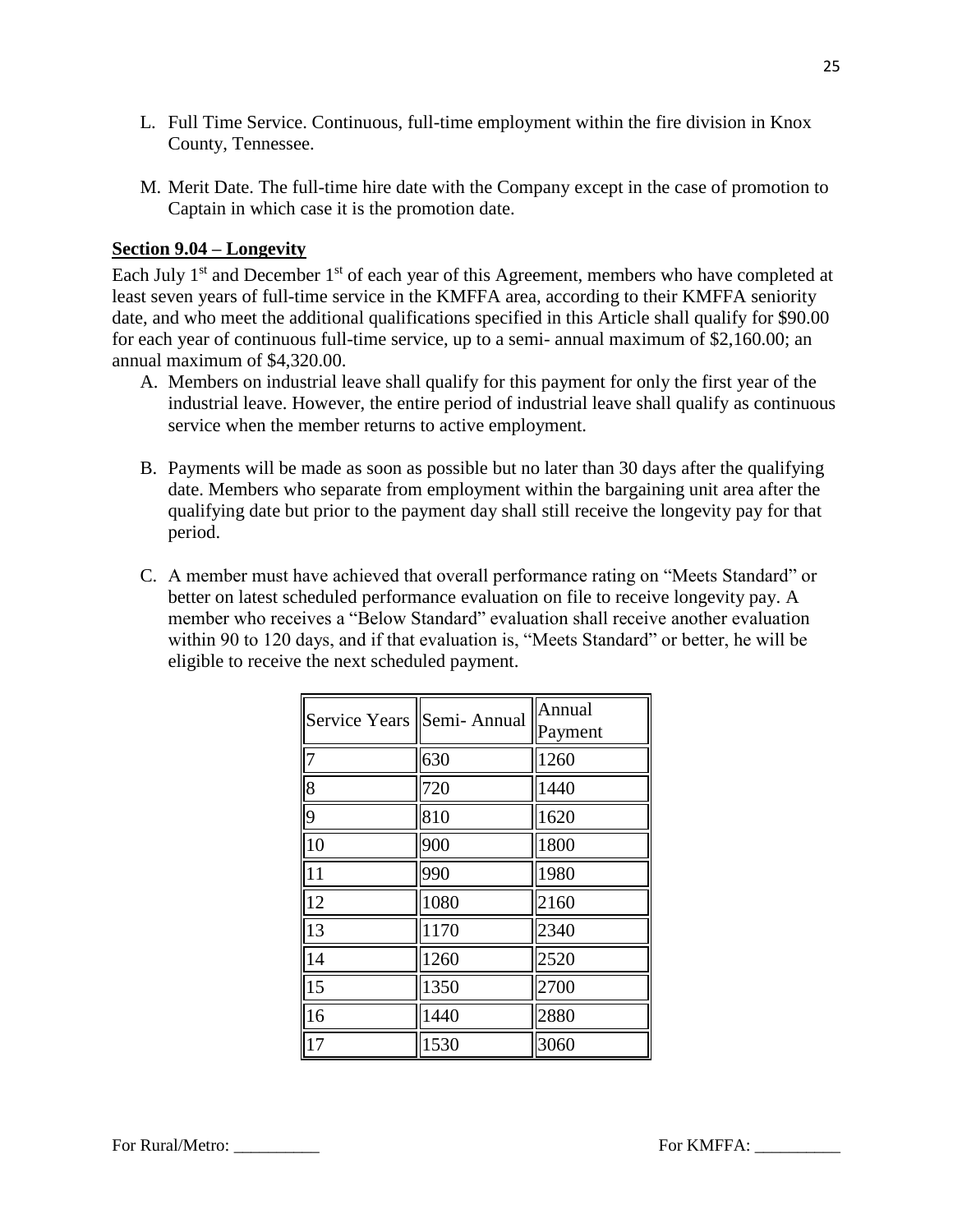L. Full Time Service. Continuous, full-time employment within the fire division in Knox County, Tennessee.

M. Merit Date. The full-time hire date with the Company except in the case of promotion to Captain in which case it is the promotion date.

**Section 9.04 – Longevity**

Each July 1st and December 1st of each year of this Agreement, members who have completed at least seven years of full-time service in the KMFFA area, according to their KMFFA seniority date, and who meet the additional qualifications specified in this Article shall qualify for $90.00 for each year of continuous full-time service, up to a semi- annual maximum of $2,160.00; an annual maximum of $4,320.00.

A. Members on industrial leave shall qualify for this payment for only the first year of the industrial leave. However, the entire period of industrial leave shall qualify as continuous service when the member returns to active employment.

B. Payments will be made as soon as possible but no later than 30 days after the qualifying date. Members who separate from employment within the bargaining unit area after the qualifying date but prior to the payment day shall still receive the longevity pay for that period.

C. A member must have achieved that overall performance rating on "Meets Standard" or better on latest scheduled performance evaluation on file to receive longevity pay. A member who receives a "Below Standard" evaluation shall receive another evaluation within 90 to 120 days, and if that evaluation is, "Meets Standard" or better, he will be eligible to receive the next scheduled payment.

| Service Years | Semi- Annual | Annual Payment |
|---|---|---|
| 7 | 630 | 1260 |
| 8 | 720 | 1440 |
| 9 | 810 | 1620 |
| 10 | 900 | 1800 |
| 11 | 990 | 1980 |
| 12 | 1080 | 2160 |
| 13 | 1170 | 2340 |
| 14 | 1260 | 2520 |
| 15 | 1350 | 2700 |
| 16 | 1440 | 2880 |
| 17 | 1530 | 3060 |

For Rural/Metro: __________ For KMFFA: __________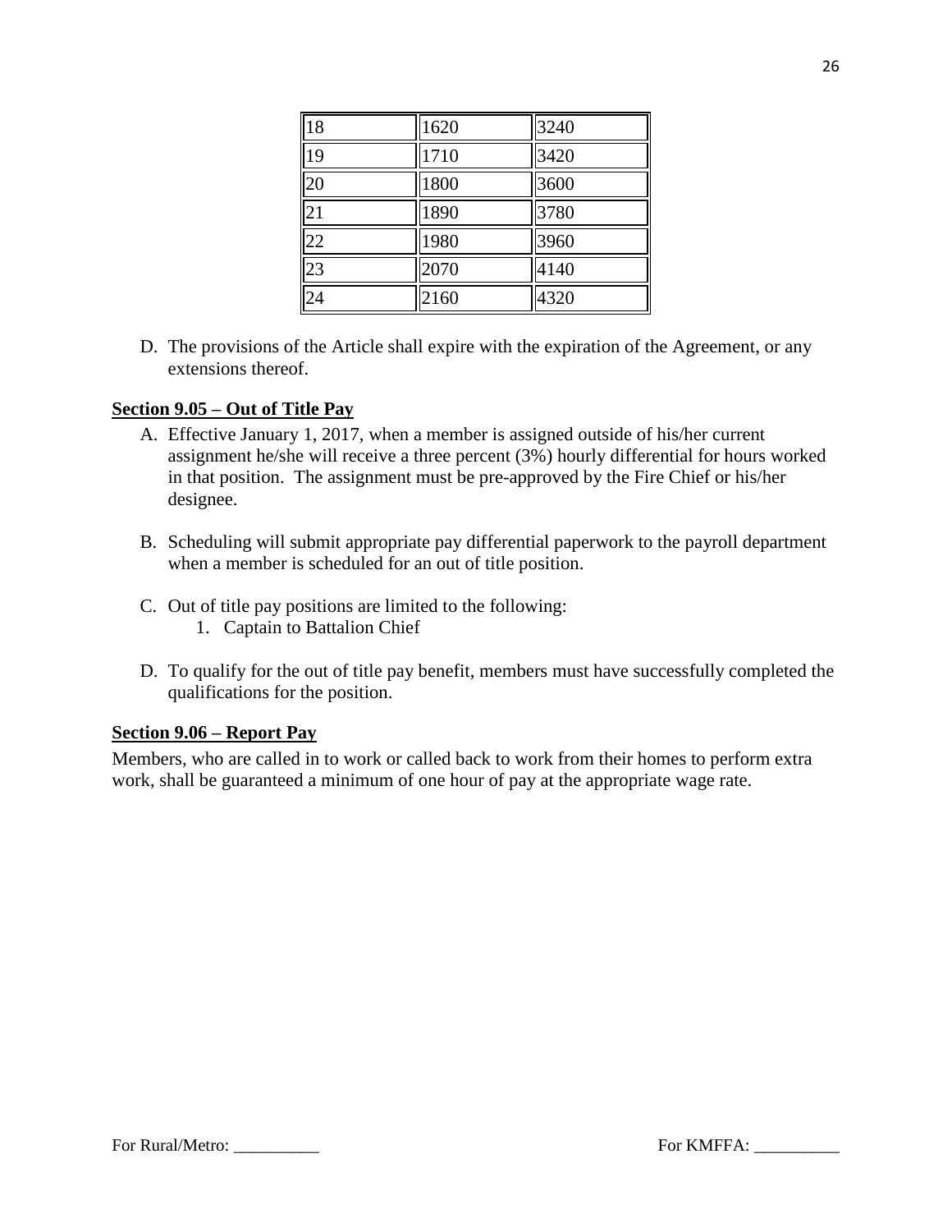| 18 | 1620 | 3240 |
|---|---|---|
| 19 | 1710 | 3420 |
| 20 | 1800 | 3600 |
| 21 | 1890 | 3780 |
| 22 | 1980 | 3960 |
| 23 | 2070 | 4140 |
| 24 | 2160 | 4320 |

D. The provisions of the Article shall expire with the expiration of the Agreement, or any extensions thereof.

**Section 9.05 – Out of Title Pay**

A. Effective January 1, 2017, when a member is assigned outside of his/her current assignment he/she will receive a three percent (3%) hourly differential for hours worked in that position. The assignment must be pre-approved by the Fire Chief or his/her designee.

B. Scheduling will submit appropriate pay differential paperwork to the payroll department when a member is scheduled for an out of title position.

C. Out of title pay positions are limited to the following:
   1. Captain to Battalion Chief

D. To qualify for the out of title pay benefit, members must have successfully completed the qualifications for the position.

**Section 9.06 – Report Pay**

Members, who are called in to work or called back to work from their homes to perform extra work, shall be guaranteed a minimum of one hour of pay at the appropriate wage rate.

For Rural/Metro: __________ For KMFFA: __________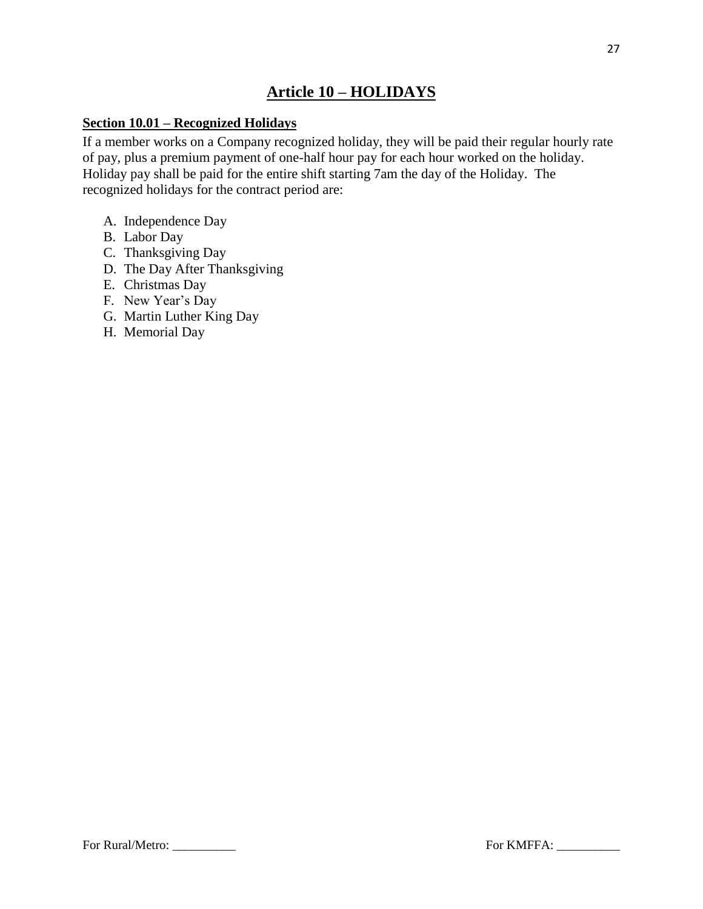# Article 10 – HOLIDAYS

## Section 10.01 – Recognized Holidays

If a member works on a Company recognized holiday, they will be paid their regular hourly rate of pay, plus a premium payment of one-half hour pay for each hour worked on the holiday. Holiday pay shall be paid for the entire shift starting 7am the day of the Holiday. The recognized holidays for the contract period are:

A. Independence Day
B. Labor Day
C. Thanksgiving Day
D. The Day After Thanksgiving
E. Christmas Day
F. New Year's Day
G. Martin Luther King Day
H. Memorial Day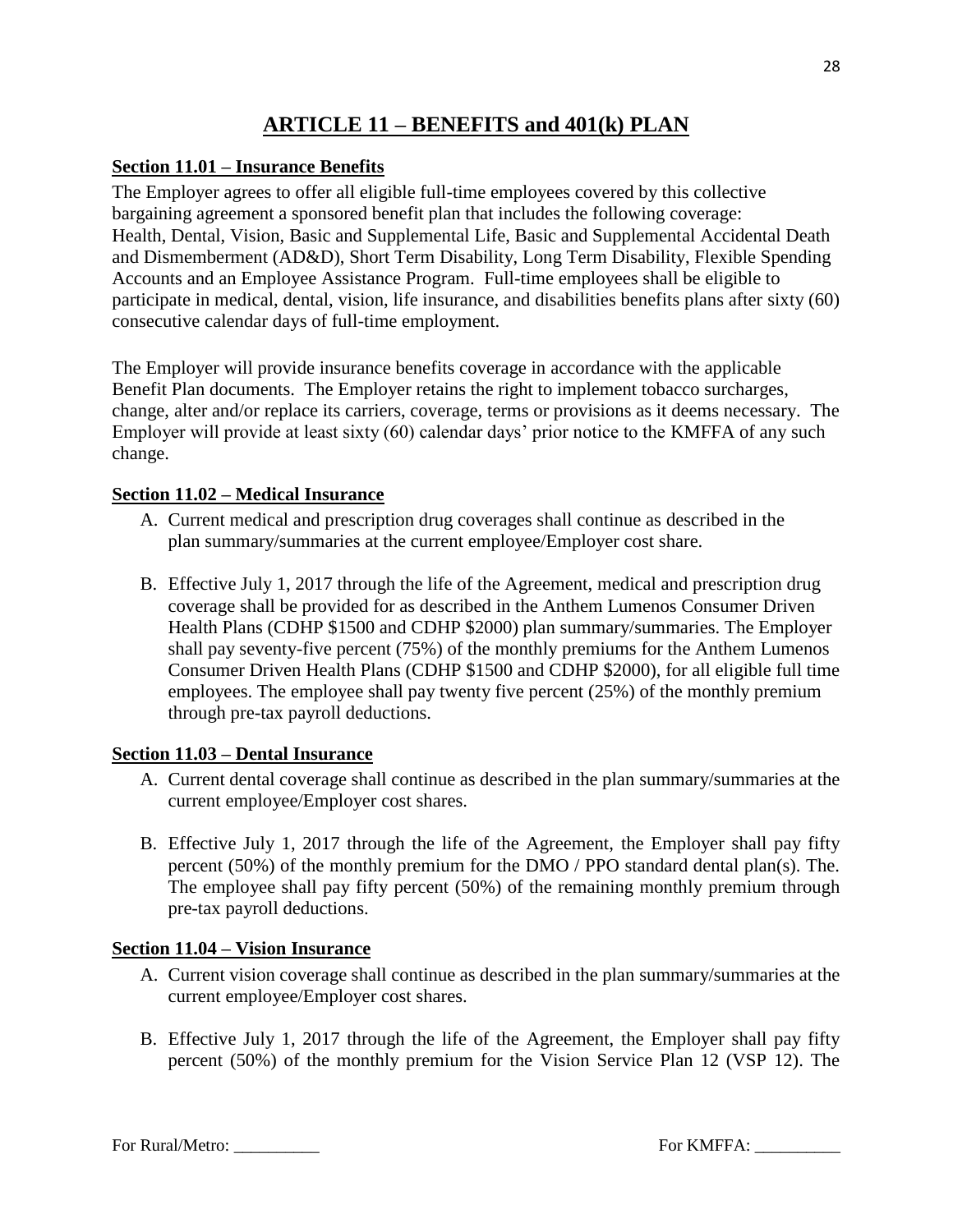# ARTICLE 11 – BENEFITS and 401(k) PLAN

**Section 11.01 – Insurance Benefits**

The Employer agrees to offer all eligible full-time employees covered by this collective bargaining agreement a sponsored benefit plan that includes the following coverage: Health, Dental, Vision, Basic and Supplemental Life, Basic and Supplemental Accidental Death and Dismemberment (AD&D), Short Term Disability, Long Term Disability, Flexible Spending Accounts and an Employee Assistance Program. Full-time employees shall be eligible to participate in medical, dental, vision, life insurance, and disabilities benefits plans after sixty (60) consecutive calendar days of full-time employment.

The Employer will provide insurance benefits coverage in accordance with the applicable Benefit Plan documents. The Employer retains the right to implement tobacco surcharges, change, alter and/or replace its carriers, coverage, terms or provisions as it deems necessary. The Employer will provide at least sixty (60) calendar days' prior notice to the KMFFA of any such change.

**Section 11.02 – Medical Insurance**

A. Current medical and prescription drug coverages shall continue as described in the plan summary/summaries at the current employee/Employer cost share.

B. Effective July 1, 2017 through the life of the Agreement, medical and prescription drug coverage shall be provided for as described in the Anthem Lumenos Consumer Driven Health Plans (CDHP $1500 and CDHP $2000) plan summary/summaries. The Employer shall pay seventy-five percent (75%) of the monthly premiums for the Anthem Lumenos Consumer Driven Health Plans (CDHP $1500 and CDHP $2000), for all eligible full time employees. The employee shall pay twenty five percent (25%) of the monthly premium through pre-tax payroll deductions.

**Section 11.03 – Dental Insurance**

A. Current dental coverage shall continue as described in the plan summary/summaries at the current employee/Employer cost shares.

B. Effective July 1, 2017 through the life of the Agreement, the Employer shall pay fifty percent (50%) of the monthly premium for the DMO / PPO standard dental plan(s). The. The employee shall pay fifty percent (50%) of the remaining monthly premium through pre-tax payroll deductions.

**Section 11.04 – Vision Insurance**

A. Current vision coverage shall continue as described in the plan summary/summaries at the current employee/Employer cost shares.

B. Effective July 1, 2017 through the life of the Agreement, the Employer shall pay fifty percent (50%) of the monthly premium for the Vision Service Plan 12 (VSP 12). The

For Rural/Metro: __________ For KMFFA: __________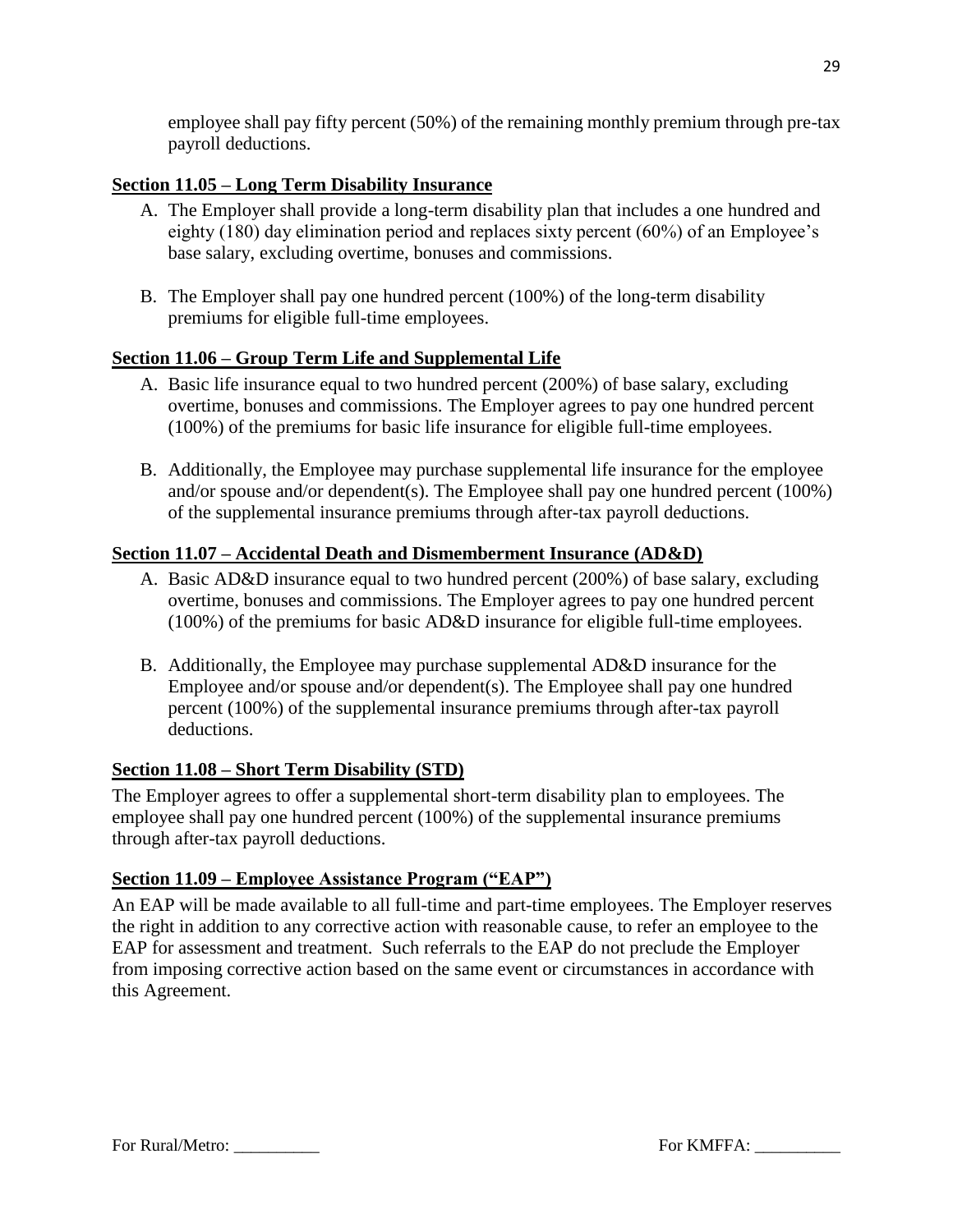employee shall pay fifty percent (50%) of the remaining monthly premium through pre-tax payroll deductions.

## Section 11.05 – Long Term Disability Insurance

A. The Employer shall provide a long-term disability plan that includes a one hundred and eighty (180) day elimination period and replaces sixty percent (60%) of an Employee's base salary, excluding overtime, bonuses and commissions.

B. The Employer shall pay one hundred percent (100%) of the long-term disability premiums for eligible full-time employees.

## Section 11.06 – Group Term Life and Supplemental Life

A. Basic life insurance equal to two hundred percent (200%) of base salary, excluding overtime, bonuses and commissions. The Employer agrees to pay one hundred percent (100%) of the premiums for basic life insurance for eligible full-time employees.

B. Additionally, the Employee may purchase supplemental life insurance for the employee and/or spouse and/or dependent(s). The Employee shall pay one hundred percent (100%) of the supplemental insurance premiums through after-tax payroll deductions.

## Section 11.07 – Accidental Death and Dismemberment Insurance (AD&D)

A. Basic AD&D insurance equal to two hundred percent (200%) of base salary, excluding overtime, bonuses and commissions. The Employer agrees to pay one hundred percent (100%) of the premiums for basic AD&D insurance for eligible full-time employees.

B. Additionally, the Employee may purchase supplemental AD&D insurance for the Employee and/or spouse and/or dependent(s). The Employee shall pay one hundred percent (100%) of the supplemental insurance premiums through after-tax payroll deductions.

## Section 11.08 – Short Term Disability (STD)

The Employer agrees to offer a supplemental short-term disability plan to employees. The employee shall pay one hundred percent (100%) of the supplemental insurance premiums through after-tax payroll deductions.

## Section 11.09 – Employee Assistance Program ("EAP")

An EAP will be made available to all full-time and part-time employees. The Employer reserves the right in addition to any corrective action with reasonable cause, to refer an employee to the EAP for assessment and treatment. Such referrals to the EAP do not preclude the Employer from imposing corrective action based on the same event or circumstances in accordance with this Agreement.

For Rural/Metro: __________ For KMFFA: __________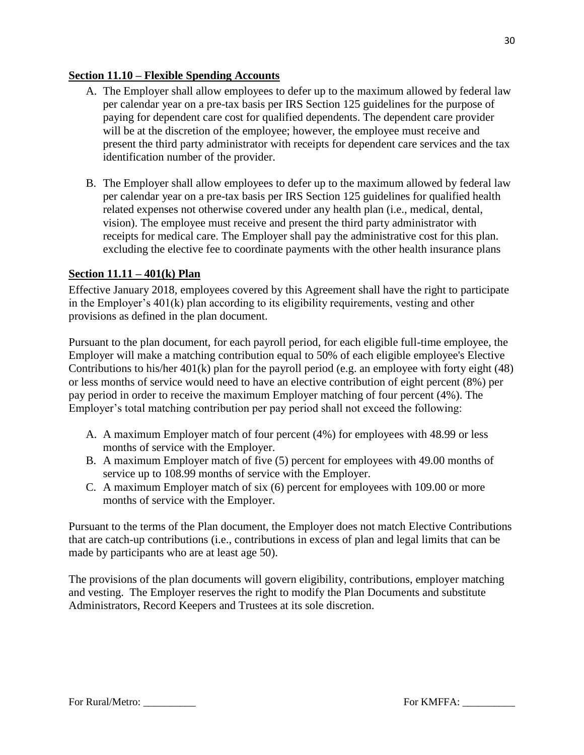**Section 11.10 – Flexible Spending Accounts**

A. The Employer shall allow employees to defer up to the maximum allowed by federal law per calendar year on a pre-tax basis per IRS Section 125 guidelines for the purpose of paying for dependent care cost for qualified dependents. The dependent care provider will be at the discretion of the employee; however, the employee must receive and present the third party administrator with receipts for dependent care services and the tax identification number of the provider.

B. The Employer shall allow employees to defer up to the maximum allowed by federal law per calendar year on a pre-tax basis per IRS Section 125 guidelines for qualified health related expenses not otherwise covered under any health plan (i.e., medical, dental, vision). The employee must receive and present the third party administrator with receipts for medical care. The Employer shall pay the administrative cost for this plan. excluding the elective fee to coordinate payments with the other health insurance plans

**Section 11.11 – 401(k) Plan**

Effective January 2018, employees covered by this Agreement shall have the right to participate in the Employer's 401(k) plan according to its eligibility requirements, vesting and other provisions as defined in the plan document.

Pursuant to the plan document, for each payroll period, for each eligible full-time employee, the Employer will make a matching contribution equal to 50% of each eligible employee's Elective Contributions to his/her 401(k) plan for the payroll period (e.g. an employee with forty eight (48) or less months of service would need to have an elective contribution of eight percent (8%) per pay period in order to receive the maximum Employer matching of four percent (4%). The Employer's total matching contribution per pay period shall not exceed the following:

A. A maximum Employer match of four percent (4%) for employees with 48.99 or less months of service with the Employer.
B. A maximum Employer match of five (5) percent for employees with 49.00 months of service up to 108.99 months of service with the Employer.
C. A maximum Employer match of six (6) percent for employees with 109.00 or more months of service with the Employer.

Pursuant to the terms of the Plan document, the Employer does not match Elective Contributions that are catch-up contributions (i.e., contributions in excess of plan and legal limits that can be made by participants who are at least age 50).

The provisions of the plan documents will govern eligibility, contributions, employer matching and vesting. The Employer reserves the right to modify the Plan Documents and substitute Administrators, Record Keepers and Trustees at its sole discretion.

For Rural/Metro: __________ For KMFFA: __________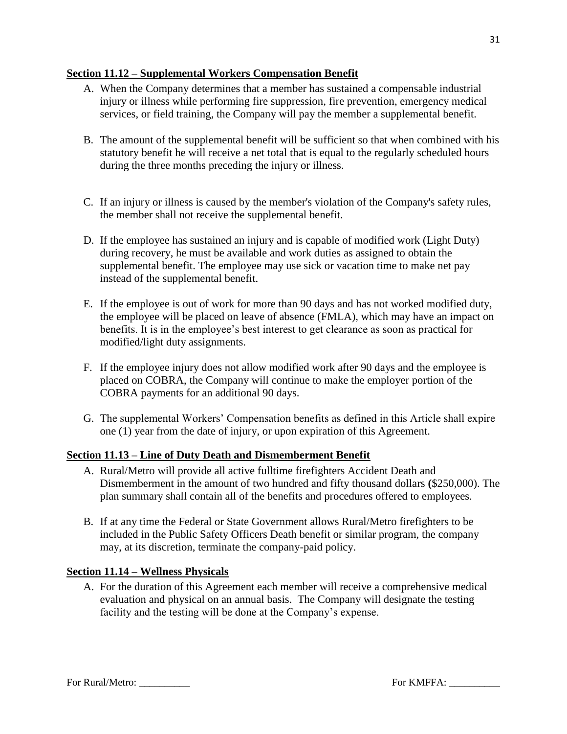## Section 11.12 – Supplemental Workers Compensation Benefit

A. When the Company determines that a member has sustained a compensable industrial injury or illness while performing fire suppression, fire prevention, emergency medical services, or field training, the Company will pay the member a supplemental benefit.

B. The amount of the supplemental benefit will be sufficient so that when combined with his statutory benefit he will receive a net total that is equal to the regularly scheduled hours during the three months preceding the injury or illness.

C. If an injury or illness is caused by the member's violation of the Company's safety rules, the member shall not receive the supplemental benefit.

D. If the employee has sustained an injury and is capable of modified work (Light Duty) during recovery, he must be available and work duties as assigned to obtain the supplemental benefit. The employee may use sick or vacation time to make net pay instead of the supplemental benefit.

E. If the employee is out of work for more than 90 days and has not worked modified duty, the employee will be placed on leave of absence (FMLA), which may have an impact on benefits. It is in the employee's best interest to get clearance as soon as practical for modified/light duty assignments.

F. If the employee injury does not allow modified work after 90 days and the employee is placed on COBRA, the Company will continue to make the employer portion of the COBRA payments for an additional 90 days.

G. The supplemental Workers' Compensation benefits as defined in this Article shall expire one (1) year from the date of injury, or upon expiration of this Agreement.

## Section 11.13 – Line of Duty Death and Dismemberment Benefit

A. Rural/Metro will provide all active fulltime firefighters Accident Death and Dismemberment in the amount of two hundred and fifty thousand dollars **(**$250,000). The plan summary shall contain all of the benefits and procedures offered to employees.

B. If at any time the Federal or State Government allows Rural/Metro firefighters to be included in the Public Safety Officers Death benefit or similar program, the company may, at its discretion, terminate the company-paid policy.

## Section 11.14 – Wellness Physicals

A. For the duration of this Agreement each member will receive a comprehensive medical evaluation and physical on an annual basis. The Company will designate the testing facility and the testing will be done at the Company's expense.

For Rural/Metro: __________ For KMFFA: __________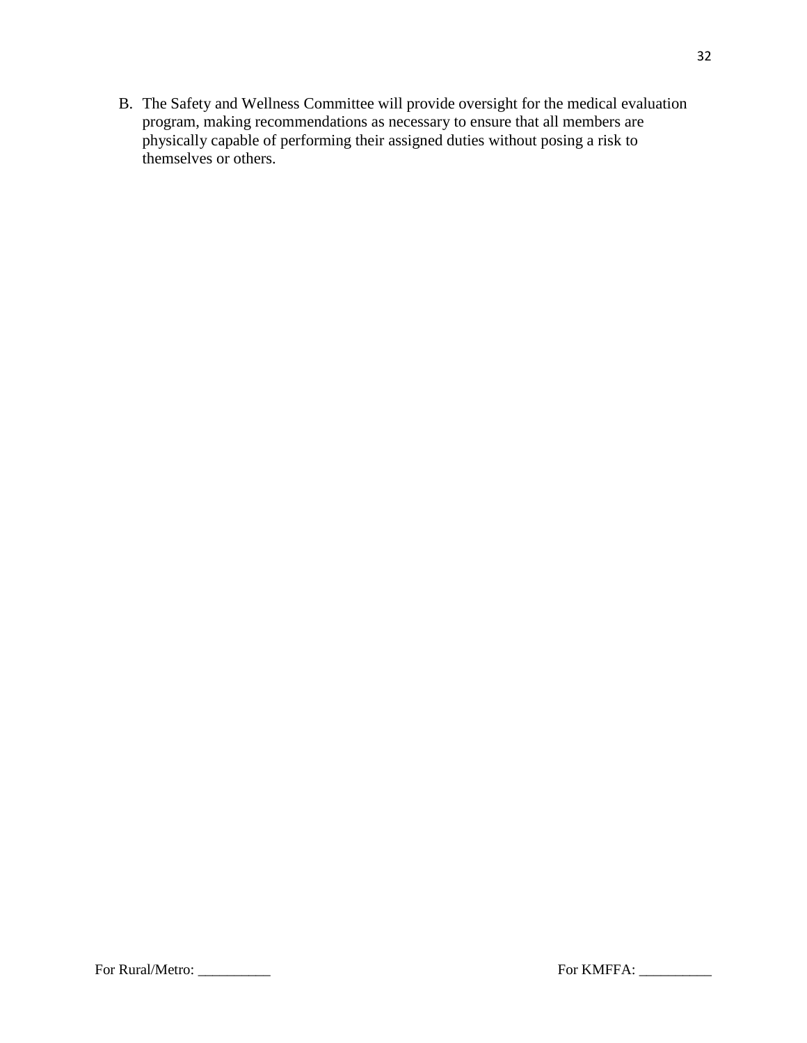B. The Safety and Wellness Committee will provide oversight for the medical evaluation program, making recommendations as necessary to ensure that all members are physically capable of performing their assigned duties without posing a risk to themselves or others.

For Rural/Metro: __________ For KMFFA: __________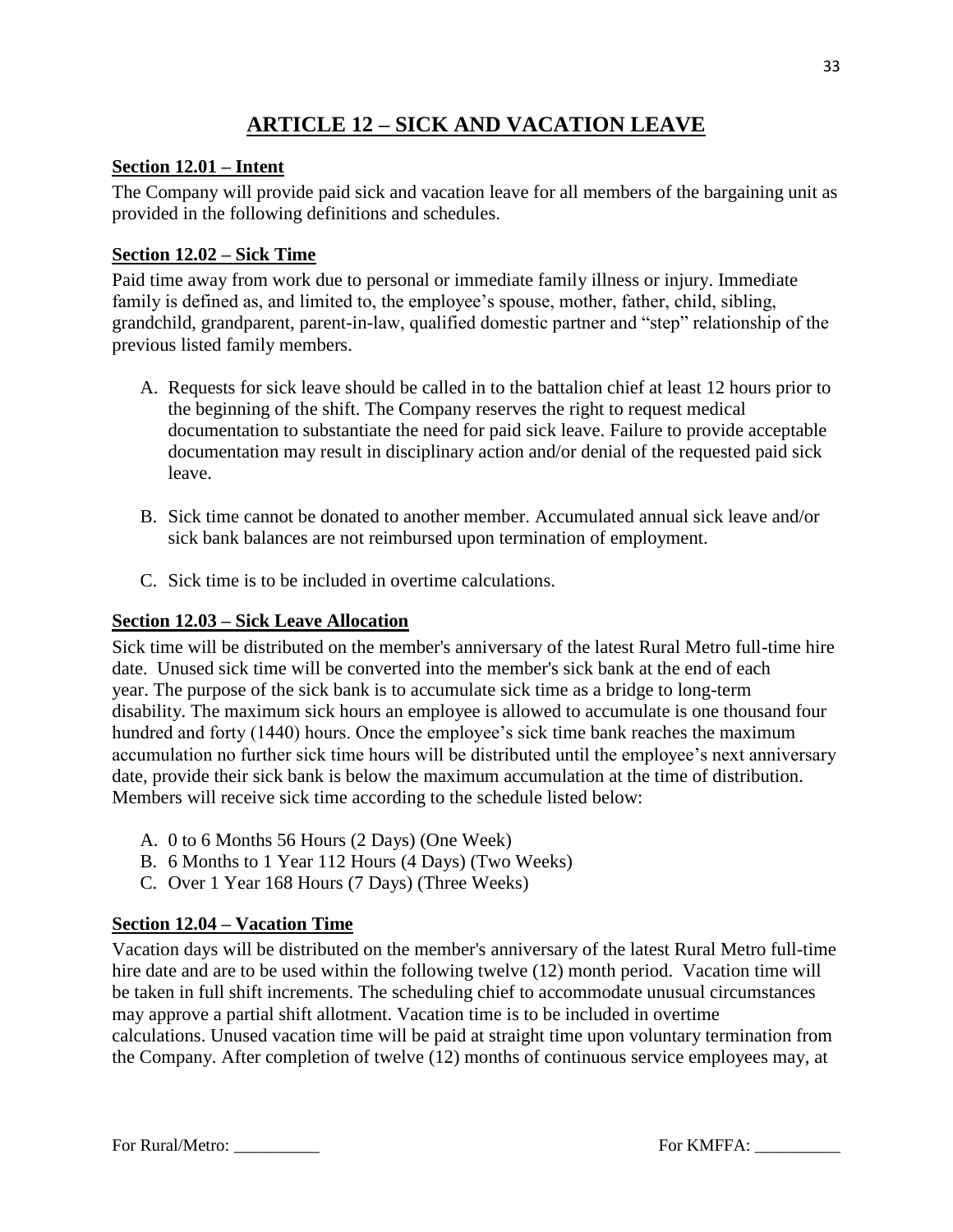# ARTICLE 12 – SICK AND VACATION LEAVE

## Section 12.01 – Intent

The Company will provide paid sick and vacation leave for all members of the bargaining unit as provided in the following definitions and schedules.

## Section 12.02 – Sick Time

Paid time away from work due to personal or immediate family illness or injury. Immediate family is defined as, and limited to, the employee's spouse, mother, father, child, sibling, grandchild, grandparent, parent-in-law, qualified domestic partner and "step" relationship of the previous listed family members.

A. Requests for sick leave should be called in to the battalion chief at least 12 hours prior to the beginning of the shift. The Company reserves the right to request medical documentation to substantiate the need for paid sick leave. Failure to provide acceptable documentation may result in disciplinary action and/or denial of the requested paid sick leave.

B. Sick time cannot be donated to another member. Accumulated annual sick leave and/or sick bank balances are not reimbursed upon termination of employment.

C. Sick time is to be included in overtime calculations.

## Section 12.03 – Sick Leave Allocation

Sick time will be distributed on the member's anniversary of the latest Rural Metro full-time hire date. Unused sick time will be converted into the member's sick bank at the end of each year. The purpose of the sick bank is to accumulate sick time as a bridge to long-term disability. The maximum sick hours an employee is allowed to accumulate is one thousand four hundred and forty (1440) hours. Once the employee's sick time bank reaches the maximum accumulation no further sick time hours will be distributed until the employee's next anniversary date, provide their sick bank is below the maximum accumulation at the time of distribution. Members will receive sick time according to the schedule listed below:

A. 0 to 6 Months 56 Hours (2 Days) (One Week)
B. 6 Months to 1 Year 112 Hours (4 Days) (Two Weeks)
C. Over 1 Year 168 Hours (7 Days) (Three Weeks)

## Section 12.04 – Vacation Time

Vacation days will be distributed on the member's anniversary of the latest Rural Metro full-time hire date and are to be used within the following twelve (12) month period. Vacation time will be taken in full shift increments. The scheduling chief to accommodate unusual circumstances may approve a partial shift allotment. Vacation time is to be included in overtime calculations. Unused vacation time will be paid at straight time upon voluntary termination from the Company. After completion of twelve (12) months of continuous service employees may, at

For Rural/Metro: __________ For KMFFA: __________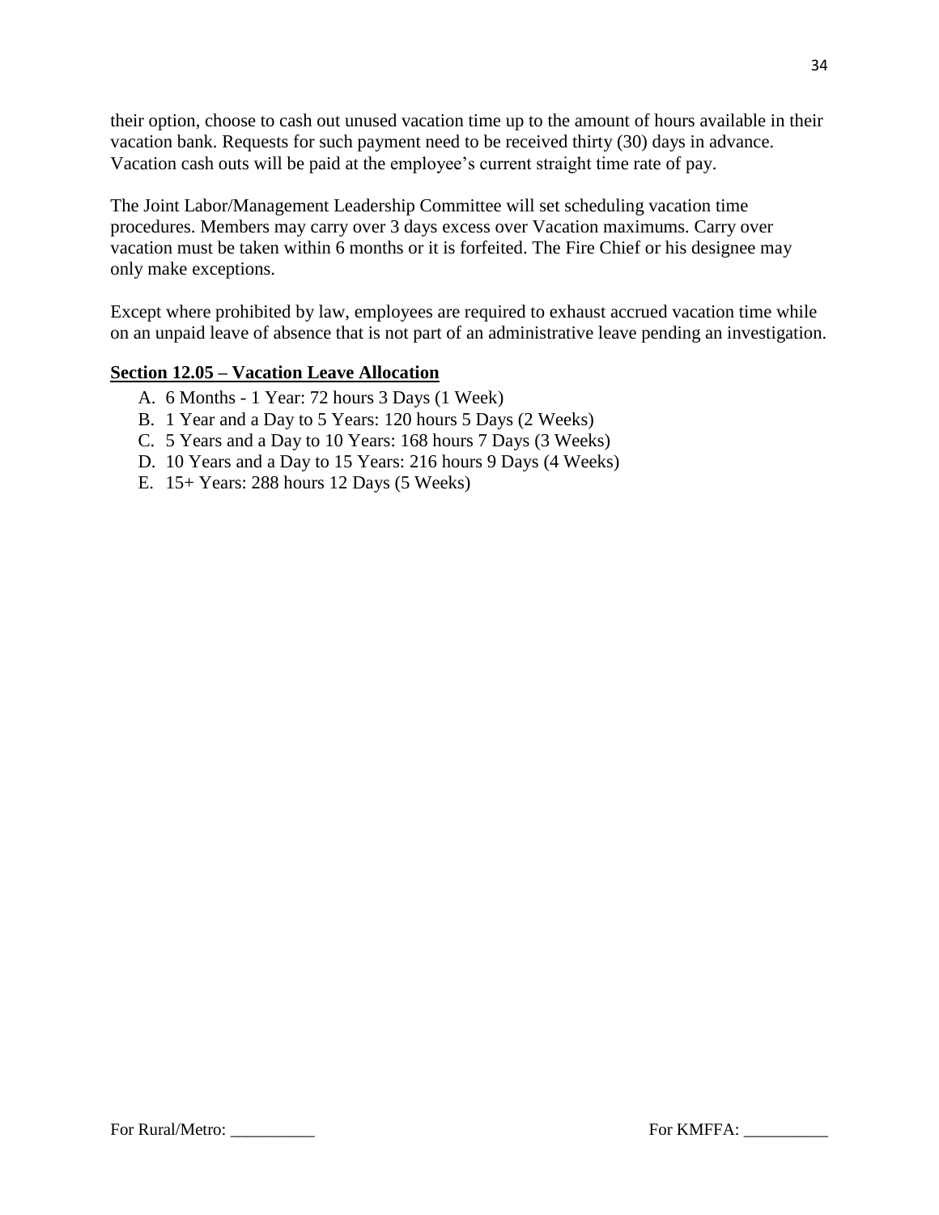their option, choose to cash out unused vacation time up to the amount of hours available in their vacation bank. Requests for such payment need to be received thirty (30) days in advance. Vacation cash outs will be paid at the employee's current straight time rate of pay.

The Joint Labor/Management Leadership Committee will set scheduling vacation time procedures. Members may carry over 3 days excess over Vacation maximums. Carry over vacation must be taken within 6 months or it is forfeited. The Fire Chief or his designee may only make exceptions.

Except where prohibited by law, employees are required to exhaust accrued vacation time while on an unpaid leave of absence that is not part of an administrative leave pending an investigation.

**Section 12.05 – Vacation Leave Allocation**

A. 6 Months - 1 Year: 72 hours 3 Days (1 Week)
B. 1 Year and a Day to 5 Years: 120 hours 5 Days (2 Weeks)
C. 5 Years and a Day to 10 Years: 168 hours 7 Days (3 Weeks)
D. 10 Years and a Day to 15 Years: 216 hours 9 Days (4 Weeks)
E. 15+ Years: 288 hours 12 Days (5 Weeks)

For Rural/Metro: __________ For KMFFA: __________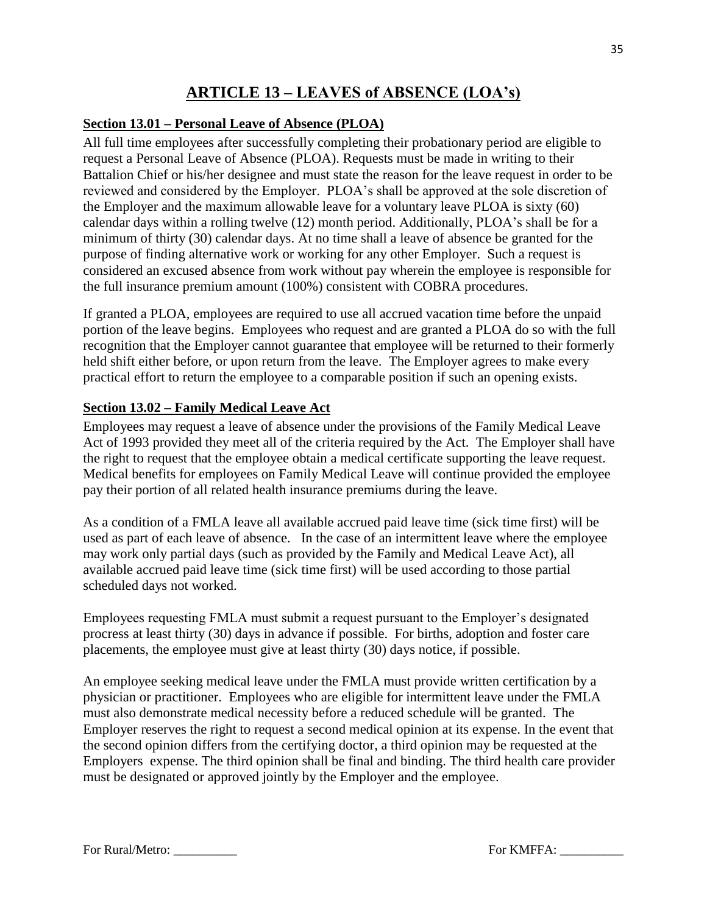# ARTICLE 13 – LEAVES of ABSENCE (LOA's)

## Section 13.01 – Personal Leave of Absence (PLOA)

All full time employees after successfully completing their probationary period are eligible to request a Personal Leave of Absence (PLOA). Requests must be made in writing to their Battalion Chief or his/her designee and must state the reason for the leave request in order to be reviewed and considered by the Employer. PLOA's shall be approved at the sole discretion of the Employer and the maximum allowable leave for a voluntary leave PLOA is sixty (60) calendar days within a rolling twelve (12) month period. Additionally, PLOA's shall be for a minimum of thirty (30) calendar days. At no time shall a leave of absence be granted for the purpose of finding alternative work or working for any other Employer. Such a request is considered an excused absence from work without pay wherein the employee is responsible for the full insurance premium amount (100%) consistent with COBRA procedures.

If granted a PLOA, employees are required to use all accrued vacation time before the unpaid portion of the leave begins. Employees who request and are granted a PLOA do so with the full recognition that the Employer cannot guarantee that employee will be returned to their formerly held shift either before, or upon return from the leave. The Employer agrees to make every practical effort to return the employee to a comparable position if such an opening exists.

## Section 13.02 – Family Medical Leave Act

Employees may request a leave of absence under the provisions of the Family Medical Leave Act of 1993 provided they meet all of the criteria required by the Act. The Employer shall have the right to request that the employee obtain a medical certificate supporting the leave request. Medical benefits for employees on Family Medical Leave will continue provided the employee pay their portion of all related health insurance premiums during the leave.

As a condition of a FMLA leave all available accrued paid leave time (sick time first) will be used as part of each leave of absence. In the case of an intermittent leave where the employee may work only partial days (such as provided by the Family and Medical Leave Act), all available accrued paid leave time (sick time first) will be used according to those partial scheduled days not worked.

Employees requesting FMLA must submit a request pursuant to the Employer's designated procress at least thirty (30) days in advance if possible. For births, adoption and foster care placements, the employee must give at least thirty (30) days notice, if possible.

An employee seeking medical leave under the FMLA must provide written certification by a physician or practitioner. Employees who are eligible for intermittent leave under the FMLA must also demonstrate medical necessity before a reduced schedule will be granted. The Employer reserves the right to request a second medical opinion at its expense. In the event that the second opinion differs from the certifying doctor, a third opinion may be requested at the Employers expense. The third opinion shall be final and binding. The third health care provider must be designated or approved jointly by the Employer and the employee.

For Rural/Metro: __________ For KMFFA: __________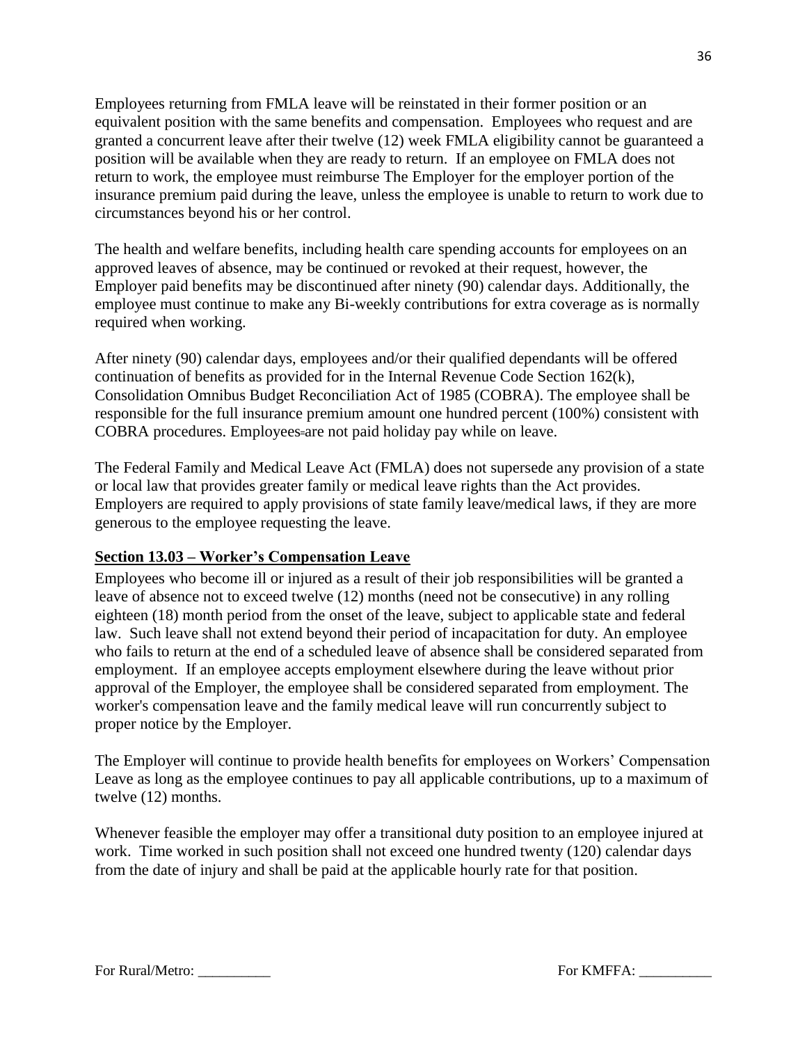Employees returning from FMLA leave will be reinstated in their former position or an equivalent position with the same benefits and compensation. Employees who request and are granted a concurrent leave after their twelve (12) week FMLA eligibility cannot be guaranteed a position will be available when they are ready to return. If an employee on FMLA does not return to work, the employee must reimburse The Employer for the employer portion of the insurance premium paid during the leave, unless the employee is unable to return to work due to circumstances beyond his or her control.

The health and welfare benefits, including health care spending accounts for employees on an approved leaves of absence, may be continued or revoked at their request, however, the Employer paid benefits may be discontinued after ninety (90) calendar days. Additionally, the employee must continue to make any Bi-weekly contributions for extra coverage as is normally required when working.

After ninety (90) calendar days, employees and/or their qualified dependants will be offered continuation of benefits as provided for in the Internal Revenue Code Section 162(k), Consolidation Omnibus Budget Reconciliation Act of 1985 (COBRA). The employee shall be responsible for the full insurance premium amount one hundred percent (100%) consistent with COBRA procedures. Employees are not paid holiday pay while on leave.

The Federal Family and Medical Leave Act (FMLA) does not supersede any provision of a state or local law that provides greater family or medical leave rights than the Act provides. Employers are required to apply provisions of state family leave/medical laws, if they are more generous to the employee requesting the leave.

**Section 13.03 – Worker's Compensation Leave**

Employees who become ill or injured as a result of their job responsibilities will be granted a leave of absence not to exceed twelve (12) months (need not be consecutive) in any rolling eighteen (18) month period from the onset of the leave, subject to applicable state and federal law. Such leave shall not extend beyond their period of incapacitation for duty. An employee who fails to return at the end of a scheduled leave of absence shall be considered separated from employment. If an employee accepts employment elsewhere during the leave without prior approval of the Employer, the employee shall be considered separated from employment. The worker's compensation leave and the family medical leave will run concurrently subject to proper notice by the Employer.

The Employer will continue to provide health benefits for employees on Workers' Compensation Leave as long as the employee continues to pay all applicable contributions, up to a maximum of twelve (12) months.

Whenever feasible the employer may offer a transitional duty position to an employee injured at work. Time worked in such position shall not exceed one hundred twenty (120) calendar days from the date of injury and shall be paid at the applicable hourly rate for that position.

For Rural/Metro: __________ For KMFFA: __________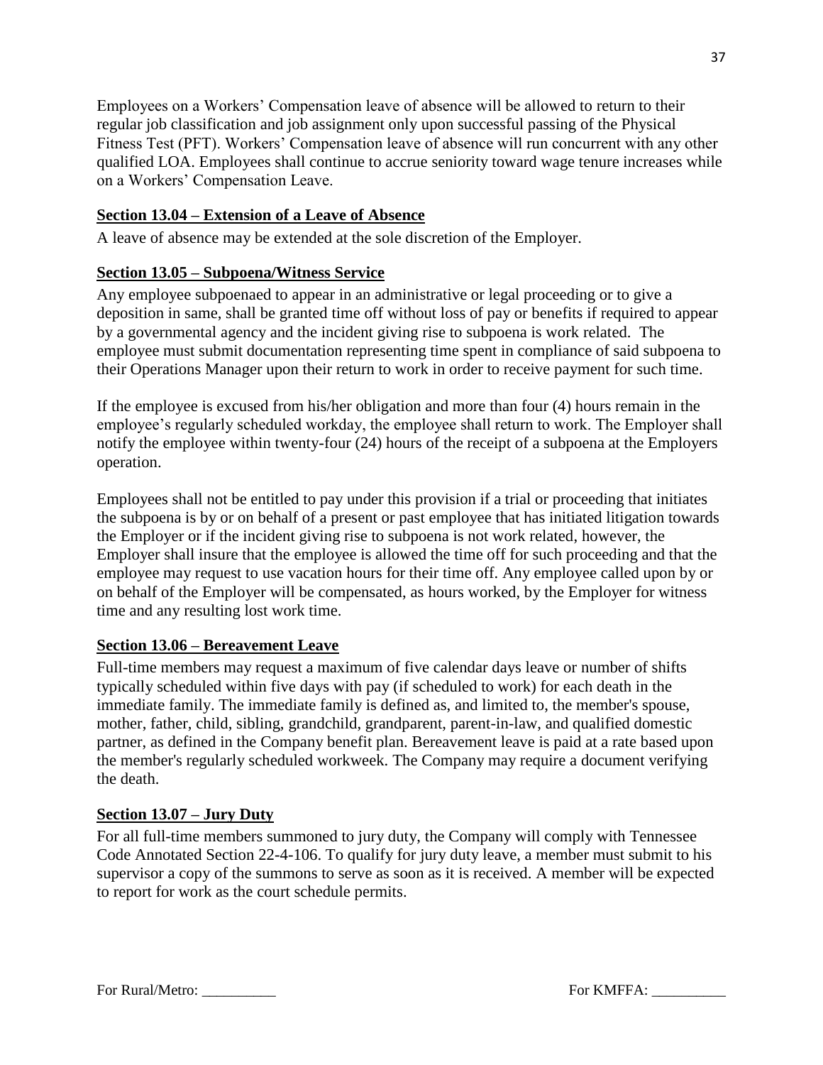Employees on a Workers' Compensation leave of absence will be allowed to return to their regular job classification and job assignment only upon successful passing of the Physical Fitness Test (PFT). Workers' Compensation leave of absence will run concurrent with any other qualified LOA. Employees shall continue to accrue seniority toward wage tenure increases while on a Workers' Compensation Leave.

### Section 13.04 – Extension of a Leave of Absence

A leave of absence may be extended at the sole discretion of the Employer.

### Section 13.05 – Subpoena/Witness Service

Any employee subpoenaed to appear in an administrative or legal proceeding or to give a deposition in same, shall be granted time off without loss of pay or benefits if required to appear by a governmental agency and the incident giving rise to subpoena is work related. The employee must submit documentation representing time spent in compliance of said subpoena to their Operations Manager upon their return to work in order to receive payment for such time.

If the employee is excused from his/her obligation and more than four (4) hours remain in the employee's regularly scheduled workday, the employee shall return to work. The Employer shall notify the employee within twenty-four (24) hours of the receipt of a subpoena at the Employers operation.

Employees shall not be entitled to pay under this provision if a trial or proceeding that initiates the subpoena is by or on behalf of a present or past employee that has initiated litigation towards the Employer or if the incident giving rise to subpoena is not work related, however, the Employer shall insure that the employee is allowed the time off for such proceeding and that the employee may request to use vacation hours for their time off. Any employee called upon by or on behalf of the Employer will be compensated, as hours worked, by the Employer for witness time and any resulting lost work time.

### Section 13.06 – Bereavement Leave

Full-time members may request a maximum of five calendar days leave or number of shifts typically scheduled within five days with pay (if scheduled to work) for each death in the immediate family. The immediate family is defined as, and limited to, the member's spouse, mother, father, child, sibling, grandchild, grandparent, parent-in-law, and qualified domestic partner, as defined in the Company benefit plan. Bereavement leave is paid at a rate based upon the member's regularly scheduled workweek. The Company may require a document verifying the death.

### Section 13.07 – Jury Duty

For all full-time members summoned to jury duty, the Company will comply with Tennessee Code Annotated Section 22-4-106. To qualify for jury duty leave, a member must submit to his supervisor a copy of the summons to serve as soon as it is received. A member will be expected to report for work as the court schedule permits.

For Rural/Metro: __________ For KMFFA: __________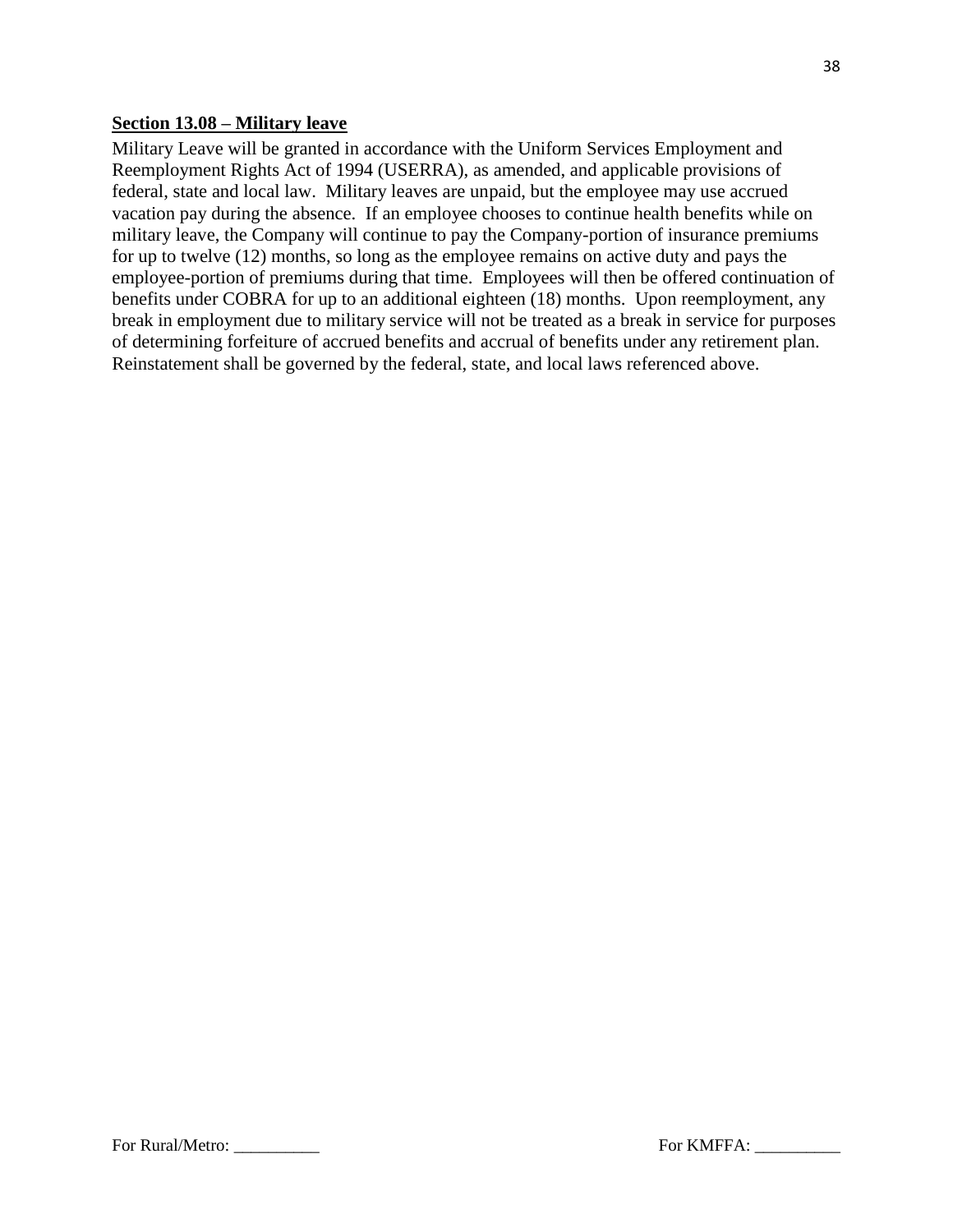**Section 13.08 – Military leave**

Military Leave will be granted in accordance with the Uniform Services Employment and Reemployment Rights Act of 1994 (USERRA), as amended, and applicable provisions of federal, state and local law. Military leaves are unpaid, but the employee may use accrued vacation pay during the absence. If an employee chooses to continue health benefits while on military leave, the Company will continue to pay the Company-portion of insurance premiums for up to twelve (12) months, so long as the employee remains on active duty and pays the employee-portion of premiums during that time. Employees will then be offered continuation of benefits under COBRA for up to an additional eighteen (18) months. Upon reemployment, any break in employment due to military service will not be treated as a break in service for purposes of determining forfeiture of accrued benefits and accrual of benefits under any retirement plan. Reinstatement shall be governed by the federal, state, and local laws referenced above.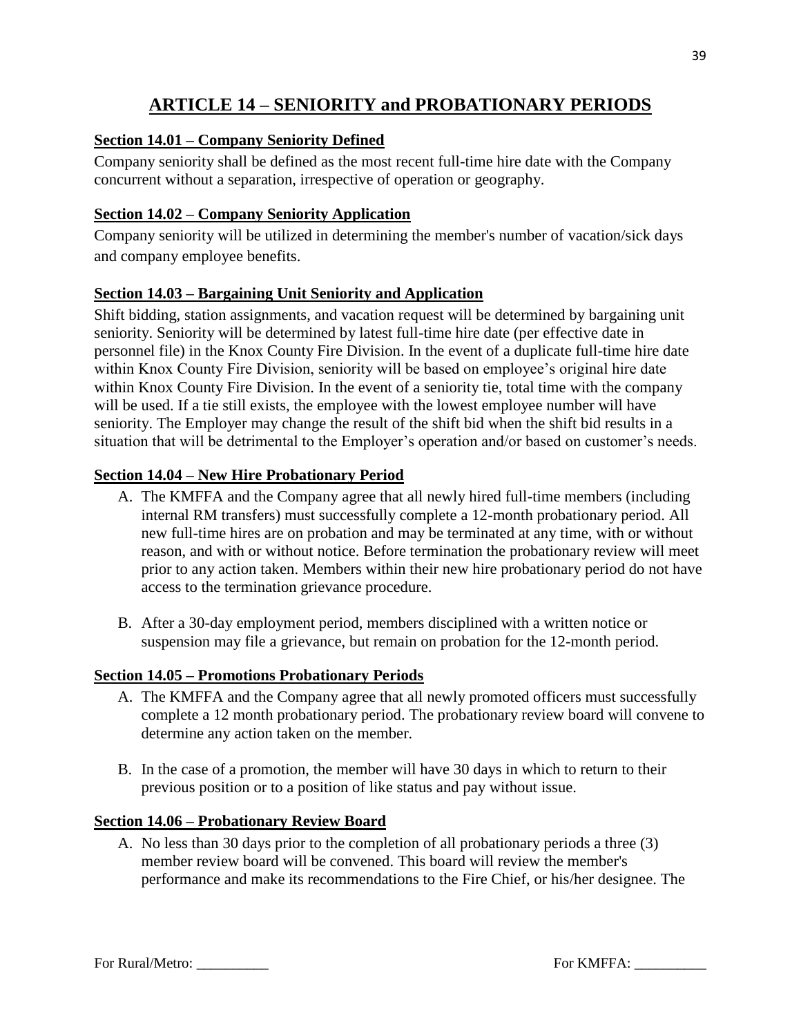# ARTICLE 14 – SENIORITY and PROBATIONARY PERIODS

## Section 14.01 – Company Seniority Defined

Company seniority shall be defined as the most recent full-time hire date with the Company concurrent without a separation, irrespective of operation or geography.

## Section 14.02 – Company Seniority Application

Company seniority will be utilized in determining the member's number of vacation/sick days and company employee benefits.

## Section 14.03 – Bargaining Unit Seniority and Application

Shift bidding, station assignments, and vacation request will be determined by bargaining unit seniority. Seniority will be determined by latest full-time hire date (per effective date in personnel file) in the Knox County Fire Division. In the event of a duplicate full-time hire date within Knox County Fire Division, seniority will be based on employee's original hire date within Knox County Fire Division. In the event of a seniority tie, total time with the company will be used. If a tie still exists, the employee with the lowest employee number will have seniority. The Employer may change the result of the shift bid when the shift bid results in a situation that will be detrimental to the Employer's operation and/or based on customer's needs.

## Section 14.04 – New Hire Probationary Period

A. The KMFFA and the Company agree that all newly hired full-time members (including internal RM transfers) must successfully complete a 12-month probationary period. All new full-time hires are on probation and may be terminated at any time, with or without reason, and with or without notice. Before termination the probationary review will meet prior to any action taken. Members within their new hire probationary period do not have access to the termination grievance procedure.

B. After a 30-day employment period, members disciplined with a written notice or suspension may file a grievance, but remain on probation for the 12-month period.

## Section 14.05 – Promotions Probationary Periods

A. The KMFFA and the Company agree that all newly promoted officers must successfully complete a 12 month probationary period. The probationary review board will convene to determine any action taken on the member.

B. In the case of a promotion, the member will have 30 days in which to return to their previous position or to a position of like status and pay without issue.

## Section 14.06 – Probationary Review Board

A. No less than 30 days prior to the completion of all probationary periods a three (3) member review board will be convened. This board will review the member's performance and make its recommendations to the Fire Chief, or his/her designee. The

For Rural/Metro: __________ For KMFFA: __________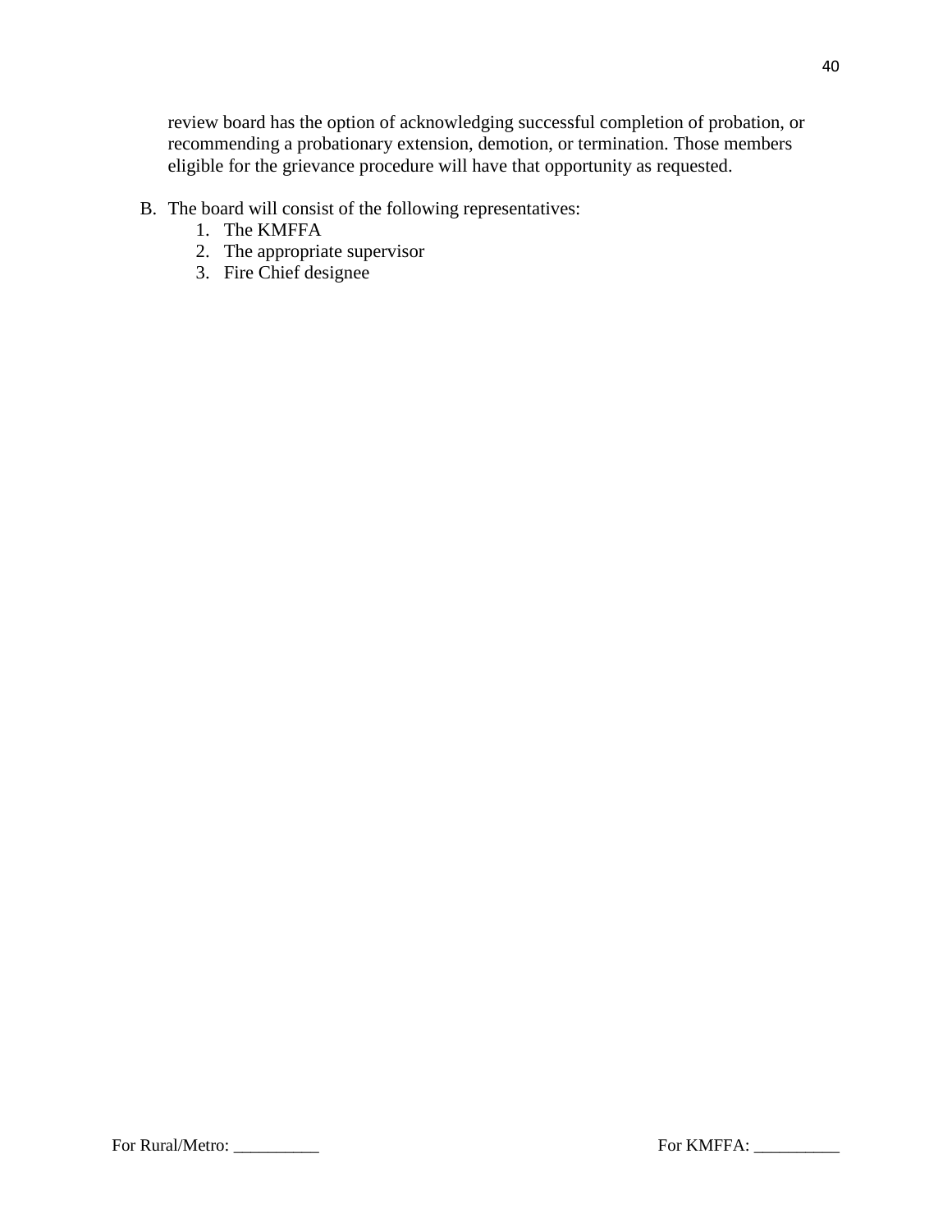review board has the option of acknowledging successful completion of probation, or recommending a probationary extension, demotion, or termination. Those members eligible for the grievance procedure will have that opportunity as requested.

B. The board will consist of the following representatives:
   1. The KMFFA
   2. The appropriate supervisor
   3. Fire Chief designee

For Rural/Metro: __________ For KMFFA: __________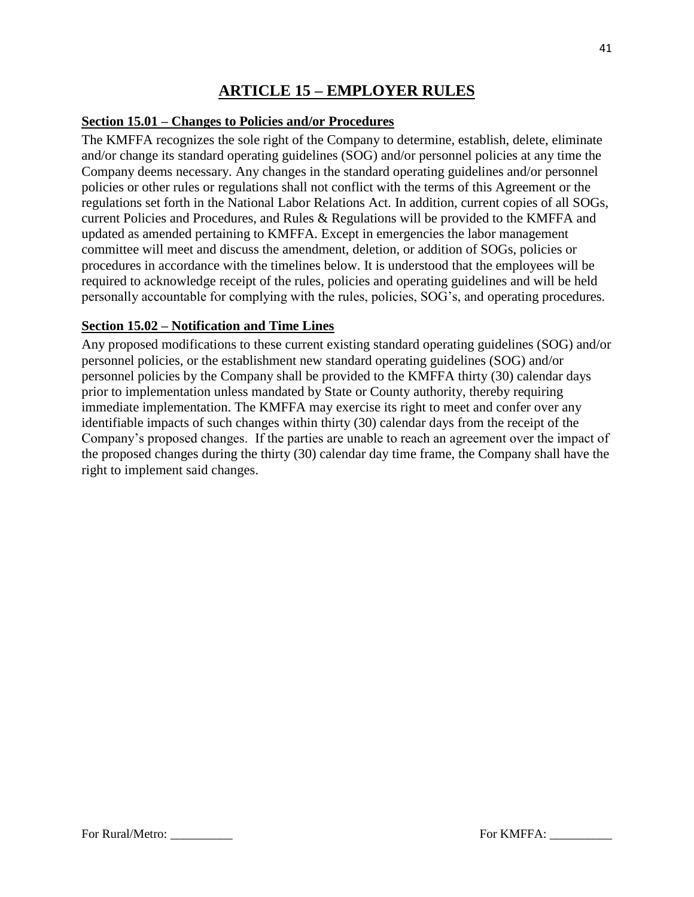# ARTICLE 15 – EMPLOYER RULES

**Section 15.01 – Changes to Policies and/or Procedures**

The KMFFA recognizes the sole right of the Company to determine, establish, delete, eliminate and/or change its standard operating guidelines (SOG) and/or personnel policies at any time the Company deems necessary. Any changes in the standard operating guidelines and/or personnel policies or other rules or regulations shall not conflict with the terms of this Agreement or the regulations set forth in the National Labor Relations Act. In addition, current copies of all SOGs, current Policies and Procedures, and Rules & Regulations will be provided to the KMFFA and updated as amended pertaining to KMFFA. Except in emergencies the labor management committee will meet and discuss the amendment, deletion, or addition of SOGs, policies or procedures in accordance with the timelines below. It is understood that the employees will be required to acknowledge receipt of the rules, policies and operating guidelines and will be held personally accountable for complying with the rules, policies, SOG's, and operating procedures.

**Section 15.02 – Notification and Time Lines**

Any proposed modifications to these current existing standard operating guidelines (SOG) and/or personnel policies, or the establishment new standard operating guidelines (SOG) and/or personnel policies by the Company shall be provided to the KMFFA thirty (30) calendar days prior to implementation unless mandated by State or County authority, thereby requiring immediate implementation. The KMFFA may exercise its right to meet and confer over any identifiable impacts of such changes within thirty (30) calendar days from the receipt of the Company's proposed changes. If the parties are unable to reach an agreement over the impact of the proposed changes during the thirty (30) calendar day time frame, the Company shall have the right to implement said changes.

For Rural/Metro: __________ For KMFFA: __________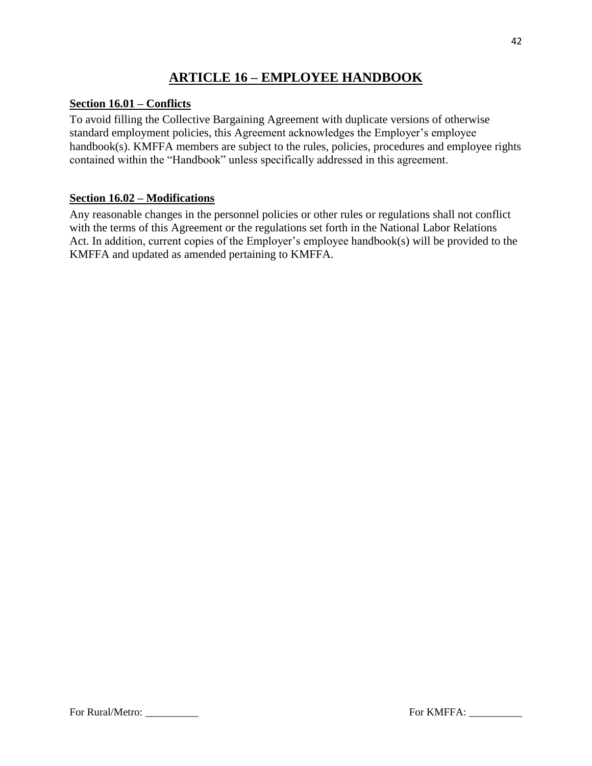# ARTICLE 16 – EMPLOYEE HANDBOOK

**Section 16.01 – Conflicts**

To avoid filling the Collective Bargaining Agreement with duplicate versions of otherwise standard employment policies, this Agreement acknowledges the Employer's employee handbook(s). KMFFA members are subject to the rules, policies, procedures and employee rights contained within the "Handbook" unless specifically addressed in this agreement.

**Section 16.02 – Modifications**

Any reasonable changes in the personnel policies or other rules or regulations shall not conflict with the terms of this Agreement or the regulations set forth in the National Labor Relations Act. In addition, current copies of the Employer's employee handbook(s) will be provided to the KMFFA and updated as amended pertaining to KMFFA.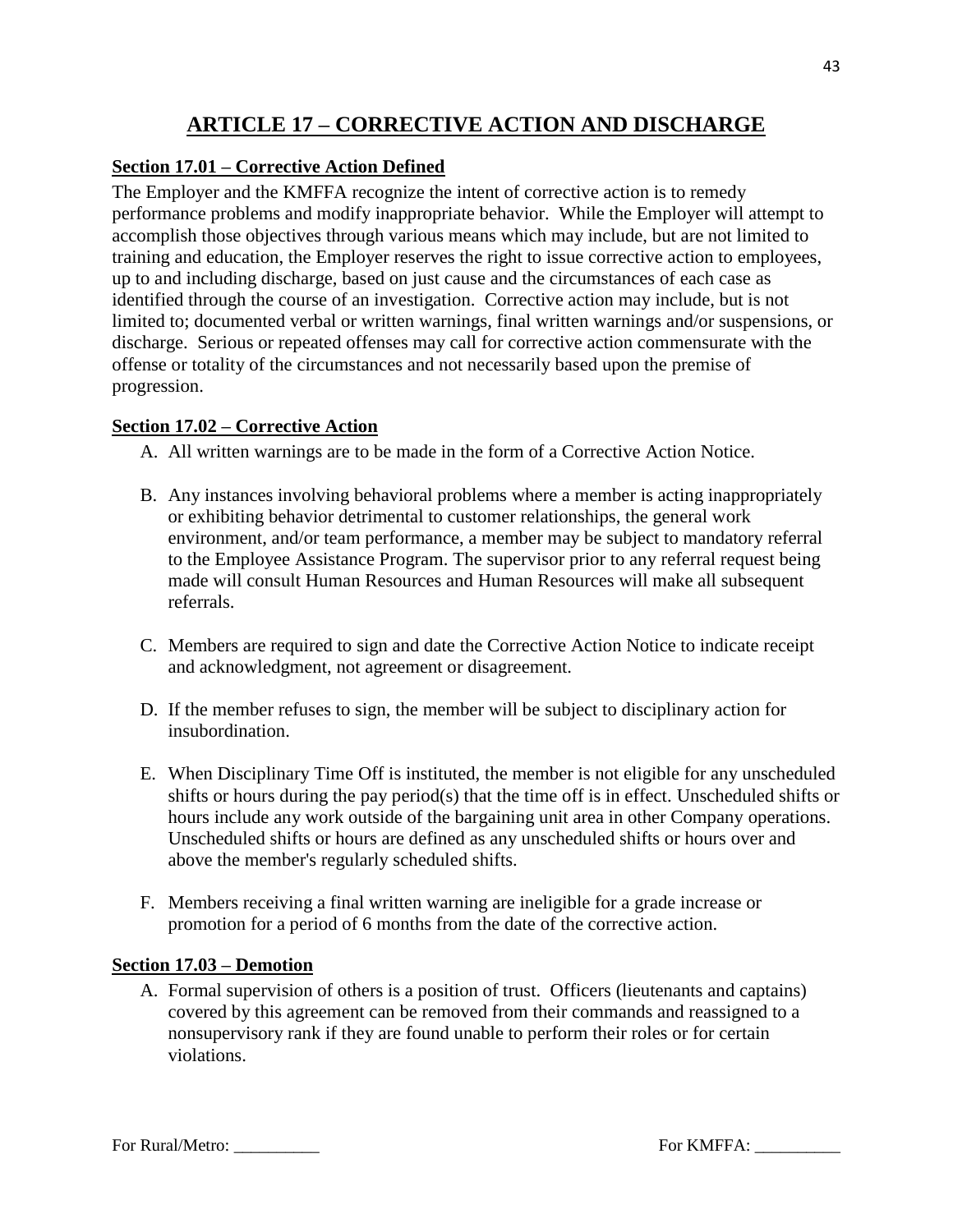# ARTICLE 17 – CORRECTIVE ACTION AND DISCHARGE

## Section 17.01 – Corrective Action Defined

The Employer and the KMFFA recognize the intent of corrective action is to remedy performance problems and modify inappropriate behavior. While the Employer will attempt to accomplish those objectives through various means which may include, but are not limited to training and education, the Employer reserves the right to issue corrective action to employees, up to and including discharge, based on just cause and the circumstances of each case as identified through the course of an investigation. Corrective action may include, but is not limited to; documented verbal or written warnings, final written warnings and/or suspensions, or discharge. Serious or repeated offenses may call for corrective action commensurate with the offense or totality of the circumstances and not necessarily based upon the premise of progression.

## Section 17.02 – Corrective Action

A. All written warnings are to be made in the form of a Corrective Action Notice.

B. Any instances involving behavioral problems where a member is acting inappropriately or exhibiting behavior detrimental to customer relationships, the general work environment, and/or team performance, a member may be subject to mandatory referral to the Employee Assistance Program. The supervisor prior to any referral request being made will consult Human Resources and Human Resources will make all subsequent referrals.

C. Members are required to sign and date the Corrective Action Notice to indicate receipt and acknowledgment, not agreement or disagreement.

D. If the member refuses to sign, the member will be subject to disciplinary action for insubordination.

E. When Disciplinary Time Off is instituted, the member is not eligible for any unscheduled shifts or hours during the pay period(s) that the time off is in effect. Unscheduled shifts or hours include any work outside of the bargaining unit area in other Company operations. Unscheduled shifts or hours are defined as any unscheduled shifts or hours over and above the member's regularly scheduled shifts.

F. Members receiving a final written warning are ineligible for a grade increase or promotion for a period of 6 months from the date of the corrective action.

## Section 17.03 – Demotion

A. Formal supervision of others is a position of trust. Officers (lieutenants and captains) covered by this agreement can be removed from their commands and reassigned to a nonsupervisory rank if they are found unable to perform their roles or for certain violations.

For Rural/Metro: __________ For KMFFA: __________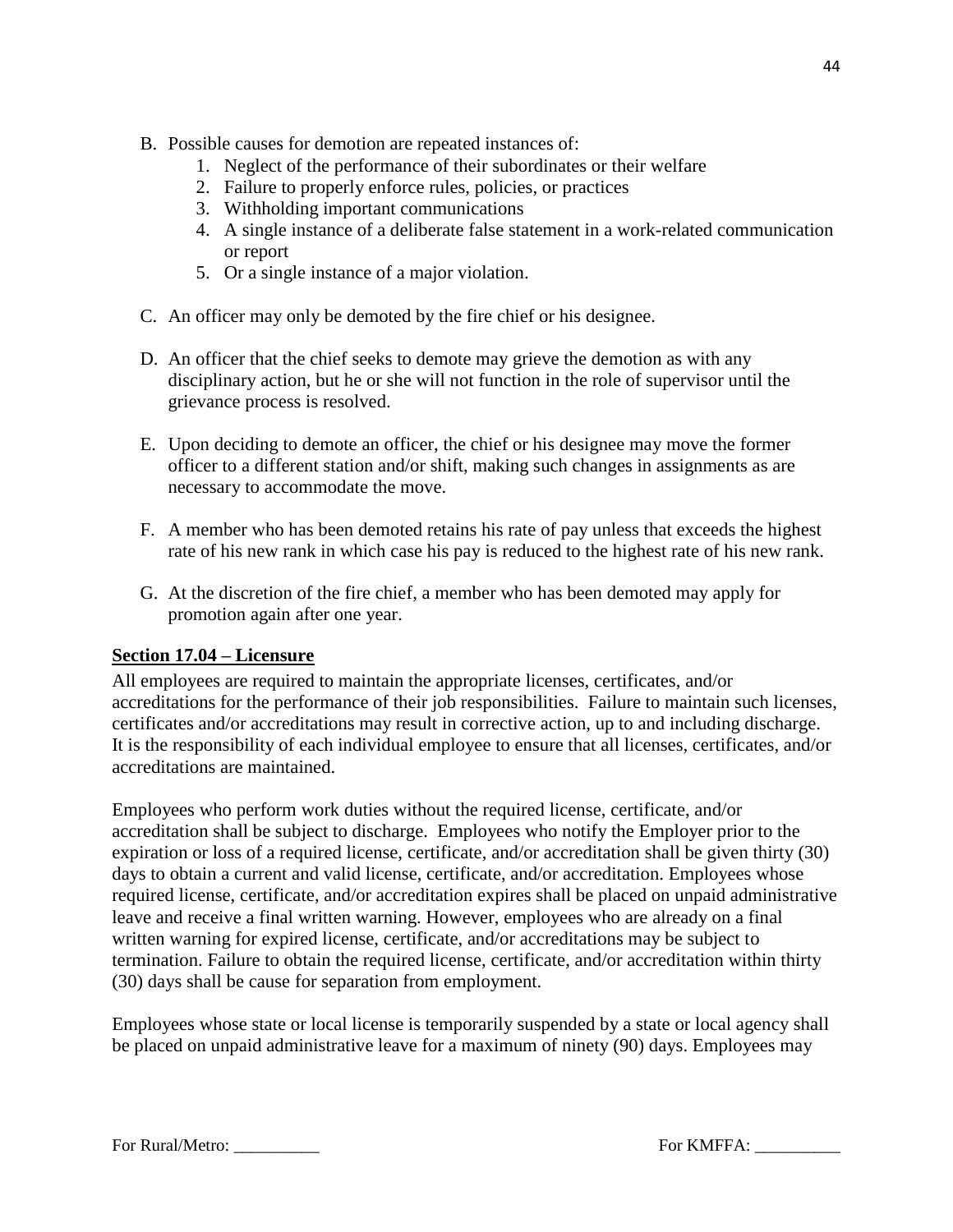B. Possible causes for demotion are repeated instances of:
   1. Neglect of the performance of their subordinates or their welfare
   2. Failure to properly enforce rules, policies, or practices
   3. Withholding important communications
   4. A single instance of a deliberate false statement in a work-related communication or report
   5. Or a single instance of a major violation.

C. An officer may only be demoted by the fire chief or his designee.

D. An officer that the chief seeks to demote may grieve the demotion as with any disciplinary action, but he or she will not function in the role of supervisor until the grievance process is resolved.

E. Upon deciding to demote an officer, the chief or his designee may move the former officer to a different station and/or shift, making such changes in assignments as are necessary to accommodate the move.

F. A member who has been demoted retains his rate of pay unless that exceeds the highest rate of his new rank in which case his pay is reduced to the highest rate of his new rank.

G. At the discretion of the fire chief, a member who has been demoted may apply for promotion again after one year.

**Section 17.04 – Licensure**

All employees are required to maintain the appropriate licenses, certificates, and/or accreditations for the performance of their job responsibilities. Failure to maintain such licenses, certificates and/or accreditations may result in corrective action, up to and including discharge. It is the responsibility of each individual employee to ensure that all licenses, certificates, and/or accreditations are maintained.

Employees who perform work duties without the required license, certificate, and/or accreditation shall be subject to discharge. Employees who notify the Employer prior to the expiration or loss of a required license, certificate, and/or accreditation shall be given thirty (30) days to obtain a current and valid license, certificate, and/or accreditation. Employees whose required license, certificate, and/or accreditation expires shall be placed on unpaid administrative leave and receive a final written warning. However, employees who are already on a final written warning for expired license, certificate, and/or accreditations may be subject to termination. Failure to obtain the required license, certificate, and/or accreditation within thirty (30) days shall be cause for separation from employment.

Employees whose state or local license is temporarily suspended by a state or local agency shall be placed on unpaid administrative leave for a maximum of ninety (90) days. Employees may

For Rural/Metro: __________ For KMFFA: __________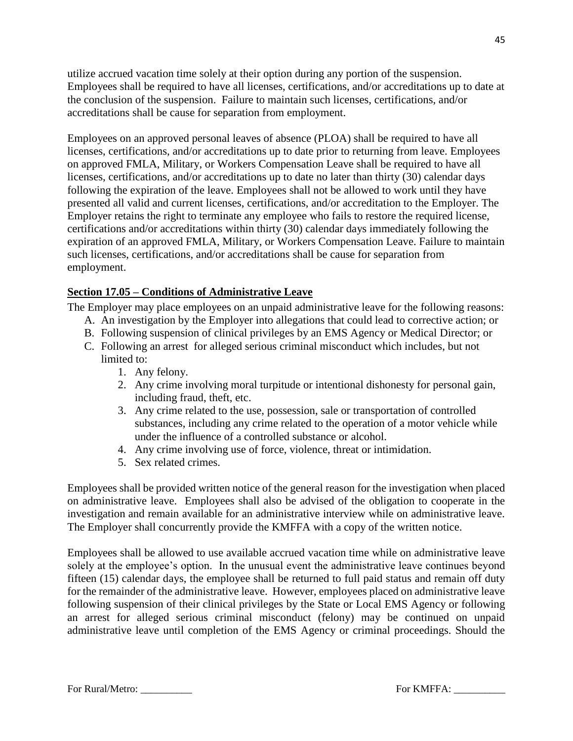utilize accrued vacation time solely at their option during any portion of the suspension. Employees shall be required to have all licenses, certifications, and/or accreditations up to date at the conclusion of the suspension. Failure to maintain such licenses, certifications, and/or accreditations shall be cause for separation from employment.

Employees on an approved personal leaves of absence (PLOA) shall be required to have all licenses, certifications, and/or accreditations up to date prior to returning from leave. Employees on approved FMLA, Military, or Workers Compensation Leave shall be required to have all licenses, certifications, and/or accreditations up to date no later than thirty (30) calendar days following the expiration of the leave. Employees shall not be allowed to work until they have presented all valid and current licenses, certifications, and/or accreditation to the Employer. The Employer retains the right to terminate any employee who fails to restore the required license, certifications and/or accreditations within thirty (30) calendar days immediately following the expiration of an approved FMLA, Military, or Workers Compensation Leave. Failure to maintain such licenses, certifications, and/or accreditations shall be cause for separation from employment.

**Section 17.05 – Conditions of Administrative Leave**

The Employer may place employees on an unpaid administrative leave for the following reasons:

A. An investigation by the Employer into allegations that could lead to corrective action; or
B. Following suspension of clinical privileges by an EMS Agency or Medical Director; or
C. Following an arrest for alleged serious criminal misconduct which includes, but not limited to:
   1. Any felony.
   2. Any crime involving moral turpitude or intentional dishonesty for personal gain, including fraud, theft, etc.
   3. Any crime related to the use, possession, sale or transportation of controlled substances, including any crime related to the operation of a motor vehicle while under the influence of a controlled substance or alcohol.
   4. Any crime involving use of force, violence, threat or intimidation.
   5. Sex related crimes.

Employees shall be provided written notice of the general reason for the investigation when placed on administrative leave. Employees shall also be advised of the obligation to cooperate in the investigation and remain available for an administrative interview while on administrative leave. The Employer shall concurrently provide the KMFFA with a copy of the written notice.

Employees shall be allowed to use available accrued vacation time while on administrative leave solely at the employee's option. In the unusual event the administrative leave continues beyond fifteen (15) calendar days, the employee shall be returned to full paid status and remain off duty for the remainder of the administrative leave. However, employees placed on administrative leave following suspension of their clinical privileges by the State or Local EMS Agency or following an arrest for alleged serious criminal misconduct (felony) may be continued on unpaid administrative leave until completion of the EMS Agency or criminal proceedings. Should the

For Rural/Metro: __________ For KMFFA: __________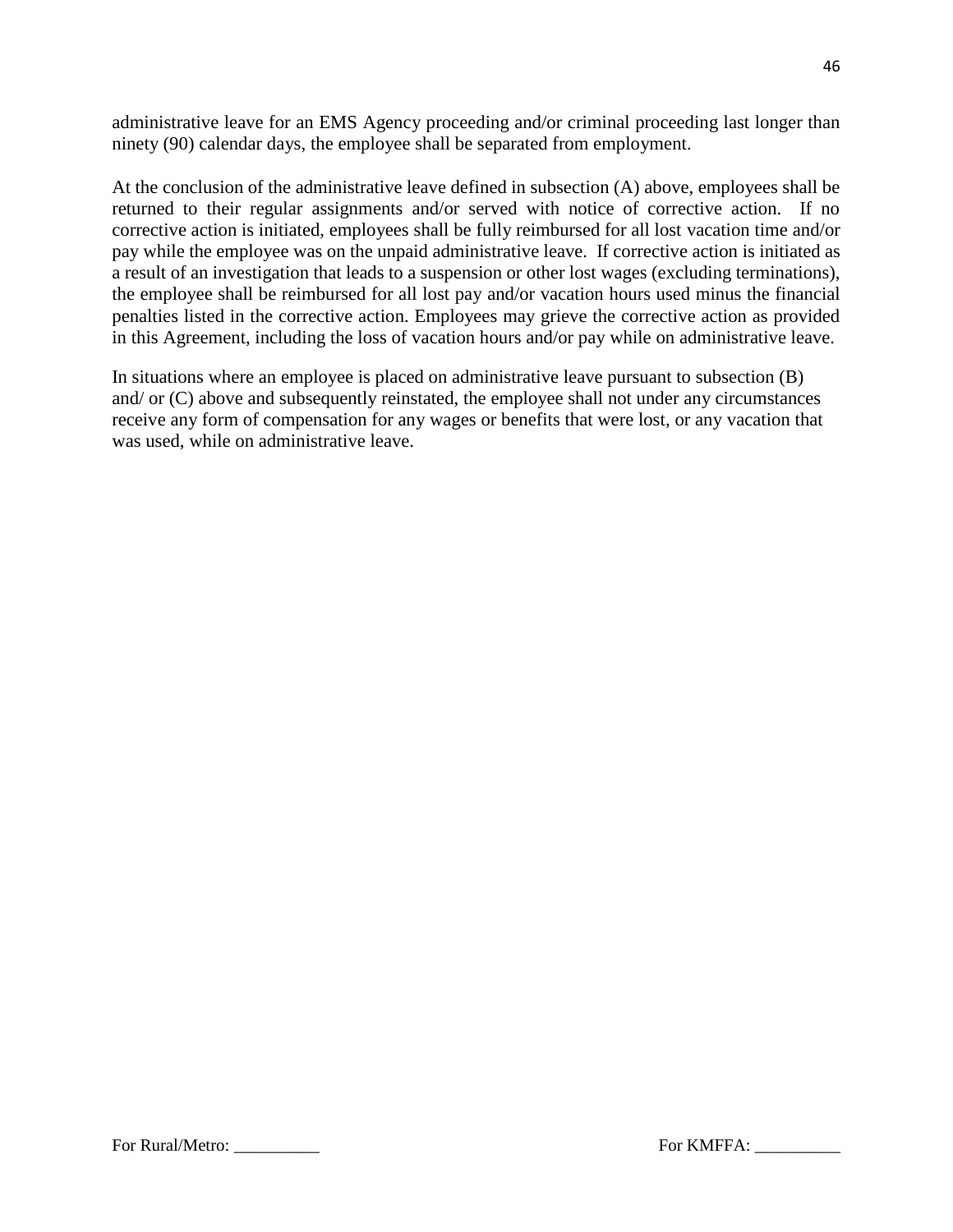administrative leave for an EMS Agency proceeding and/or criminal proceeding last longer than ninety (90) calendar days, the employee shall be separated from employment.

At the conclusion of the administrative leave defined in subsection (A) above, employees shall be returned to their regular assignments and/or served with notice of corrective action. If no corrective action is initiated, employees shall be fully reimbursed for all lost vacation time and/or pay while the employee was on the unpaid administrative leave. If corrective action is initiated as a result of an investigation that leads to a suspension or other lost wages (excluding terminations), the employee shall be reimbursed for all lost pay and/or vacation hours used minus the financial penalties listed in the corrective action. Employees may grieve the corrective action as provided in this Agreement, including the loss of vacation hours and/or pay while on administrative leave.

In situations where an employee is placed on administrative leave pursuant to subsection (B) and/ or (C) above and subsequently reinstated, the employee shall not under any circumstances receive any form of compensation for any wages or benefits that were lost, or any vacation that was used, while on administrative leave.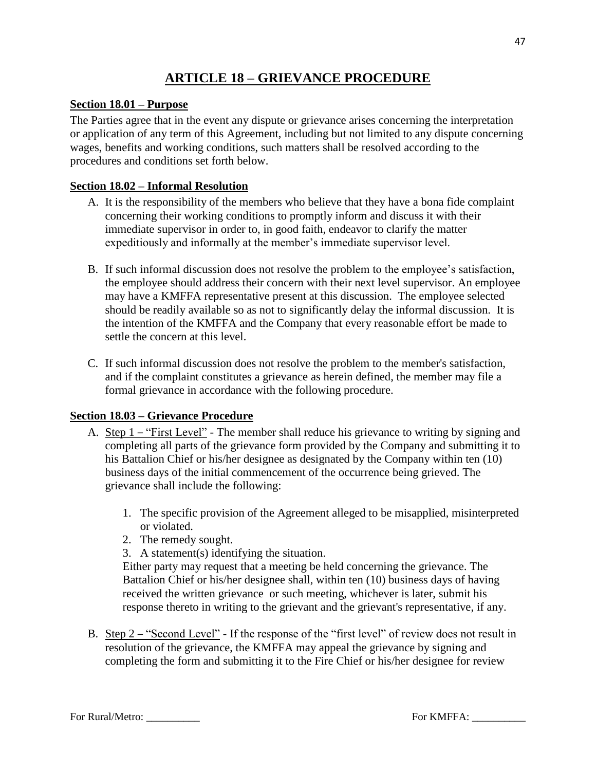# ARTICLE 18 – GRIEVANCE PROCEDURE

## Section 18.01 – Purpose

The Parties agree that in the event any dispute or grievance arises concerning the interpretation or application of any term of this Agreement, including but not limited to any dispute concerning wages, benefits and working conditions, such matters shall be resolved according to the procedures and conditions set forth below.

## Section 18.02 – Informal Resolution

A. It is the responsibility of the members who believe that they have a bona fide complaint concerning their working conditions to promptly inform and discuss it with their immediate supervisor in order to, in good faith, endeavor to clarify the matter expeditiously and informally at the member's immediate supervisor level.

B. If such informal discussion does not resolve the problem to the employee's satisfaction, the employee should address their concern with their next level supervisor. An employee may have a KMFFA representative present at this discussion. The employee selected should be readily available so as not to significantly delay the informal discussion. It is the intention of the KMFFA and the Company that every reasonable effort be made to settle the concern at this level.

C. If such informal discussion does not resolve the problem to the member's satisfaction, and if the complaint constitutes a grievance as herein defined, the member may file a formal grievance in accordance with the following procedure.

## Section 18.03 – Grievance Procedure

A. Step 1 – "First Level" - The member shall reduce his grievance to writing by signing and completing all parts of the grievance form provided by the Company and submitting it to his Battalion Chief or his/her designee as designated by the Company within ten (10) business days of the initial commencement of the occurrence being grieved. The grievance shall include the following:

   1. The specific provision of the Agreement alleged to be misapplied, misinterpreted or violated.
   2. The remedy sought.
   3. A statement(s) identifying the situation.

   Either party may request that a meeting be held concerning the grievance. The Battalion Chief or his/her designee shall, within ten (10) business days of having received the written grievance or such meeting, whichever is later, submit his response thereto in writing to the grievant and the grievant's representative, if any.

B. Step 2 – "Second Level" - If the response of the "first level" of review does not result in resolution of the grievance, the KMFFA may appeal the grievance by signing and completing the form and submitting it to the Fire Chief or his/her designee for review

For Rural/Metro: __________ For KMFFA: __________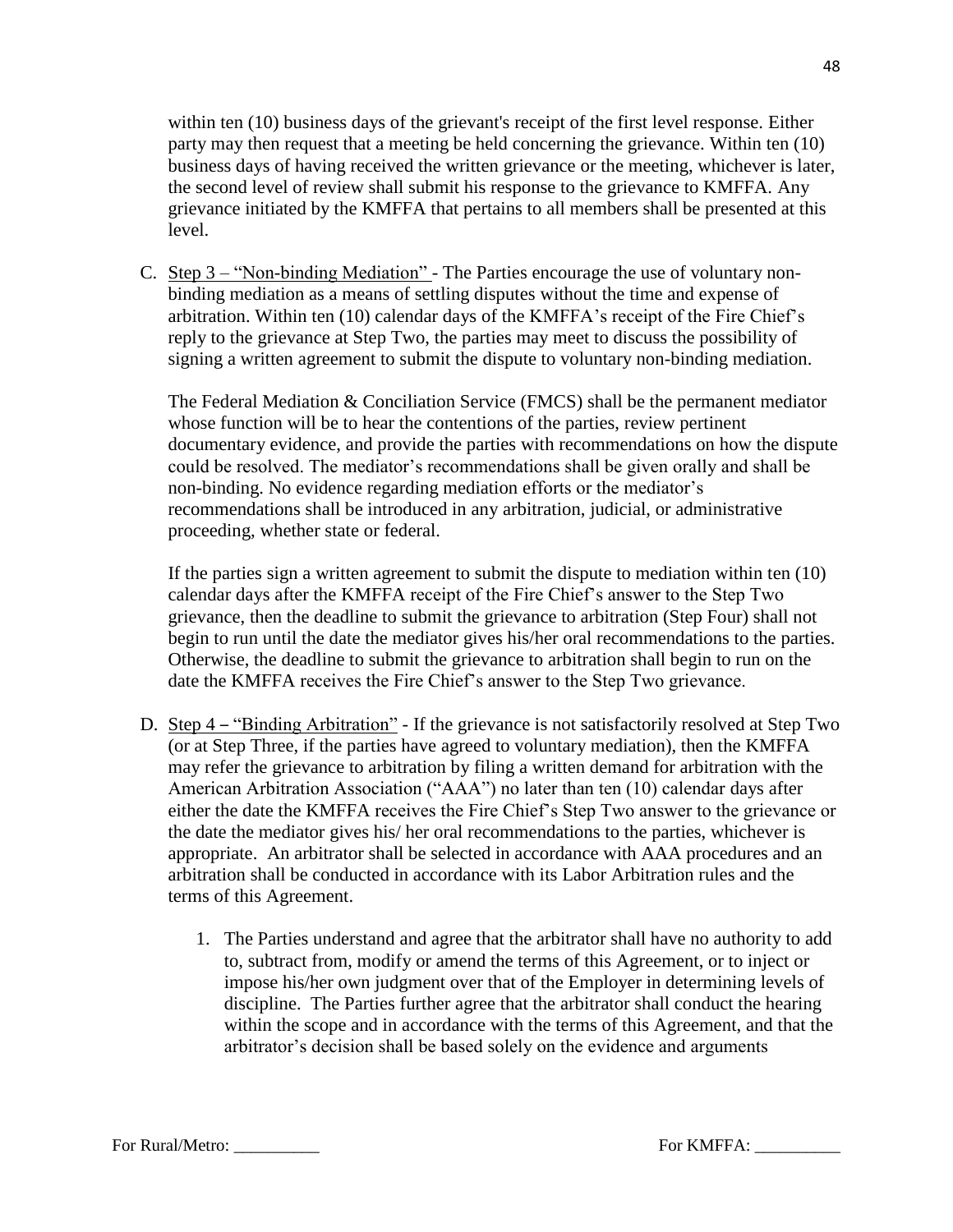within ten (10) business days of the grievant's receipt of the first level response. Either party may then request that a meeting be held concerning the grievance. Within ten (10) business days of having received the written grievance or the meeting, whichever is later, the second level of review shall submit his response to the grievance to KMFFA. Any grievance initiated by the KMFFA that pertains to all members shall be presented at this level.

C. Step 3 – "Non-binding Mediation" - The Parties encourage the use of voluntary non-binding mediation as a means of settling disputes without the time and expense of arbitration. Within ten (10) calendar days of the KMFFA's receipt of the Fire Chief's reply to the grievance at Step Two, the parties may meet to discuss the possibility of signing a written agreement to submit the dispute to voluntary non-binding mediation.

   The Federal Mediation & Conciliation Service (FMCS) shall be the permanent mediator whose function will be to hear the contentions of the parties, review pertinent documentary evidence, and provide the parties with recommendations on how the dispute could be resolved. The mediator's recommendations shall be given orally and shall be non-binding. No evidence regarding mediation efforts or the mediator's recommendations shall be introduced in any arbitration, judicial, or administrative proceeding, whether state or federal.

   If the parties sign a written agreement to submit the dispute to mediation within ten (10) calendar days after the KMFFA receipt of the Fire Chief's answer to the Step Two grievance, then the deadline to submit the grievance to arbitration (Step Four) shall not begin to run until the date the mediator gives his/her oral recommendations to the parties. Otherwise, the deadline to submit the grievance to arbitration shall begin to run on the date the KMFFA receives the Fire Chief's answer to the Step Two grievance.

D. Step 4 – "Binding Arbitration" - If the grievance is not satisfactorily resolved at Step Two (or at Step Three, if the parties have agreed to voluntary mediation), then the KMFFA may refer the grievance to arbitration by filing a written demand for arbitration with the American Arbitration Association ("AAA") no later than ten (10) calendar days after either the date the KMFFA receives the Fire Chief's Step Two answer to the grievance or the date the mediator gives his/ her oral recommendations to the parties, whichever is appropriate. An arbitrator shall be selected in accordance with AAA procedures and an arbitration shall be conducted in accordance with its Labor Arbitration rules and the terms of this Agreement.

   1. The Parties understand and agree that the arbitrator shall have no authority to add to, subtract from, modify or amend the terms of this Agreement, or to inject or impose his/her own judgment over that of the Employer in determining levels of discipline. The Parties further agree that the arbitrator shall conduct the hearing within the scope and in accordance with the terms of this Agreement, and that the arbitrator's decision shall be based solely on the evidence and arguments

For Rural/Metro: __________ For KMFFA: __________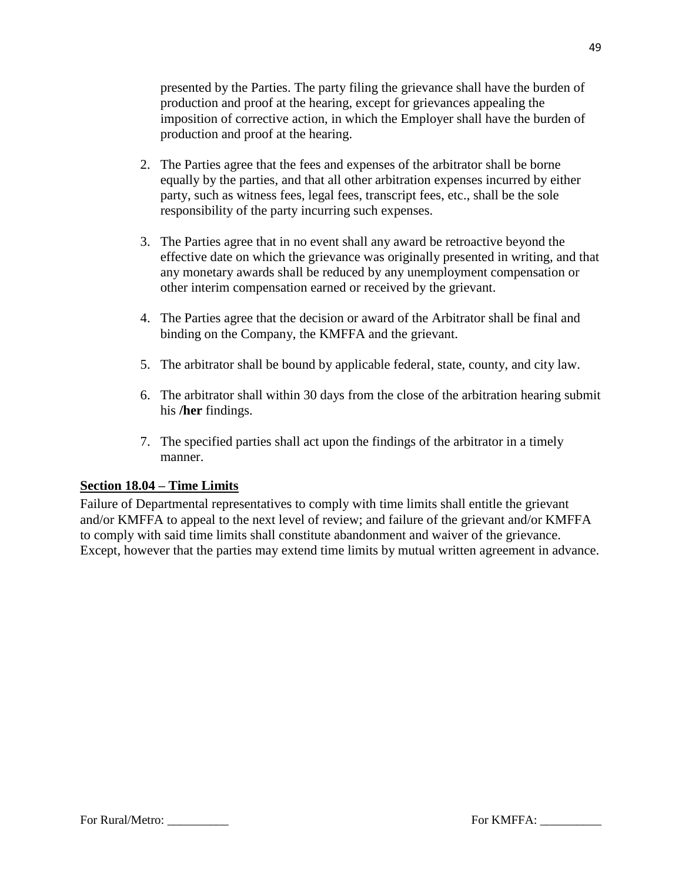presented by the Parties. The party filing the grievance shall have the burden of production and proof at the hearing, except for grievances appealing the imposition of corrective action, in which the Employer shall have the burden of production and proof at the hearing.

2. The Parties agree that the fees and expenses of the arbitrator shall be borne equally by the parties, and that all other arbitration expenses incurred by either party, such as witness fees, legal fees, transcript fees, etc., shall be the sole responsibility of the party incurring such expenses.

3. The Parties agree that in no event shall any award be retroactive beyond the effective date on which the grievance was originally presented in writing, and that any monetary awards shall be reduced by any unemployment compensation or other interim compensation earned or received by the grievant.

4. The Parties agree that the decision or award of the Arbitrator shall be final and binding on the Company, the KMFFA and the grievant.

5. The arbitrator shall be bound by applicable federal, state, county, and city law.

6. The arbitrator shall within 30 days from the close of the arbitration hearing submit his **/her** findings.

7. The specified parties shall act upon the findings of the arbitrator in a timely manner.

**Section 18.04 – Time Limits**

Failure of Departmental representatives to comply with time limits shall entitle the grievant and/or KMFFA to appeal to the next level of review; and failure of the grievant and/or KMFFA to comply with said time limits shall constitute abandonment and waiver of the grievance. Except, however that the parties may extend time limits by mutual written agreement in advance.

For Rural/Metro: __________ For KMFFA: __________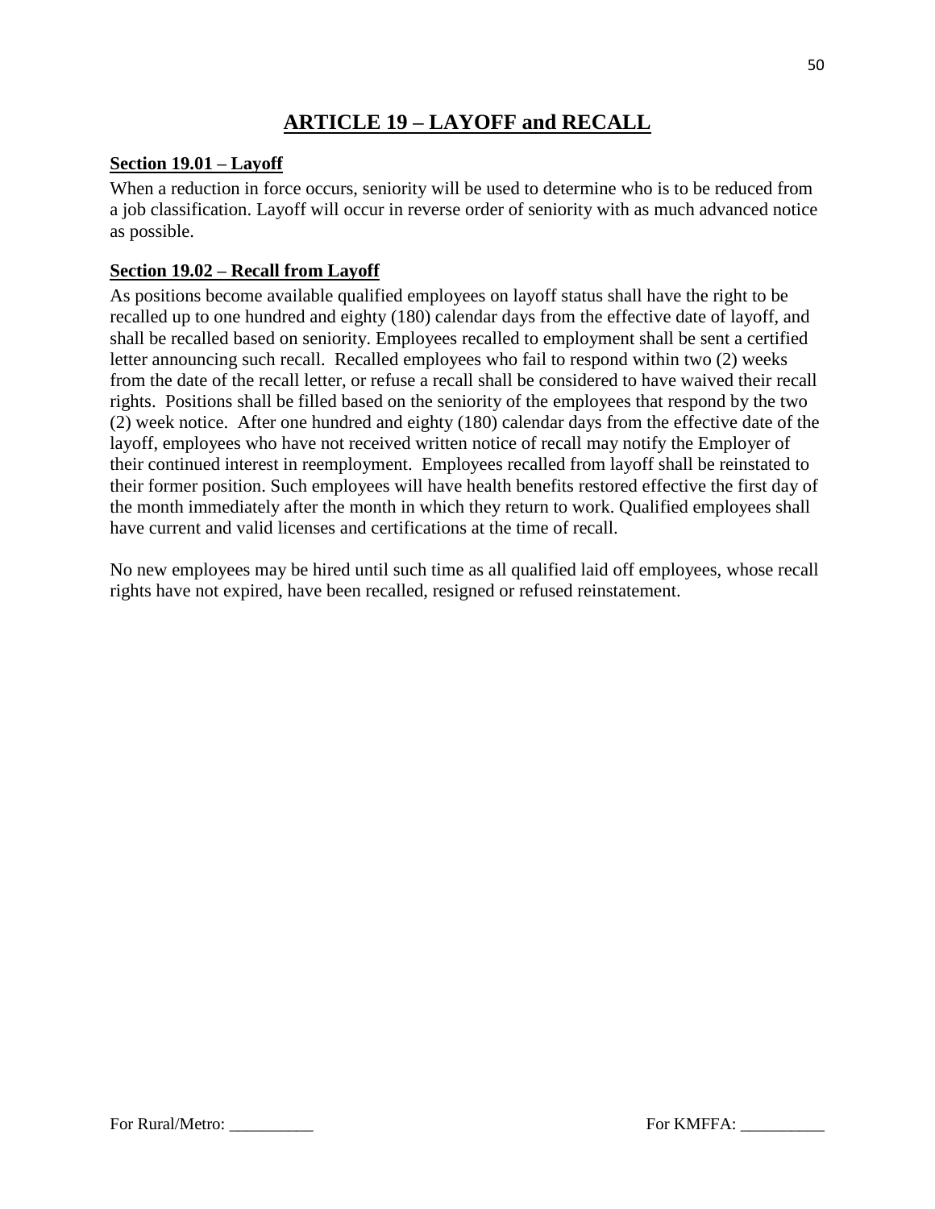# ARTICLE 19 – LAYOFF and RECALL

**Section 19.01 – Layoff**

When a reduction in force occurs, seniority will be used to determine who is to be reduced from a job classification. Layoff will occur in reverse order of seniority with as much advanced notice as possible.

**Section 19.02 – Recall from Layoff**

As positions become available qualified employees on layoff status shall have the right to be recalled up to one hundred and eighty (180) calendar days from the effective date of layoff, and shall be recalled based on seniority. Employees recalled to employment shall be sent a certified letter announcing such recall. Recalled employees who fail to respond within two (2) weeks from the date of the recall letter, or refuse a recall shall be considered to have waived their recall rights. Positions shall be filled based on the seniority of the employees that respond by the two (2) week notice. After one hundred and eighty (180) calendar days from the effective date of the layoff, employees who have not received written notice of recall may notify the Employer of their continued interest in reemployment. Employees recalled from layoff shall be reinstated to their former position. Such employees will have health benefits restored effective the first day of the month immediately after the month in which they return to work. Qualified employees shall have current and valid licenses and certifications at the time of recall.

No new employees may be hired until such time as all qualified laid off employees, whose recall rights have not expired, have been recalled, resigned or refused reinstatement.

For Rural/Metro: __________ For KMFFA: __________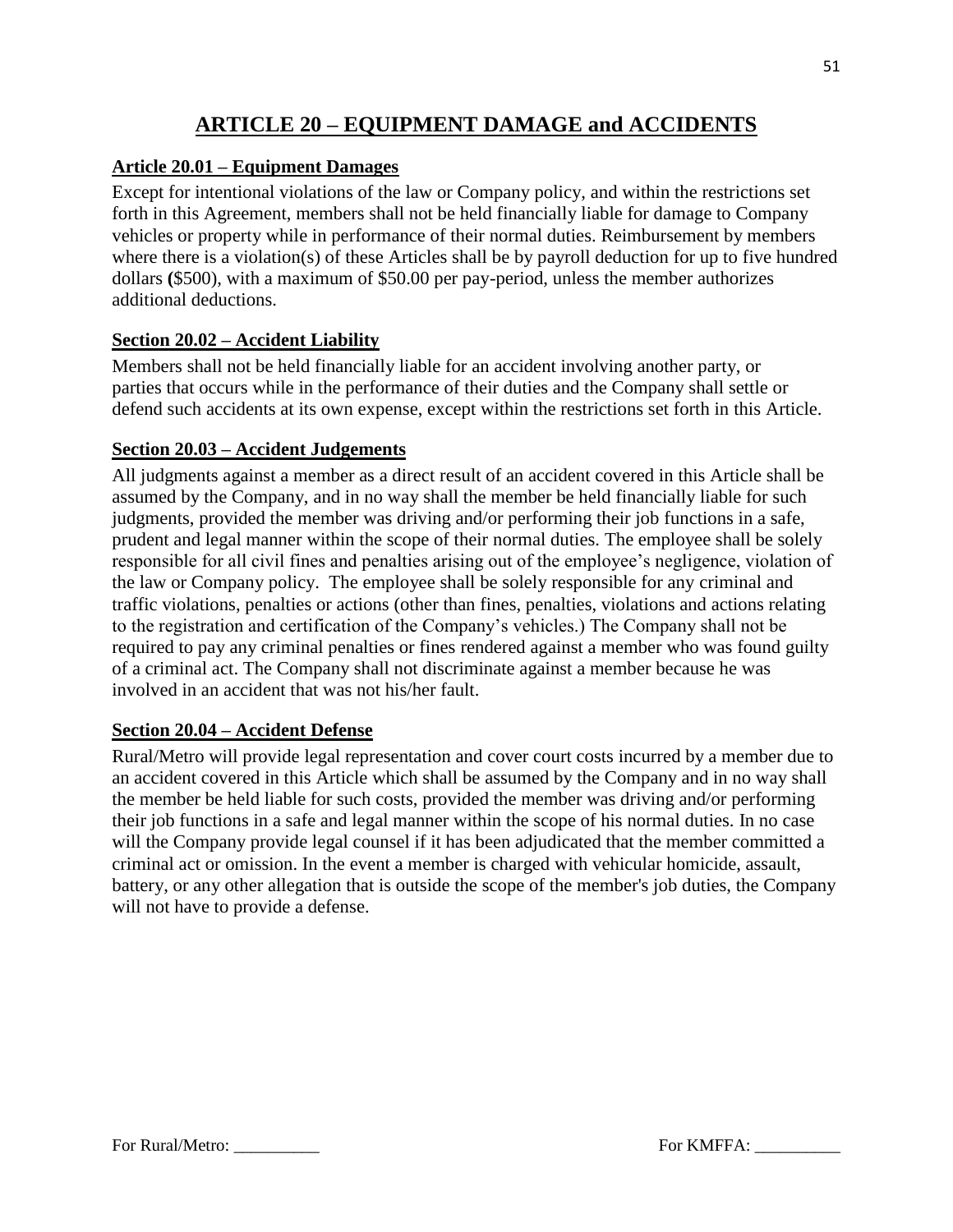# ARTICLE 20 – EQUIPMENT DAMAGE and ACCIDENTS

## Article 20.01 – Equipment Damages

Except for intentional violations of the law or Company policy, and within the restrictions set forth in this Agreement, members shall not be held financially liable for damage to Company vehicles or property while in performance of their normal duties. Reimbursement by members where there is a violation(s) of these Articles shall be by payroll deduction for up to five hundred dollars **(**$500), with a maximum of $50.00 per pay-period, unless the member authorizes additional deductions.

## Section 20.02 – Accident Liability

Members shall not be held financially liable for an accident involving another party, or parties that occurs while in the performance of their duties and the Company shall settle or defend such accidents at its own expense, except within the restrictions set forth in this Article.

## Section 20.03 – Accident Judgements

All judgments against a member as a direct result of an accident covered in this Article shall be assumed by the Company, and in no way shall the member be held financially liable for such judgments, provided the member was driving and/or performing their job functions in a safe, prudent and legal manner within the scope of their normal duties. The employee shall be solely responsible for all civil fines and penalties arising out of the employee's negligence, violation of the law or Company policy. The employee shall be solely responsible for any criminal and traffic violations, penalties or actions (other than fines, penalties, violations and actions relating to the registration and certification of the Company's vehicles.) The Company shall not be required to pay any criminal penalties or fines rendered against a member who was found guilty of a criminal act. The Company shall not discriminate against a member because he was involved in an accident that was not his/her fault.

## Section 20.04 – Accident Defense

Rural/Metro will provide legal representation and cover court costs incurred by a member due to an accident covered in this Article which shall be assumed by the Company and in no way shall the member be held liable for such costs, provided the member was driving and/or performing their job functions in a safe and legal manner within the scope of his normal duties. In no case will the Company provide legal counsel if it has been adjudicated that the member committed a criminal act or omission. In the event a member is charged with vehicular homicide, assault, battery, or any other allegation that is outside the scope of the member's job duties, the Company will not have to provide a defense.

For Rural/Metro: __________ For KMFFA: __________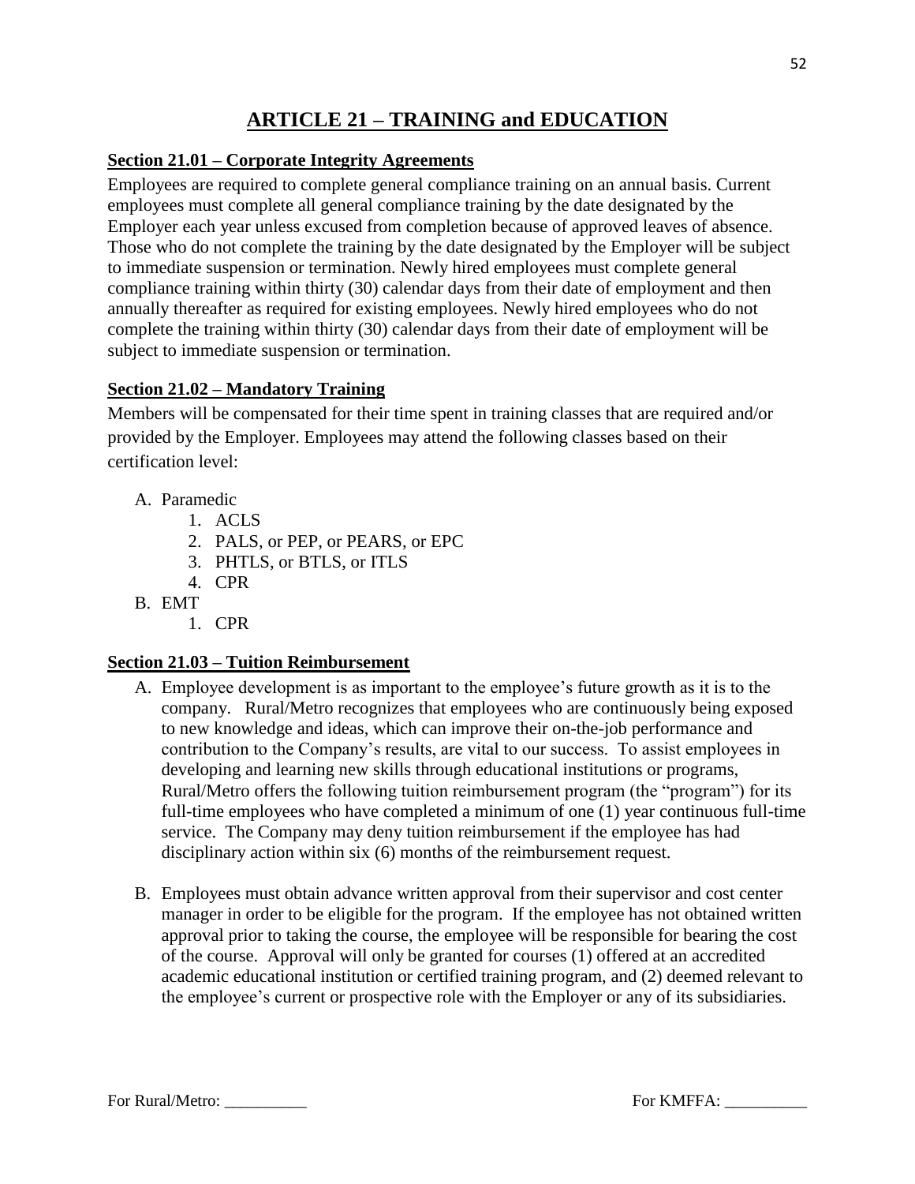# ARTICLE 21 – TRAINING and EDUCATION

## Section 21.01 – Corporate Integrity Agreements

Employees are required to complete general compliance training on an annual basis. Current employees must complete all general compliance training by the date designated by the Employer each year unless excused from completion because of approved leaves of absence. Those who do not complete the training by the date designated by the Employer will be subject to immediate suspension or termination. Newly hired employees must complete general compliance training within thirty (30) calendar days from their date of employment and then annually thereafter as required for existing employees. Newly hired employees who do not complete the training within thirty (30) calendar days from their date of employment will be subject to immediate suspension or termination.

## Section 21.02 – Mandatory Training

Members will be compensated for their time spent in training classes that are required and/or provided by the Employer. Employees may attend the following classes based on their certification level:

A. Paramedic
   1. ACLS
   2. PALS, or PEP, or PEARS, or EPC
   3. PHTLS, or BTLS, or ITLS
   4. CPR

B. EMT
   1. CPR

## Section 21.03 – Tuition Reimbursement

A. Employee development is as important to the employee's future growth as it is to the company. Rural/Metro recognizes that employees who are continuously being exposed to new knowledge and ideas, which can improve their on-the-job performance and contribution to the Company's results, are vital to our success. To assist employees in developing and learning new skills through educational institutions or programs, Rural/Metro offers the following tuition reimbursement program (the "program") for its full-time employees who have completed a minimum of one (1) year continuous full-time service. The Company may deny tuition reimbursement if the employee has had disciplinary action within six (6) months of the reimbursement request.

B. Employees must obtain advance written approval from their supervisor and cost center manager in order to be eligible for the program. If the employee has not obtained written approval prior to taking the course, the employee will be responsible for bearing the cost of the course. Approval will only be granted for courses (1) offered at an accredited academic educational institution or certified training program, and (2) deemed relevant to the employee's current or prospective role with the Employer or any of its subsidiaries.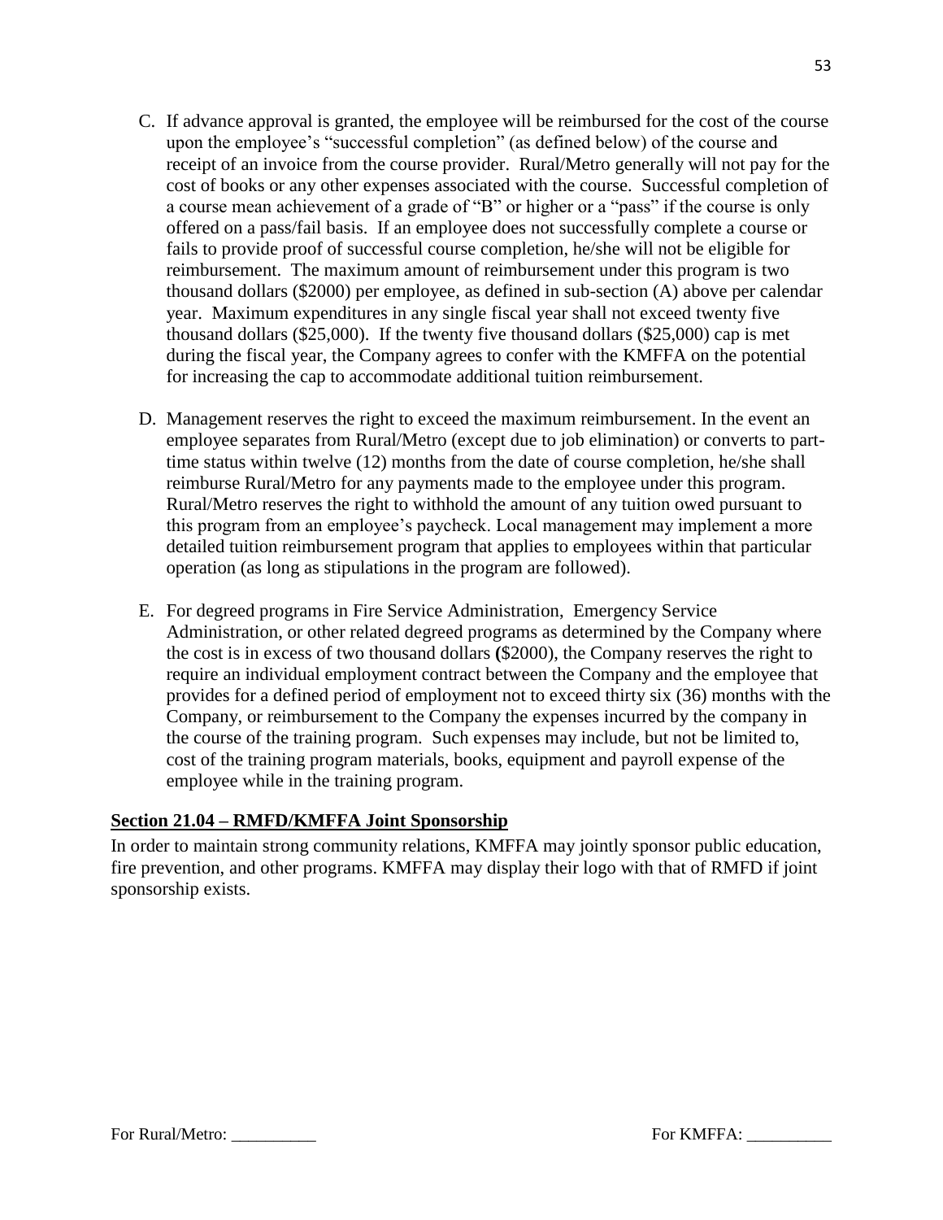C. If advance approval is granted, the employee will be reimbursed for the cost of the course upon the employee's "successful completion" (as defined below) of the course and receipt of an invoice from the course provider. Rural/Metro generally will not pay for the cost of books or any other expenses associated with the course. Successful completion of a course mean achievement of a grade of "B" or higher or a "pass" if the course is only offered on a pass/fail basis. If an employee does not successfully complete a course or fails to provide proof of successful course completion, he/she will not be eligible for reimbursement. The maximum amount of reimbursement under this program is two thousand dollars ($2000) per employee, as defined in sub-section (A) above per calendar year. Maximum expenditures in any single fiscal year shall not exceed twenty five thousand dollars ($25,000). If the twenty five thousand dollars ($25,000) cap is met during the fiscal year, the Company agrees to confer with the KMFFA on the potential for increasing the cap to accommodate additional tuition reimbursement.

D. Management reserves the right to exceed the maximum reimbursement. In the event an employee separates from Rural/Metro (except due to job elimination) or converts to part-time status within twelve (12) months from the date of course completion, he/she shall reimburse Rural/Metro for any payments made to the employee under this program. Rural/Metro reserves the right to withhold the amount of any tuition owed pursuant to this program from an employee's paycheck. Local management may implement a more detailed tuition reimbursement program that applies to employees within that particular operation (as long as stipulations in the program are followed).

E. For degreed programs in Fire Service Administration, Emergency Service Administration, or other related degreed programs as determined by the Company where the cost is in excess of two thousand dollars **(**$2000), the Company reserves the right to require an individual employment contract between the Company and the employee that provides for a defined period of employment not to exceed thirty six (36) months with the Company, or reimbursement to the Company the expenses incurred by the company in the course of the training program. Such expenses may include, but not be limited to, cost of the training program materials, books, equipment and payroll expense of the employee while in the training program.

**Section 21.04 – RMFD/KMFFA Joint Sponsorship**

In order to maintain strong community relations, KMFFA may jointly sponsor public education, fire prevention, and other programs. KMFFA may display their logo with that of RMFD if joint sponsorship exists.

For Rural/Metro: __________ For KMFFA: __________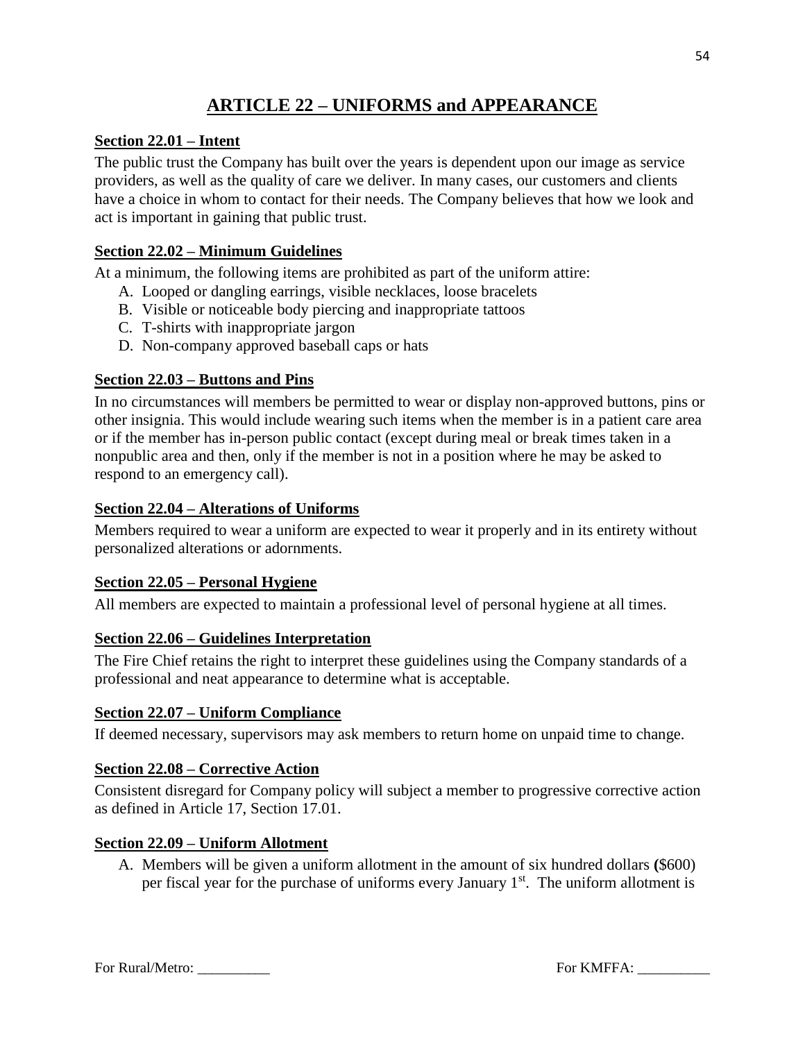# ARTICLE 22 – UNIFORMS and APPEARANCE

## Section 22.01 – Intent

The public trust the Company has built over the years is dependent upon our image as service providers, as well as the quality of care we deliver. In many cases, our customers and clients have a choice in whom to contact for their needs. The Company believes that how we look and act is important in gaining that public trust.

## Section 22.02 – Minimum Guidelines

At a minimum, the following items are prohibited as part of the uniform attire:

A. Looped or dangling earrings, visible necklaces, loose bracelets
B. Visible or noticeable body piercing and inappropriate tattoos
C. T-shirts with inappropriate jargon
D. Non-company approved baseball caps or hats

## Section 22.03 – Buttons and Pins

In no circumstances will members be permitted to wear or display non-approved buttons, pins or other insignia. This would include wearing such items when the member is in a patient care area or if the member has in-person public contact (except during meal or break times taken in a nonpublic area and then, only if the member is not in a position where he may be asked to respond to an emergency call).

## Section 22.04 – Alterations of Uniforms

Members required to wear a uniform are expected to wear it properly and in its entirety without personalized alterations or adornments.

## Section 22.05 – Personal Hygiene

All members are expected to maintain a professional level of personal hygiene at all times.

## Section 22.06 – Guidelines Interpretation

The Fire Chief retains the right to interpret these guidelines using the Company standards of a professional and neat appearance to determine what is acceptable.

## Section 22.07 – Uniform Compliance

If deemed necessary, supervisors may ask members to return home on unpaid time to change.

## Section 22.08 – Corrective Action

Consistent disregard for Company policy will subject a member to progressive corrective action as defined in Article 17, Section 17.01.

## Section 22.09 – Uniform Allotment

A. Members will be given a uniform allotment in the amount of six hundred dollars **(**$600) per fiscal year for the purchase of uniforms every January 1st. The uniform allotment is

For Rural/Metro: __________ For KMFFA: __________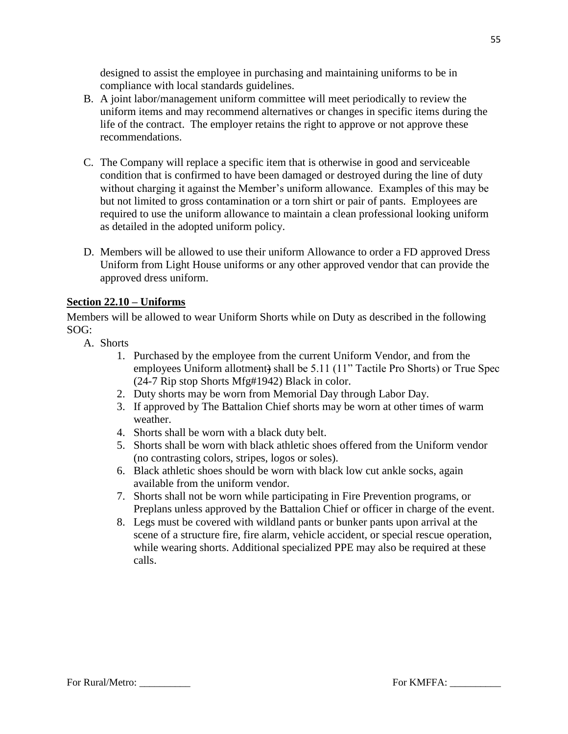designed to assist the employee in purchasing and maintaining uniforms to be in compliance with local standards guidelines.

B. A joint labor/management uniform committee will meet periodically to review the uniform items and may recommend alternatives or changes in specific items during the life of the contract. The employer retains the right to approve or not approve these recommendations.

C. The Company will replace a specific item that is otherwise in good and serviceable condition that is confirmed to have been damaged or destroyed during the line of duty without charging it against the Member's uniform allowance. Examples of this may be but not limited to gross contamination or a torn shirt or pair of pants. Employees are required to use the uniform allowance to maintain a clean professional looking uniform as detailed in the adopted uniform policy.

D. Members will be allowed to use their uniform Allowance to order a FD approved Dress Uniform from Light House uniforms or any other approved vendor that can provide the approved dress uniform.

**Section 22.10 – Uniforms**

Members will be allowed to wear Uniform Shorts while on Duty as described in the following SOG:

A. Shorts
   1. Purchased by the employee from the current Uniform Vendor, and from the employees Uniform allotment) shall be 5.11 (11" Tactile Pro Shorts) or True Spec (24-7 Rip stop Shorts Mfg#1942) Black in color.
   2. Duty shorts may be worn from Memorial Day through Labor Day.
   3. If approved by The Battalion Chief shorts may be worn at other times of warm weather.
   4. Shorts shall be worn with a black duty belt.
   5. Shorts shall be worn with black athletic shoes offered from the Uniform vendor (no contrasting colors, stripes, logos or soles).
   6. Black athletic shoes should be worn with black low cut ankle socks, again available from the uniform vendor.
   7. Shorts shall not be worn while participating in Fire Prevention programs, or Preplans unless approved by the Battalion Chief or officer in charge of the event.
   8. Legs must be covered with wildland pants or bunker pants upon arrival at the scene of a structure fire, fire alarm, vehicle accident, or special rescue operation, while wearing shorts. Additional specialized PPE may also be required at these calls.

For Rural/Metro: __________ For KMFFA: __________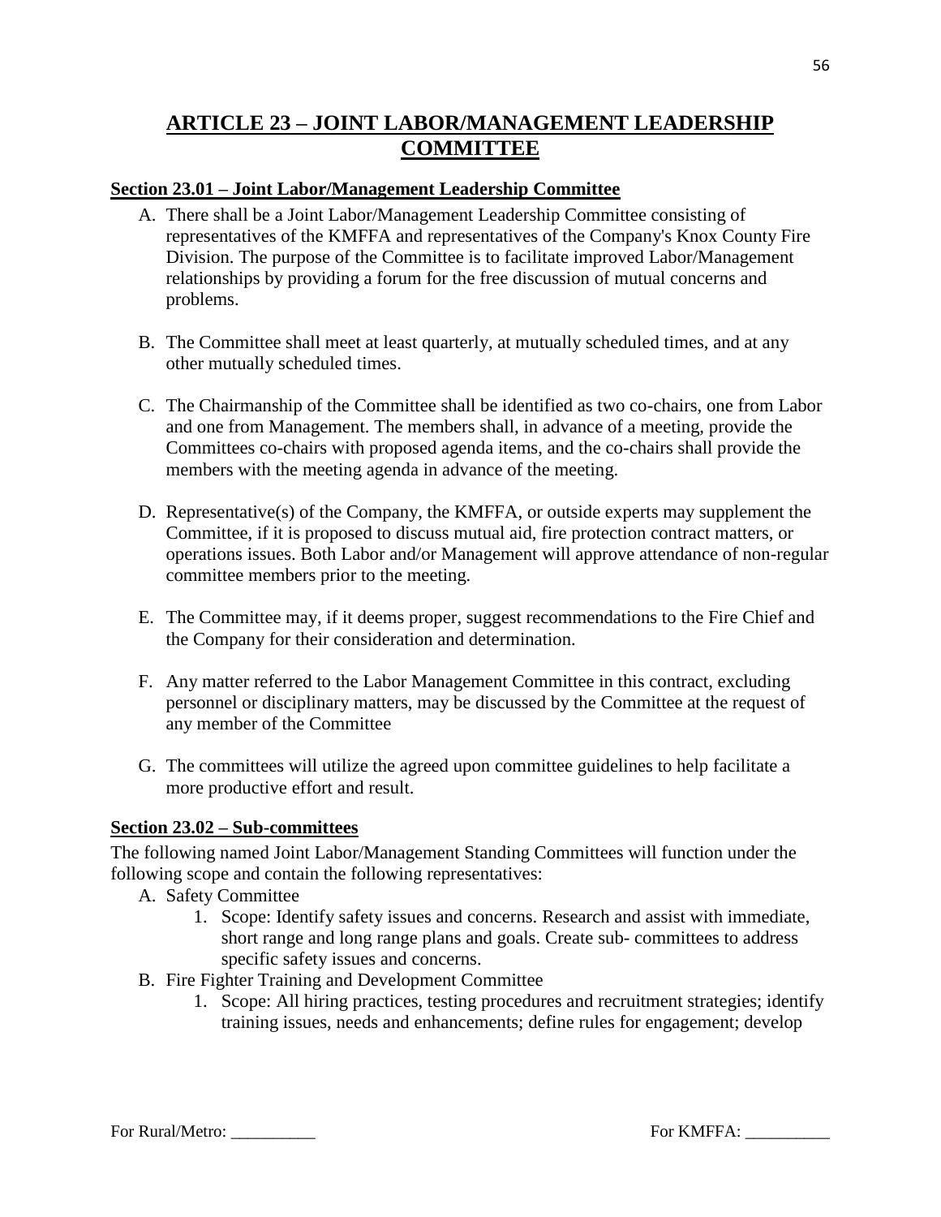# ARTICLE 23 – JOINT LABOR/MANAGEMENT LEADERSHIP COMMITTEE

## Section 23.01 – Joint Labor/Management Leadership Committee

A. There shall be a Joint Labor/Management Leadership Committee consisting of representatives of the KMFFA and representatives of the Company's Knox County Fire Division. The purpose of the Committee is to facilitate improved Labor/Management relationships by providing a forum for the free discussion of mutual concerns and problems.

B. The Committee shall meet at least quarterly, at mutually scheduled times, and at any other mutually scheduled times.

C. The Chairmanship of the Committee shall be identified as two co-chairs, one from Labor and one from Management. The members shall, in advance of a meeting, provide the Committees co-chairs with proposed agenda items, and the co-chairs shall provide the members with the meeting agenda in advance of the meeting.

D. Representative(s) of the Company, the KMFFA, or outside experts may supplement the Committee, if it is proposed to discuss mutual aid, fire protection contract matters, or operations issues. Both Labor and/or Management will approve attendance of non-regular committee members prior to the meeting.

E. The Committee may, if it deems proper, suggest recommendations to the Fire Chief and the Company for their consideration and determination.

F. Any matter referred to the Labor Management Committee in this contract, excluding personnel or disciplinary matters, may be discussed by the Committee at the request of any member of the Committee

G. The committees will utilize the agreed upon committee guidelines to help facilitate a more productive effort and result.

## Section 23.02 – Sub-committees

The following named Joint Labor/Management Standing Committees will function under the following scope and contain the following representatives:

A. Safety Committee
   1. Scope: Identify safety issues and concerns. Research and assist with immediate, short range and long range plans and goals. Create sub- committees to address specific safety issues and concerns.

B. Fire Fighter Training and Development Committee
   1. Scope: All hiring practices, testing procedures and recruitment strategies; identify training issues, needs and enhancements; define rules for engagement; develop

For Rural/Metro: __________ For KMFFA: __________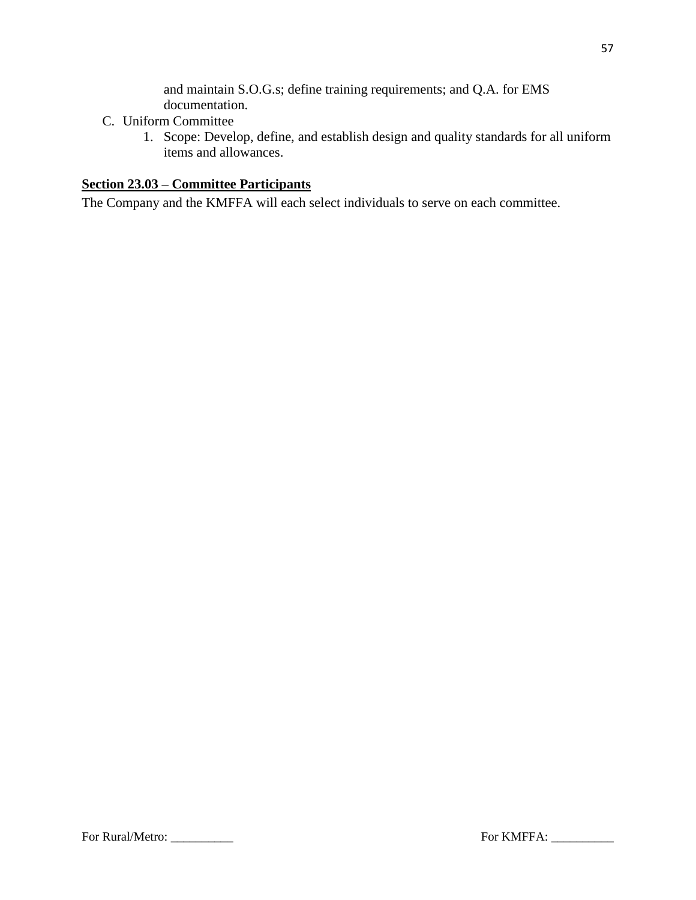and maintain S.O.G.s; define training requirements; and Q.A. for EMS documentation.

C. Uniform Committee
   1. Scope: Develop, define, and establish design and quality standards for all uniform items and allowances.

**Section 23.03 – Committee Participants**

The Company and the KMFFA will each select individuals to serve on each committee.

For Rural/Metro: __________ For KMFFA: __________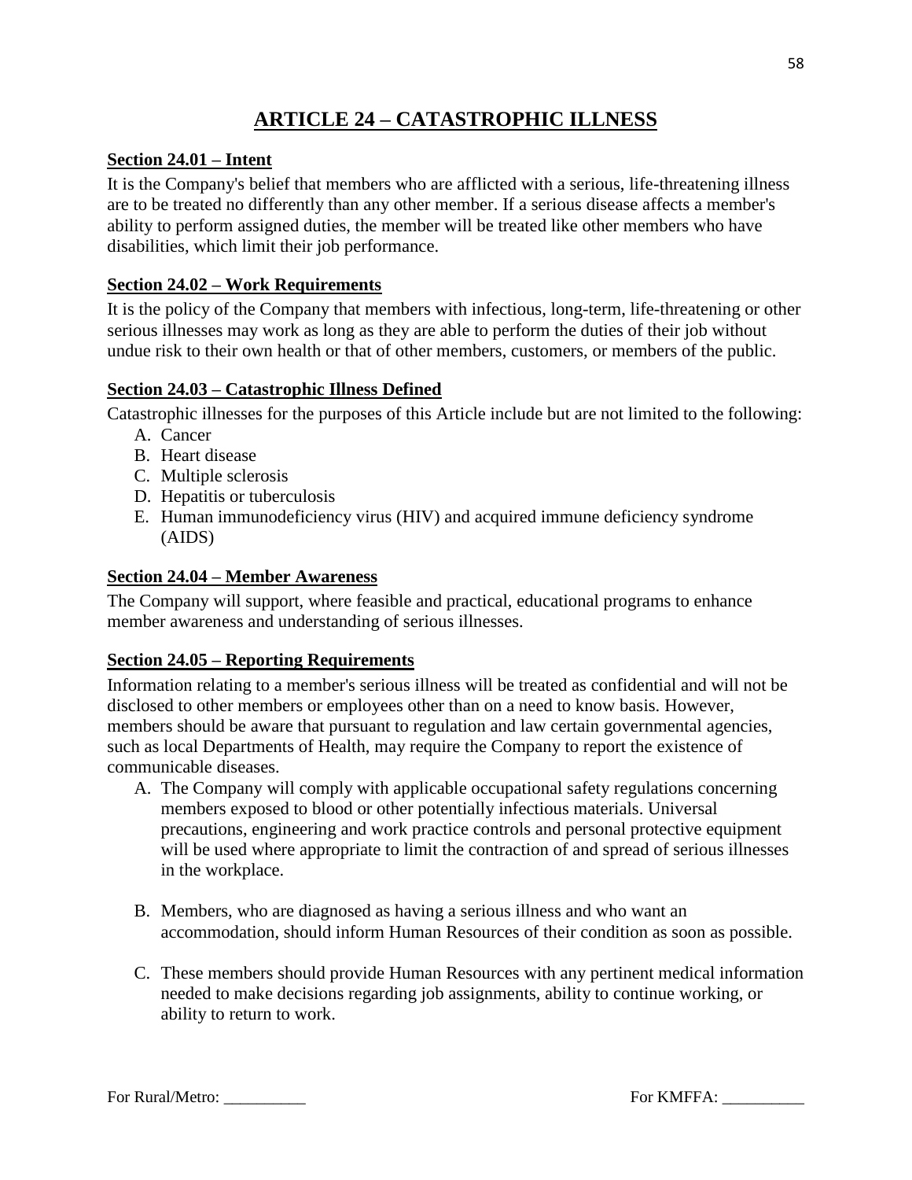# ARTICLE 24 – CATASTROPHIC ILLNESS

## Section 24.01 – Intent

It is the Company's belief that members who are afflicted with a serious, life-threatening illness are to be treated no differently than any other member. If a serious disease affects a member's ability to perform assigned duties, the member will be treated like other members who have disabilities, which limit their job performance.

## Section 24.02 – Work Requirements

It is the policy of the Company that members with infectious, long-term, life-threatening or other serious illnesses may work as long as they are able to perform the duties of their job without undue risk to their own health or that of other members, customers, or members of the public.

## Section 24.03 – Catastrophic Illness Defined

Catastrophic illnesses for the purposes of this Article include but are not limited to the following:

A. Cancer
B. Heart disease
C. Multiple sclerosis
D. Hepatitis or tuberculosis
E. Human immunodeficiency virus (HIV) and acquired immune deficiency syndrome (AIDS)

## Section 24.04 – Member Awareness

The Company will support, where feasible and practical, educational programs to enhance member awareness and understanding of serious illnesses.

## Section 24.05 – Reporting Requirements

Information relating to a member's serious illness will be treated as confidential and will not be disclosed to other members or employees other than on a need to know basis. However, members should be aware that pursuant to regulation and law certain governmental agencies, such as local Departments of Health, may require the Company to report the existence of communicable diseases.

A. The Company will comply with applicable occupational safety regulations concerning members exposed to blood or other potentially infectious materials. Universal precautions, engineering and work practice controls and personal protective equipment will be used where appropriate to limit the contraction of and spread of serious illnesses in the workplace.

B. Members, who are diagnosed as having a serious illness and who want an accommodation, should inform Human Resources of their condition as soon as possible.

C. These members should provide Human Resources with any pertinent medical information needed to make decisions regarding job assignments, ability to continue working, or ability to return to work.

For Rural/Metro: __________ For KMFFA: __________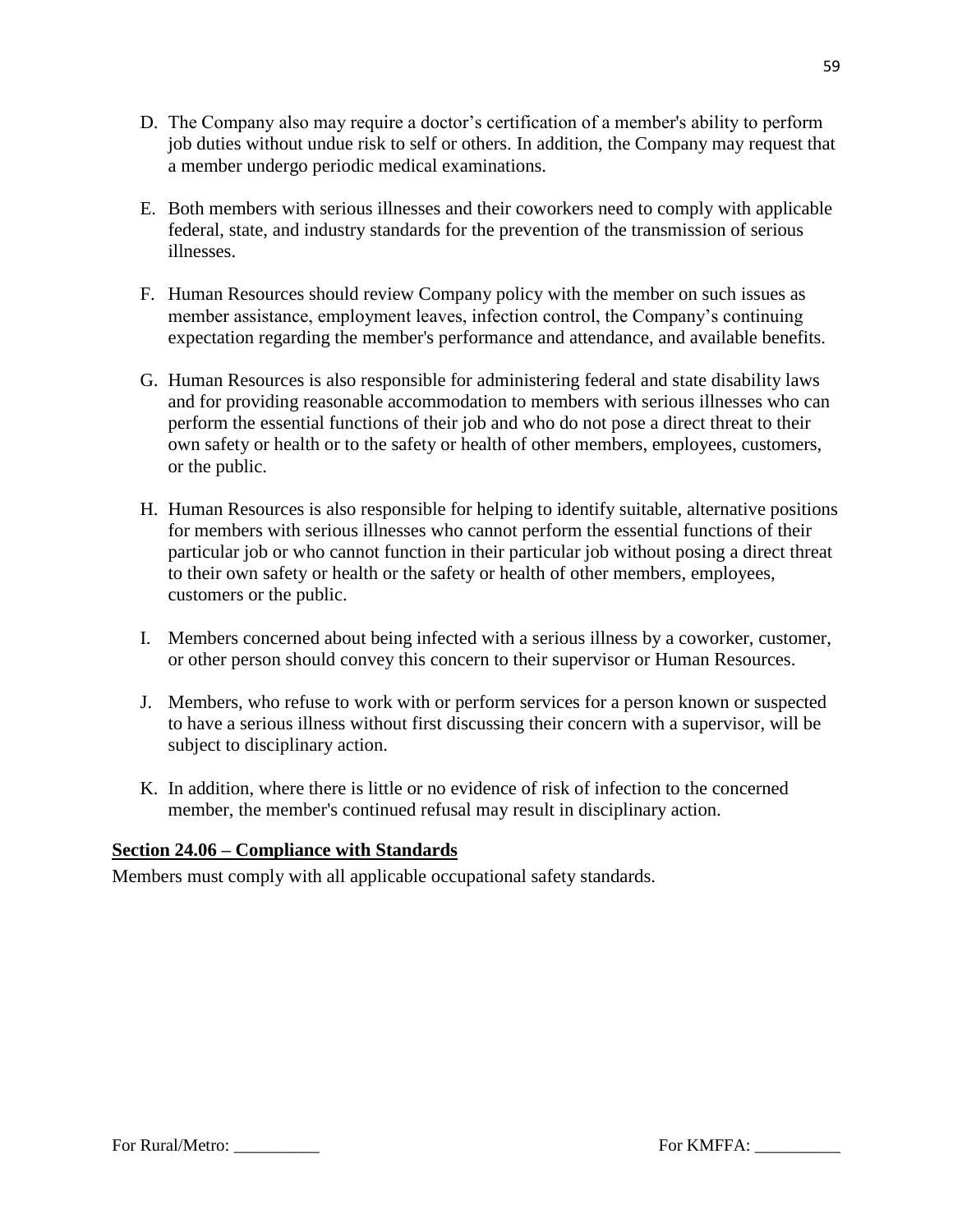D. The Company also may require a doctor's certification of a member's ability to perform job duties without undue risk to self or others. In addition, the Company may request that a member undergo periodic medical examinations.

E. Both members with serious illnesses and their coworkers need to comply with applicable federal, state, and industry standards for the prevention of the transmission of serious illnesses.

F. Human Resources should review Company policy with the member on such issues as member assistance, employment leaves, infection control, the Company's continuing expectation regarding the member's performance and attendance, and available benefits.

G. Human Resources is also responsible for administering federal and state disability laws and for providing reasonable accommodation to members with serious illnesses who can perform the essential functions of their job and who do not pose a direct threat to their own safety or health or to the safety or health of other members, employees, customers, or the public.

H. Human Resources is also responsible for helping to identify suitable, alternative positions for members with serious illnesses who cannot perform the essential functions of their particular job or who cannot function in their particular job without posing a direct threat to their own safety or health or the safety or health of other members, employees, customers or the public.

I. Members concerned about being infected with a serious illness by a coworker, customer, or other person should convey this concern to their supervisor or Human Resources.

J. Members, who refuse to work with or perform services for a person known or suspected to have a serious illness without first discussing their concern with a supervisor, will be subject to disciplinary action.

K. In addition, where there is little or no evidence of risk of infection to the concerned member, the member's continued refusal may result in disciplinary action.

**<u>Section 24.06 – Compliance with Standards</u>**

Members must comply with all applicable occupational safety standards.

For Rural/Metro: __________ For KMFFA: __________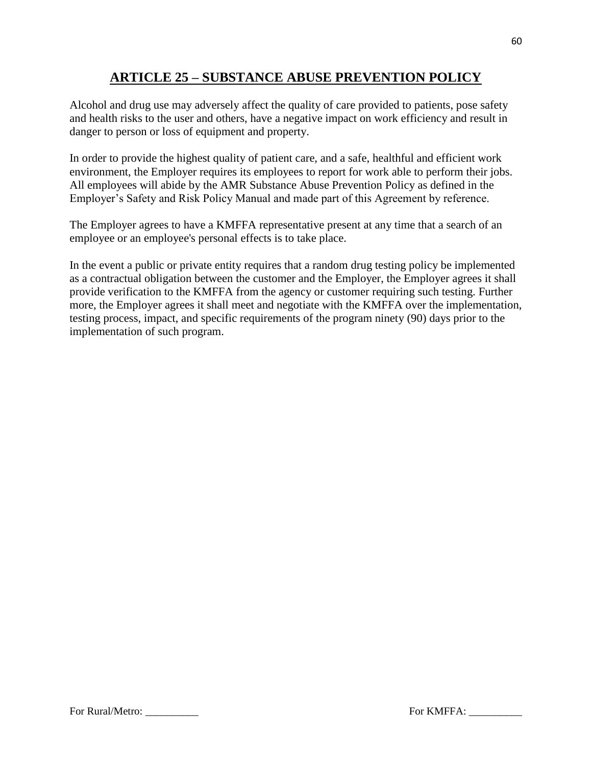## ARTICLE 25 – SUBSTANCE ABUSE PREVENTION POLICY

Alcohol and drug use may adversely affect the quality of care provided to patients, pose safety and health risks to the user and others, have a negative impact on work efficiency and result in danger to person or loss of equipment and property.

In order to provide the highest quality of patient care, and a safe, healthful and efficient work environment, the Employer requires its employees to report for work able to perform their jobs. All employees will abide by the AMR Substance Abuse Prevention Policy as defined in the Employer's Safety and Risk Policy Manual and made part of this Agreement by reference.

The Employer agrees to have a KMFFA representative present at any time that a search of an employee or an employee's personal effects is to take place.

In the event a public or private entity requires that a random drug testing policy be implemented as a contractual obligation between the customer and the Employer, the Employer agrees it shall provide verification to the KMFFA from the agency or customer requiring such testing. Further more, the Employer agrees it shall meet and negotiate with the KMFFA over the implementation, testing process, impact, and specific requirements of the program ninety (90) days prior to the implementation of such program.

For Rural/Metro: __________ For KMFFA: __________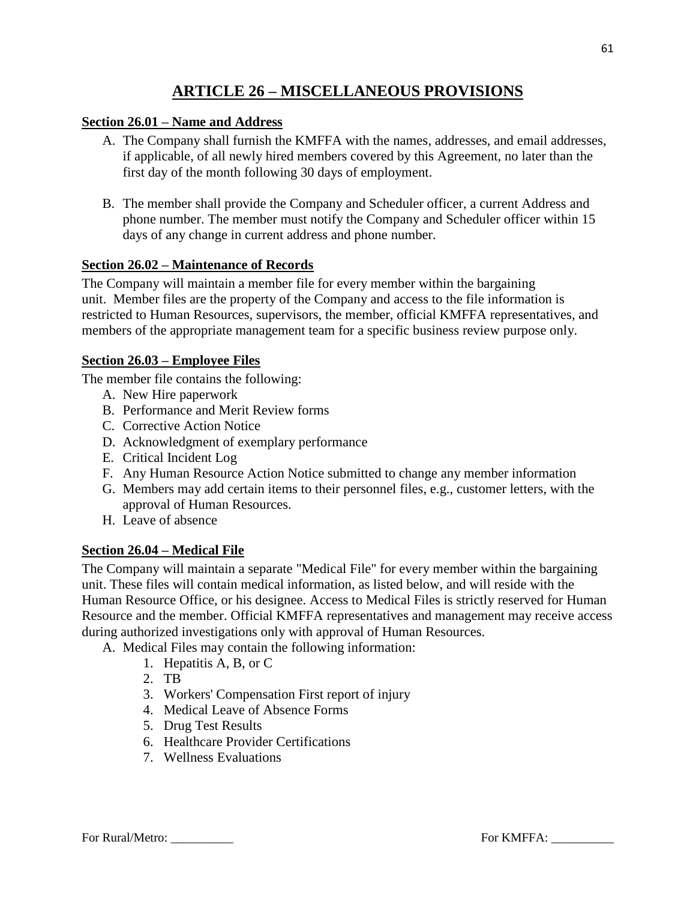# ARTICLE 26 – MISCELLANEOUS PROVISIONS

## Section 26.01 – Name and Address

A. The Company shall furnish the KMFFA with the names, addresses, and email addresses, if applicable, of all newly hired members covered by this Agreement, no later than the first day of the month following 30 days of employment.

B. The member shall provide the Company and Scheduler officer, a current Address and phone number. The member must notify the Company and Scheduler officer within 15 days of any change in current address and phone number.

## Section 26.02 – Maintenance of Records

The Company will maintain a member file for every member within the bargaining unit. Member files are the property of the Company and access to the file information is restricted to Human Resources, supervisors, the member, official KMFFA representatives, and members of the appropriate management team for a specific business review purpose only.

## Section 26.03 – Employee Files

The member file contains the following:

A. New Hire paperwork
B. Performance and Merit Review forms
C. Corrective Action Notice
D. Acknowledgment of exemplary performance
E. Critical Incident Log
F. Any Human Resource Action Notice submitted to change any member information
G. Members may add certain items to their personnel files, e.g., customer letters, with the approval of Human Resources.
H. Leave of absence

## Section 26.04 – Medical File

The Company will maintain a separate "Medical File" for every member within the bargaining unit. These files will contain medical information, as listed below, and will reside with the Human Resource Office, or his designee. Access to Medical Files is strictly reserved for Human Resource and the member. Official KMFFA representatives and management may receive access during authorized investigations only with approval of Human Resources.

A. Medical Files may contain the following information:
   1. Hepatitis A, B, or C
   2. TB
   3. Workers' Compensation First report of injury
   4. Medical Leave of Absence Forms
   5. Drug Test Results
   6. Healthcare Provider Certifications
   7. Wellness Evaluations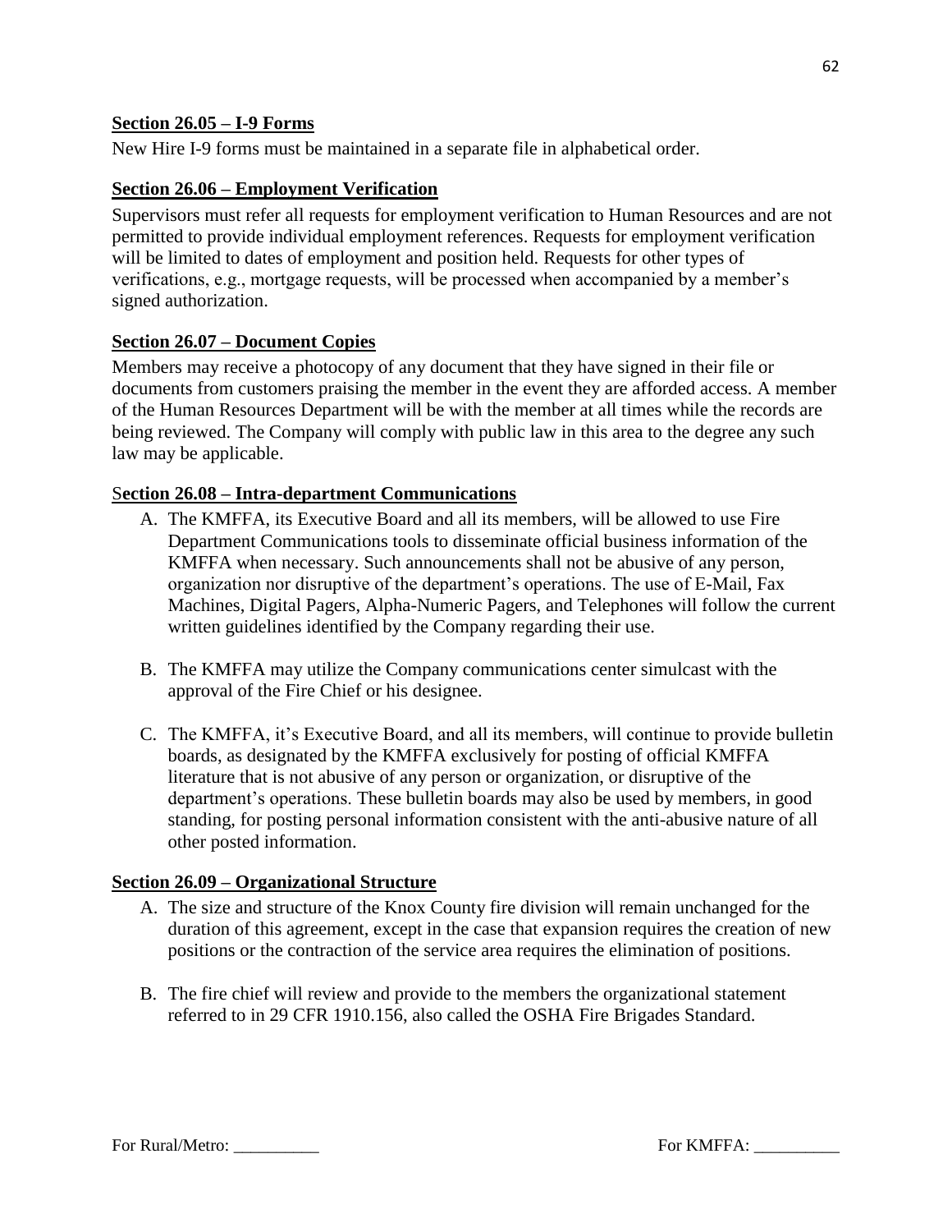**Section 26.05 – I-9 Forms**

New Hire I-9 forms must be maintained in a separate file in alphabetical order.

**Section 26.06 – Employment Verification**

Supervisors must refer all requests for employment verification to Human Resources and are not permitted to provide individual employment references. Requests for employment verification will be limited to dates of employment and position held. Requests for other types of verifications, e.g., mortgage requests, will be processed when accompanied by a member's signed authorization.

**Section 26.07 – Document Copies**

Members may receive a photocopy of any document that they have signed in their file or documents from customers praising the member in the event they are afforded access. A member of the Human Resources Department will be with the member at all times while the records are being reviewed. The Company will comply with public law in this area to the degree any such law may be applicable.

**Section 26.08 – Intra-department Communications**

A. The KMFFA, its Executive Board and all its members, will be allowed to use Fire Department Communications tools to disseminate official business information of the KMFFA when necessary. Such announcements shall not be abusive of any person, organization nor disruptive of the department's operations. The use of E-Mail, Fax Machines, Digital Pagers, Alpha-Numeric Pagers, and Telephones will follow the current written guidelines identified by the Company regarding their use.

B. The KMFFA may utilize the Company communications center simulcast with the approval of the Fire Chief or his designee.

C. The KMFFA, it's Executive Board, and all its members, will continue to provide bulletin boards, as designated by the KMFFA exclusively for posting of official KMFFA literature that is not abusive of any person or organization, or disruptive of the department's operations. These bulletin boards may also be used by members, in good standing, for posting personal information consistent with the anti-abusive nature of all other posted information.

**Section 26.09 – Organizational Structure**

A. The size and structure of the Knox County fire division will remain unchanged for the duration of this agreement, except in the case that expansion requires the creation of new positions or the contraction of the service area requires the elimination of positions.

B. The fire chief will review and provide to the members the organizational statement referred to in 29 CFR 1910.156, also called the OSHA Fire Brigades Standard.

For Rural/Metro: __________ For KMFFA: __________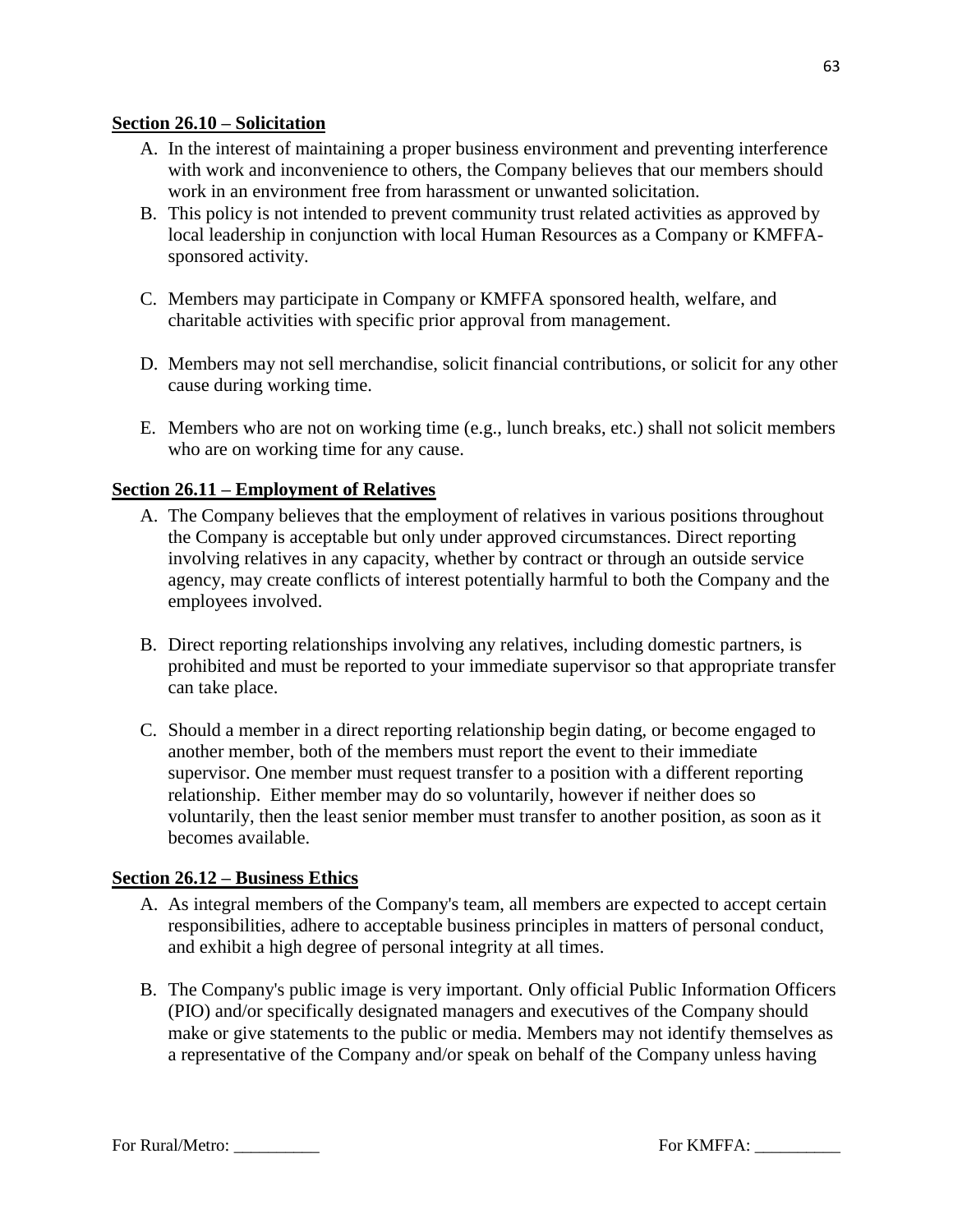**Section 26.10 – Solicitation**

A. In the interest of maintaining a proper business environment and preventing interference with work and inconvenience to others, the Company believes that our members should work in an environment free from harassment or unwanted solicitation.

B. This policy is not intended to prevent community trust related activities as approved by local leadership in conjunction with local Human Resources as a Company or KMFFA-sponsored activity.

C. Members may participate in Company or KMFFA sponsored health, welfare, and charitable activities with specific prior approval from management.

D. Members may not sell merchandise, solicit financial contributions, or solicit for any other cause during working time.

E. Members who are not on working time (e.g., lunch breaks, etc.) shall not solicit members who are on working time for any cause.

**Section 26.11 – Employment of Relatives**

A. The Company believes that the employment of relatives in various positions throughout the Company is acceptable but only under approved circumstances. Direct reporting involving relatives in any capacity, whether by contract or through an outside service agency, may create conflicts of interest potentially harmful to both the Company and the employees involved.

B. Direct reporting relationships involving any relatives, including domestic partners, is prohibited and must be reported to your immediate supervisor so that appropriate transfer can take place.

C. Should a member in a direct reporting relationship begin dating, or become engaged to another member, both of the members must report the event to their immediate supervisor. One member must request transfer to a position with a different reporting relationship. Either member may do so voluntarily, however if neither does so voluntarily, then the least senior member must transfer to another position, as soon as it becomes available.

**Section 26.12 – Business Ethics**

A. As integral members of the Company's team, all members are expected to accept certain responsibilities, adhere to acceptable business principles in matters of personal conduct, and exhibit a high degree of personal integrity at all times.

B. The Company's public image is very important. Only official Public Information Officers (PIO) and/or specifically designated managers and executives of the Company should make or give statements to the public or media. Members may not identify themselves as a representative of the Company and/or speak on behalf of the Company unless having

For Rural/Metro: __________ For KMFFA: __________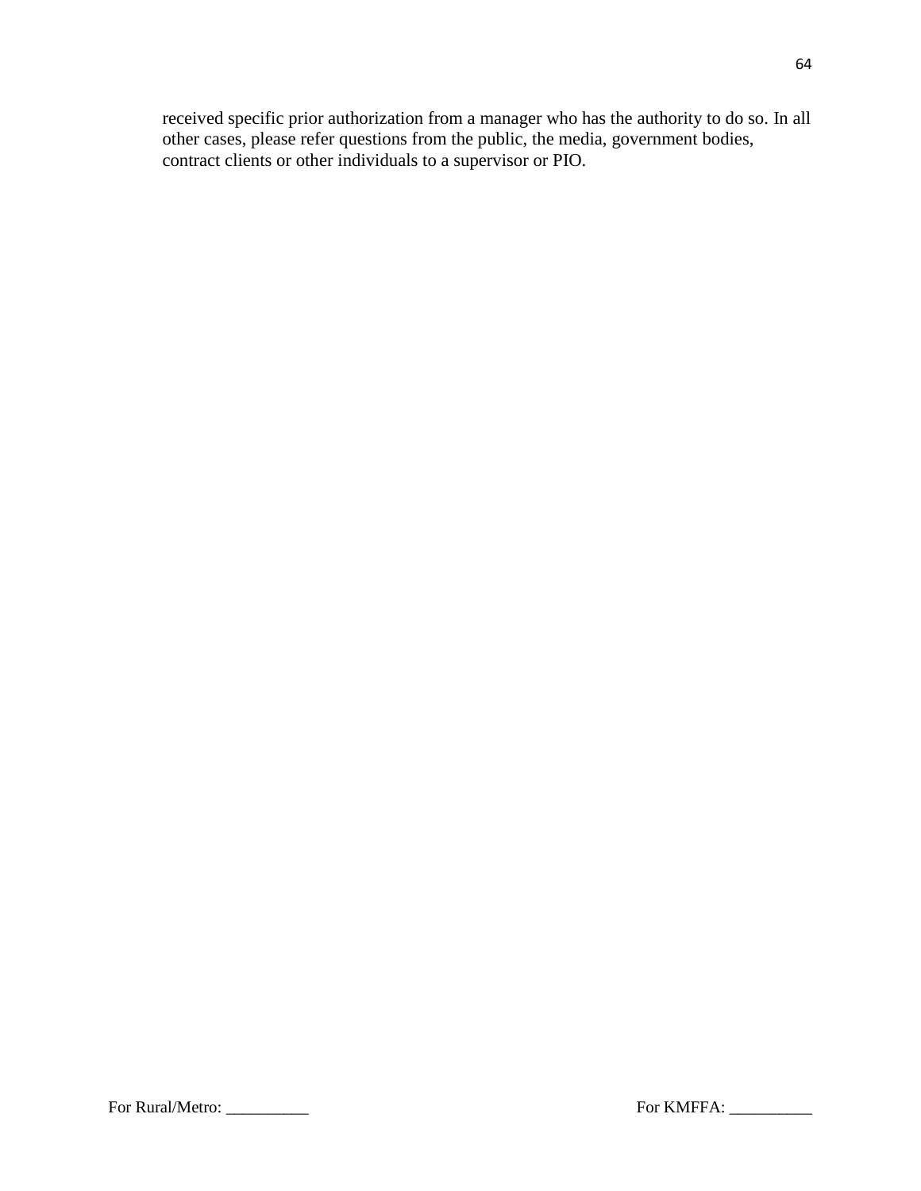received specific prior authorization from a manager who has the authority to do so. In all other cases, please refer questions from the public, the media, government bodies, contract clients or other individuals to a supervisor or PIO.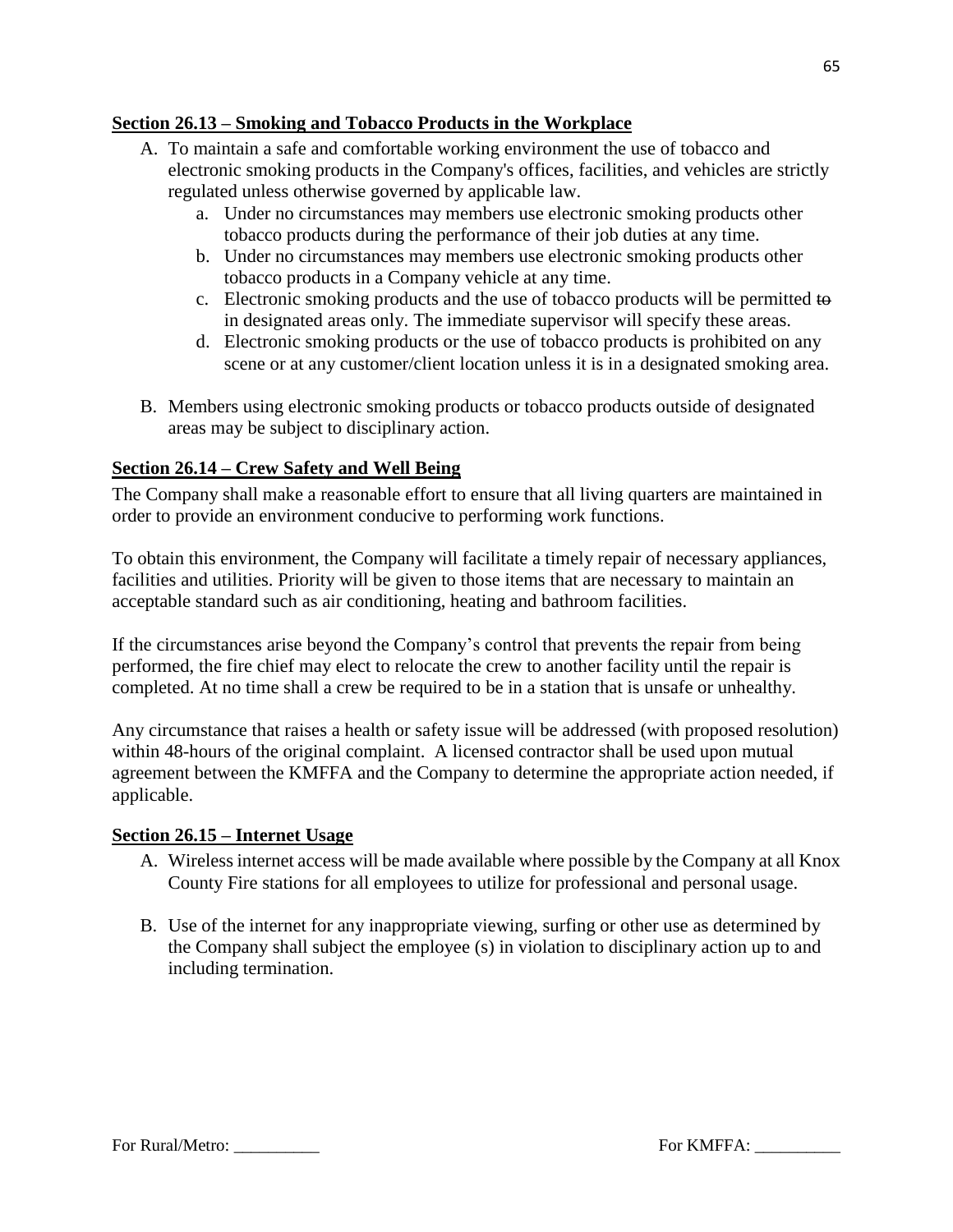**Section 26.13 – Smoking and Tobacco Products in the Workplace**

A. To maintain a safe and comfortable working environment the use of tobacco and electronic smoking products in the Company's offices, facilities, and vehicles are strictly regulated unless otherwise governed by applicable law.
   a. Under no circumstances may members use electronic smoking products other tobacco products during the performance of their job duties at any time.
   b. Under no circumstances may members use electronic smoking products other tobacco products in a Company vehicle at any time.
   c. Electronic smoking products and the use of tobacco products will be permitted ~~to~~ in designated areas only. The immediate supervisor will specify these areas.
   d. Electronic smoking products or the use of tobacco products is prohibited on any scene or at any customer/client location unless it is in a designated smoking area.

B. Members using electronic smoking products or tobacco products outside of designated areas may be subject to disciplinary action.

**Section 26.14 – Crew Safety and Well Being**

The Company shall make a reasonable effort to ensure that all living quarters are maintained in order to provide an environment conducive to performing work functions.

To obtain this environment, the Company will facilitate a timely repair of necessary appliances, facilities and utilities. Priority will be given to those items that are necessary to maintain an acceptable standard such as air conditioning, heating and bathroom facilities.

If the circumstances arise beyond the Company's control that prevents the repair from being performed, the fire chief may elect to relocate the crew to another facility until the repair is completed. At no time shall a crew be required to be in a station that is unsafe or unhealthy.

Any circumstance that raises a health or safety issue will be addressed (with proposed resolution) within 48-hours of the original complaint. A licensed contractor shall be used upon mutual agreement between the KMFFA and the Company to determine the appropriate action needed, if applicable.

**Section 26.15 – Internet Usage**

A. Wireless internet access will be made available where possible by the Company at all Knox County Fire stations for all employees to utilize for professional and personal usage.

B. Use of the internet for any inappropriate viewing, surfing or other use as determined by the Company shall subject the employee (s) in violation to disciplinary action up to and including termination.

For Rural/Metro: __________ For KMFFA: __________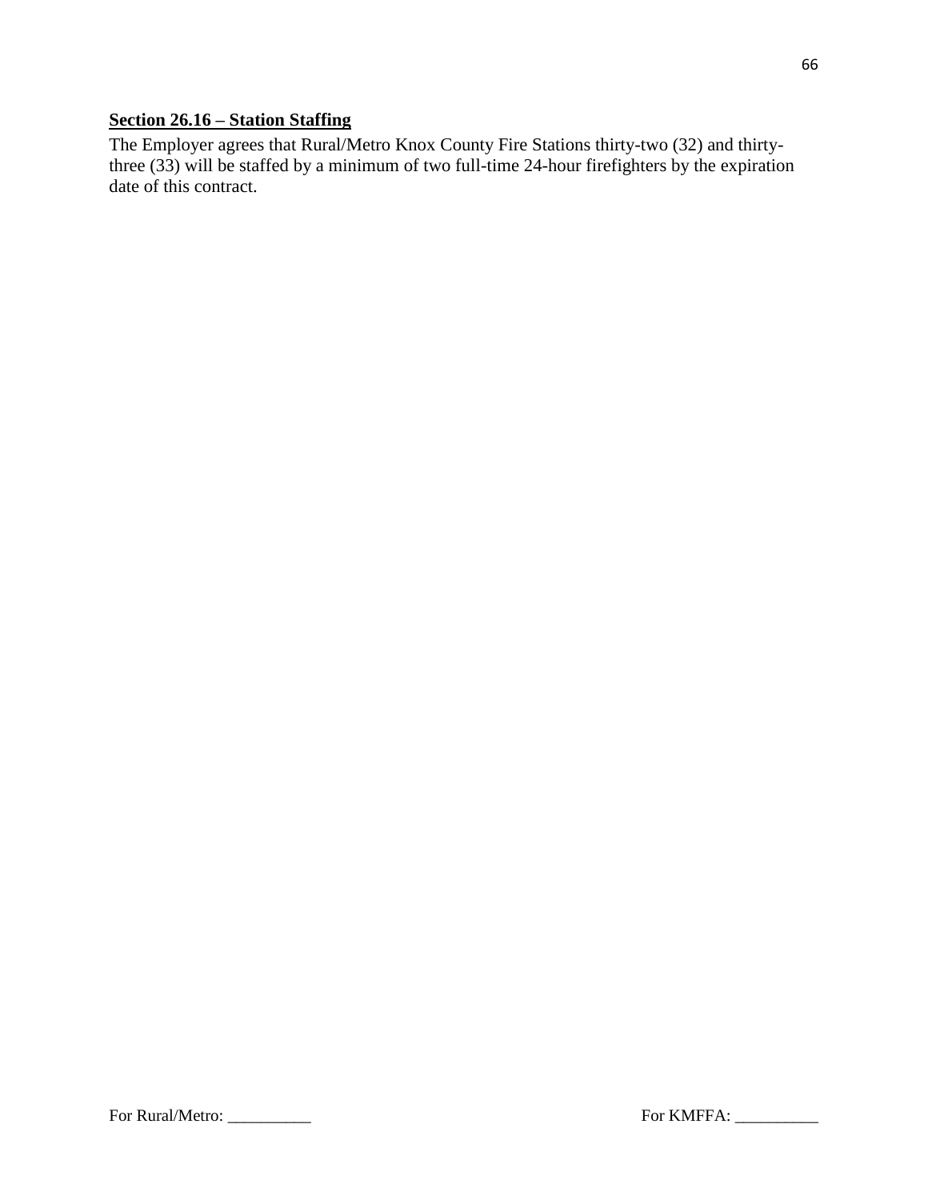**Section 26.16 – Station Staffing**

The Employer agrees that Rural/Metro Knox County Fire Stations thirty-two (32) and thirty-three (33) will be staffed by a minimum of two full-time 24-hour firefighters by the expiration date of this contract.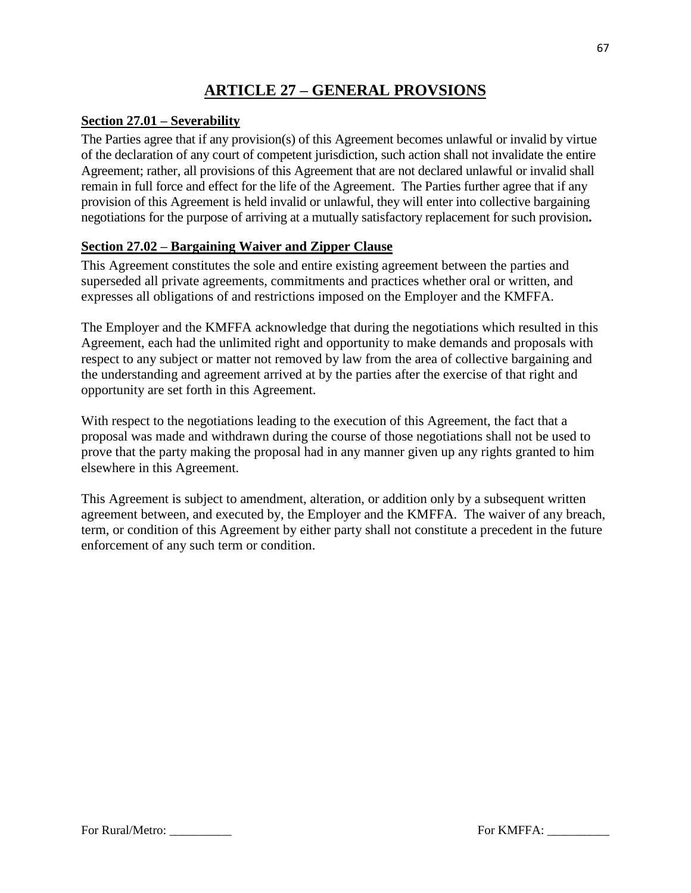# ARTICLE 27 – GENERAL PROVSIONS

## Section 27.01 – Severability

The Parties agree that if any provision(s) of this Agreement becomes unlawful or invalid by virtue of the declaration of any court of competent jurisdiction, such action shall not invalidate the entire Agreement; rather, all provisions of this Agreement that are not declared unlawful or invalid shall remain in full force and effect for the life of the Agreement. The Parties further agree that if any provision of this Agreement is held invalid or unlawful, they will enter into collective bargaining negotiations for the purpose of arriving at a mutually satisfactory replacement for such provision**.**

## Section 27.02 – Bargaining Waiver and Zipper Clause

This Agreement constitutes the sole and entire existing agreement between the parties and superseded all private agreements, commitments and practices whether oral or written, and expresses all obligations of and restrictions imposed on the Employer and the KMFFA.

The Employer and the KMFFA acknowledge that during the negotiations which resulted in this Agreement, each had the unlimited right and opportunity to make demands and proposals with respect to any subject or matter not removed by law from the area of collective bargaining and the understanding and agreement arrived at by the parties after the exercise of that right and opportunity are set forth in this Agreement.

With respect to the negotiations leading to the execution of this Agreement, the fact that a proposal was made and withdrawn during the course of those negotiations shall not be used to prove that the party making the proposal had in any manner given up any rights granted to him elsewhere in this Agreement.

This Agreement is subject to amendment, alteration, or addition only by a subsequent written agreement between, and executed by, the Employer and the KMFFA. The waiver of any breach, term, or condition of this Agreement by either party shall not constitute a precedent in the future enforcement of any such term or condition.

For Rural/Metro: __________ For KMFFA: __________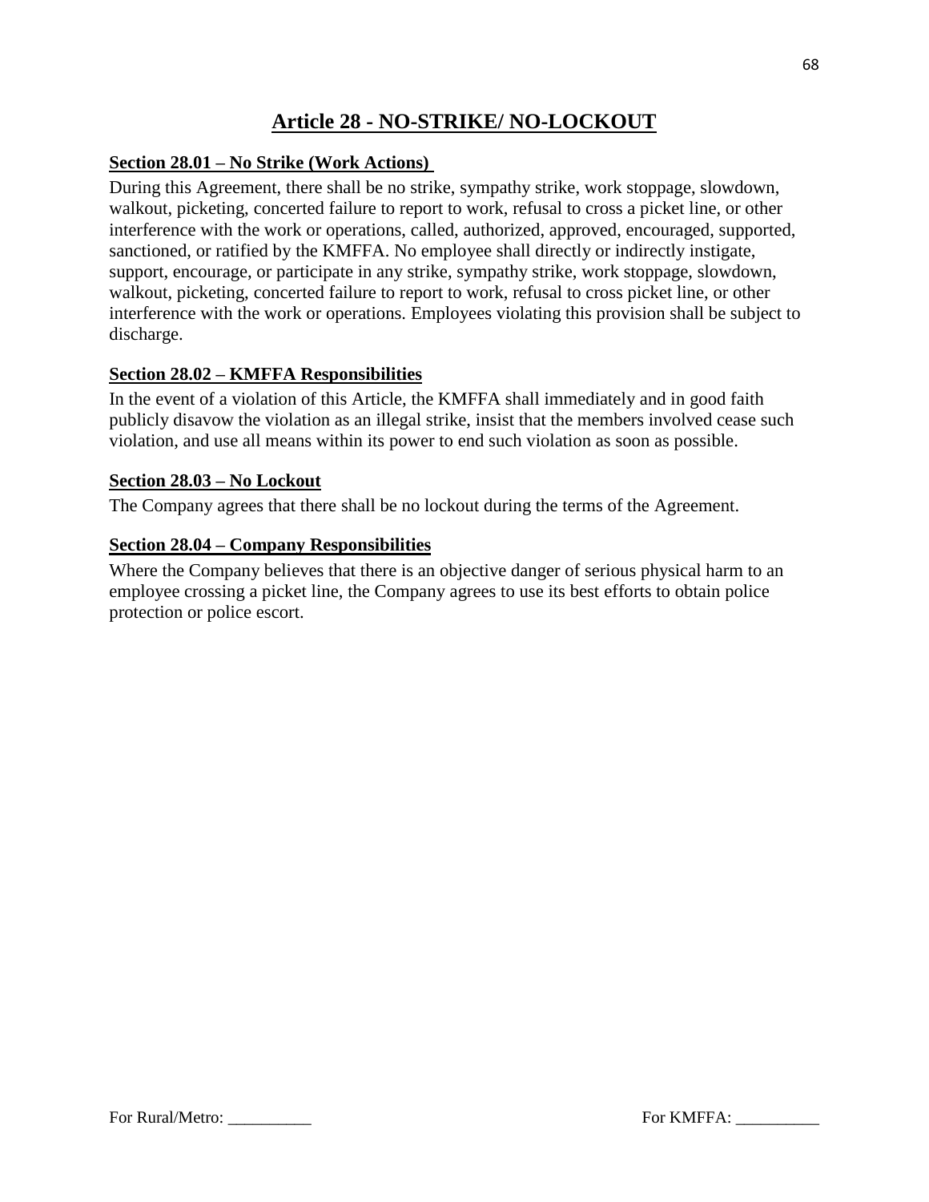# Article 28 - NO-STRIKE/ NO-LOCKOUT

## Section 28.01 – No Strike (Work Actions)

During this Agreement, there shall be no strike, sympathy strike, work stoppage, slowdown, walkout, picketing, concerted failure to report to work, refusal to cross a picket line, or other interference with the work or operations, called, authorized, approved, encouraged, supported, sanctioned, or ratified by the KMFFA. No employee shall directly or indirectly instigate, support, encourage, or participate in any strike, sympathy strike, work stoppage, slowdown, walkout, picketing, concerted failure to report to work, refusal to cross picket line, or other interference with the work or operations. Employees violating this provision shall be subject to discharge.

## Section 28.02 – KMFFA Responsibilities

In the event of a violation of this Article, the KMFFA shall immediately and in good faith publicly disavow the violation as an illegal strike, insist that the members involved cease such violation, and use all means within its power to end such violation as soon as possible.

## Section 28.03 – No Lockout

The Company agrees that there shall be no lockout during the terms of the Agreement.

## Section 28.04 – Company Responsibilities

Where the Company believes that there is an objective danger of serious physical harm to an employee crossing a picket line, the Company agrees to use its best efforts to obtain police protection or police escort.

For Rural/Metro: __________ For KMFFA: __________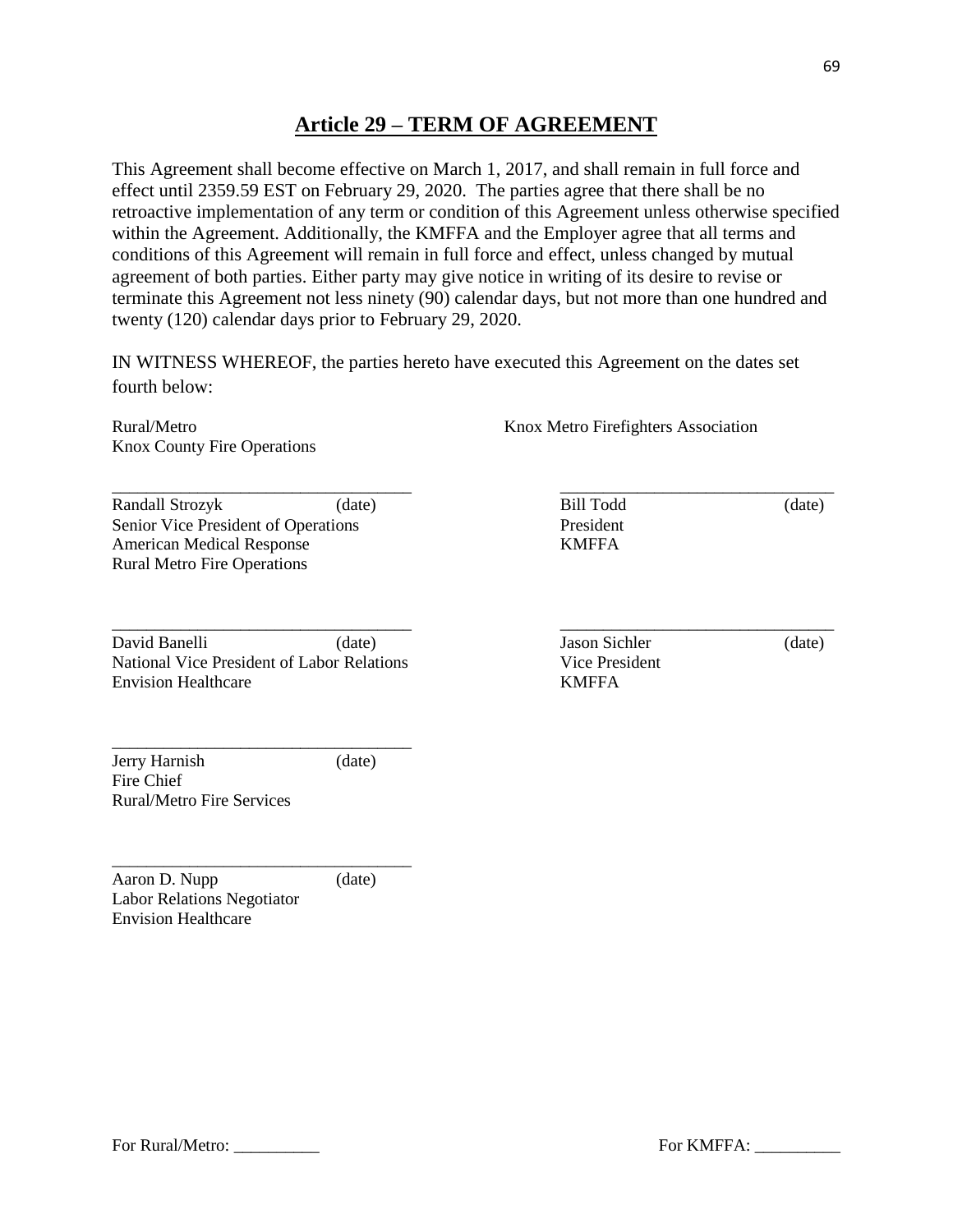# Article 29 – TERM OF AGREEMENT

This Agreement shall become effective on March 1, 2017, and shall remain in full force and effect until 2359.59 EST on February 29, 2020. The parties agree that there shall be no retroactive implementation of any term or condition of this Agreement unless otherwise specified within the Agreement. Additionally, the KMFFA and the Employer agree that all terms and conditions of this Agreement will remain in full force and effect, unless changed by mutual agreement of both parties. Either party may give notice in writing of its desire to revise or terminate this Agreement not less ninety (90) calendar days, but not more than one hundred and twenty (120) calendar days prior to February 29, 2020.

IN WITNESS WHEREOF, the parties hereto have executed this Agreement on the dates set fourth below:

Rural/Metro
Knox County Fire Operations

___________________________________
Randall Strozyk (date)
Senior Vice President of Operations
American Medical Response
Rural Metro Fire Operations

___________________________________
David Banelli (date)
National Vice President of Labor Relations
Envision Healthcare

___________________________________
Jerry Harnish (date)
Fire Chief
Rural/Metro Fire Services

___________________________________
Aaron D. Nupp (date)
Labor Relations Negotiator
Envision Healthcare

Knox Metro Firefighters Association

________________________________
Bill Todd (date)
President
KMFFA

________________________________
Jason Sichler (date)
Vice President
KMFFA

For Rural/Metro: __________

For KMFFA: __________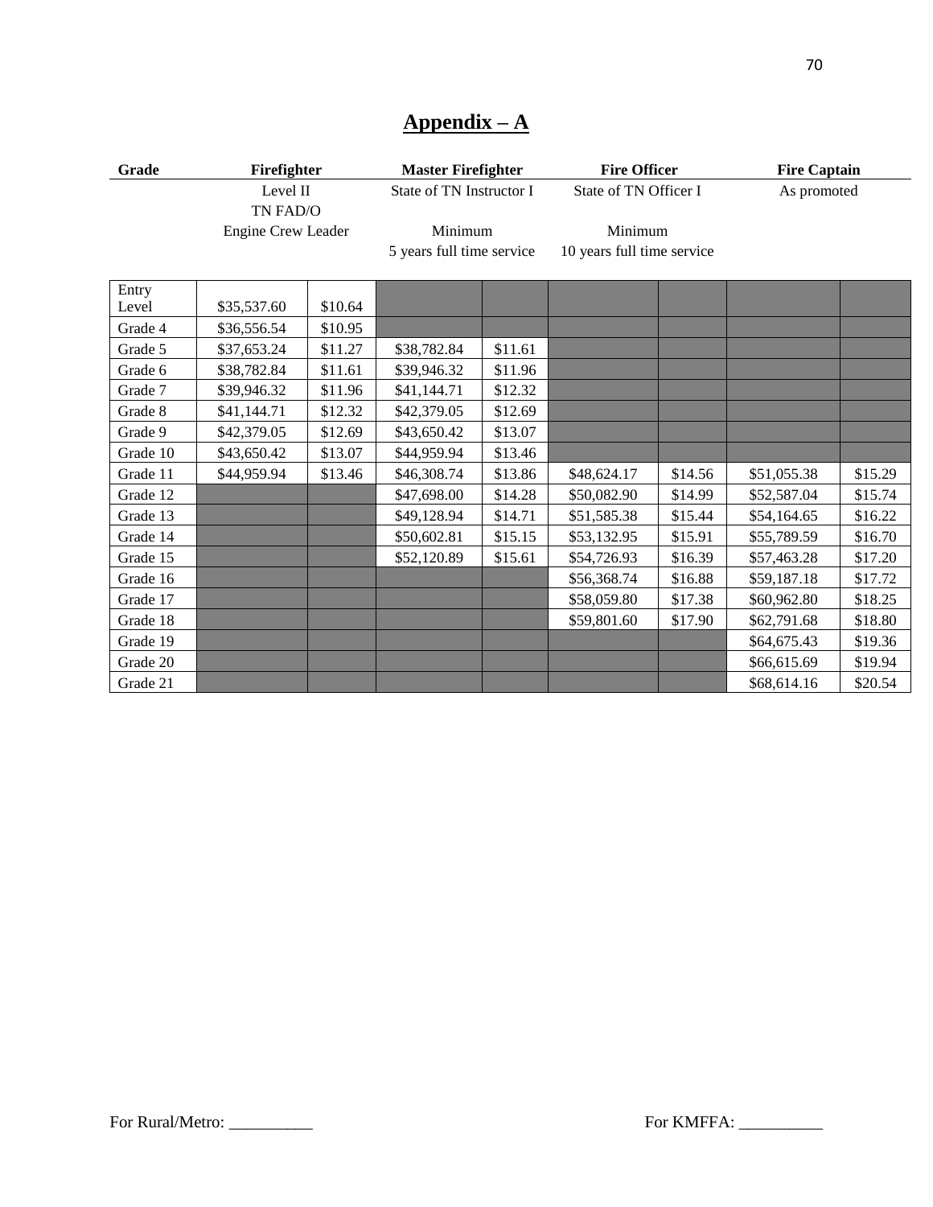# Appendix – A

| Grade | Firefighter | | Master Firefighter | | Fire Officer | | Fire Captain | |
|---|---|---|---|---|---|---|---|---|
| | Level II<br>TN FAD/O<br>Engine Crew Leader | | State of TN Instructor I<br><br>Minimum<br>5 years full time service | | State of TN Officer I<br><br>Minimum<br>10 years full time service | | As promoted | |
| Entry Level | $35,537.60 | $10.64 | | | | | | |
| Grade 4 | $36,556.54 | $10.95 | | | | | | |
| Grade 5 | $37,653.24 | $11.27 | $38,782.84 | $11.61 | | | | |
| Grade 6 | $38,782.84 | $11.61 | $39,946.32 | $11.96 | | | | |
| Grade 7 | $39,946.32 | $11.96 | $41,144.71 | $12.32 | | | | |
| Grade 8 | $41,144.71 | $12.32 | $42,379.05 | $12.69 | | | | |
| Grade 9 | $42,379.05 | $12.69 | $43,650.42 | $13.07 | | | | |
| Grade 10 | $43,650.42 | $13.07 | $44,959.94 | $13.46 | | | | |
| Grade 11 | $44,959.94 | $13.46 | $46,308.74 | $13.86 | $48,624.17 | $14.56 | $51,055.38 | $15.29 |
| Grade 12 | | | $47,698.00 | $14.28 | $50,082.90 | $14.99 | $52,587.04 | $15.74 |
| Grade 13 | | | $49,128.94 | $14.71 | $51,585.38 | $15.44 | $54,164.65 | $16.22 |
| Grade 14 | | | $50,602.81 | $15.15 | $53,132.95 | $15.91 | $55,789.59 | $16.70 |
| Grade 15 | | | $52,120.89 | $15.61 | $54,726.93 | $16.39 | $57,463.28 | $17.20 |
| Grade 16 | | | | | $56,368.74 | $16.88 | $59,187.18 | $17.72 |
| Grade 17 | | | | | $58,059.80 | $17.38 | $60,962.80 | $18.25 |
| Grade 18 | | | | | $59,801.60 | $17.90 | $62,791.68 | $18.80 |
| Grade 19 | | | | | | | $64,675.43 | $19.36 |
| Grade 20 | | | | | | | $66,615.69 | $19.94 |
| Grade 21 | | | | | | | $68,614.16 | $20.54 |

For Rural/Metro: __________

For KMFFA: __________